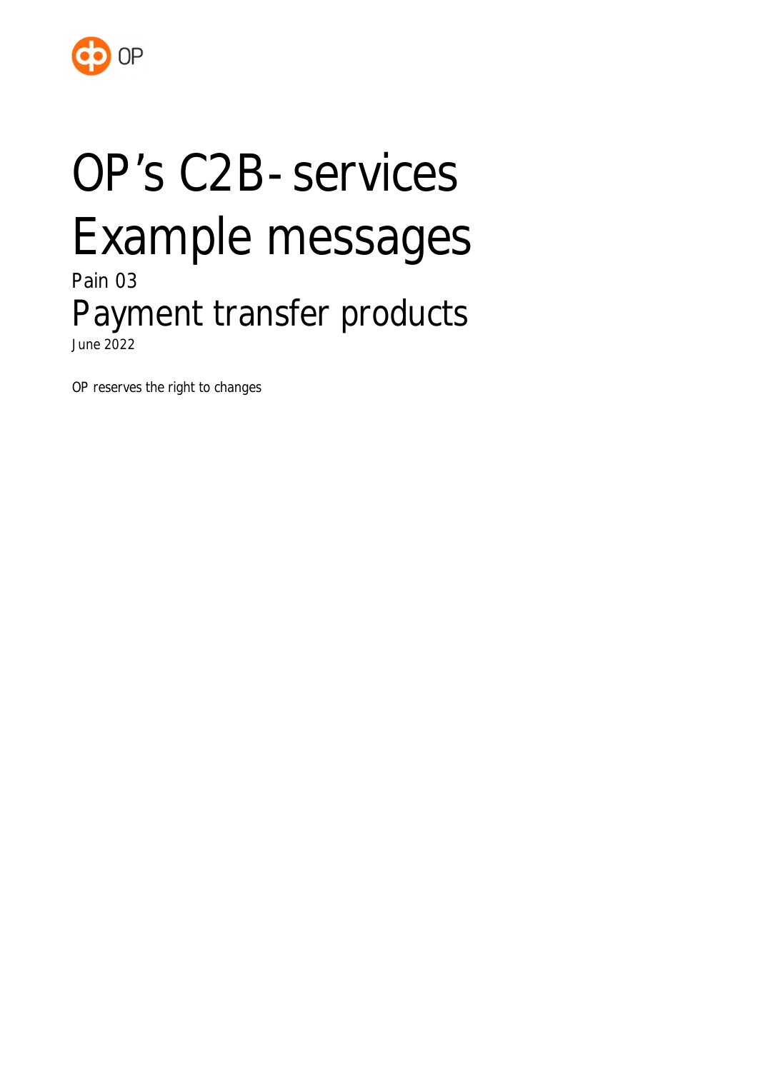OP

# OP's C2B-services Example messages

Pain 03

## Payment transfer products

June 2022

OP reserves the right to changes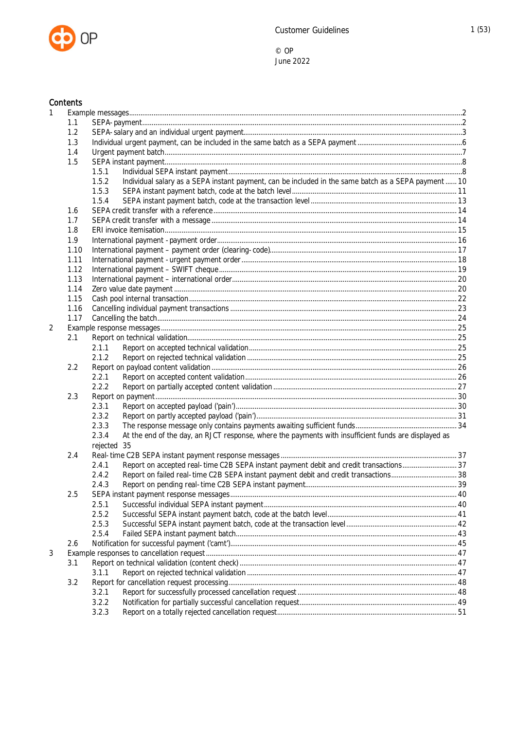Customer Guidelines

© OP
June 2022

## Contents

- 1 Example messages ..... 2
  - 1.1 SEPA-payment ..... 2
  - 1.2 SEPA-salary and an individual urgent payment ..... 3
  - 1.3 Individual urgent payment, can be included in the same batch as a SEPA payment ..... 6
  - 1.4 Urgent payment batch ..... 7
  - 1.5 SEPA instant payment ..... 8
    - 1.5.1 Individual SEPA instant payment ..... 8
    - 1.5.2 Individual salary as a SEPA instant payment, can be included in the same batch as a SEPA payment ..... 10
    - 1.5.3 SEPA instant payment batch, code at the batch level ..... 11
    - 1.5.4 SEPA instant payment batch, code at the transaction level ..... 13
  - 1.6 SEPA credit transfer with a reference ..... 14
  - 1.7 SEPA credit transfer with a message ..... 14
  - 1.8 ERI invoice itemisation ..... 15
  - 1.9 International payment - payment order ..... 16
  - 1.10 International payment – payment order (clearing-code) ..... 17
  - 1.11 International payment - urgent payment order ..... 18
  - 1.12 International payment – SWIFT cheque ..... 19
  - 1.13 International payment – international order ..... 20
  - 1.14 Zero value date payment ..... 20
  - 1.15 Cash pool internal transaction ..... 22
  - 1.16 Cancelling individual payment transactions ..... 23
  - 1.17 Cancelling the batch ..... 24
- 2 Example response messages ..... 25
  - 2.1 Report on technical validation ..... 25
    - 2.1.1 Report on accepted technical validation ..... 25
    - 2.1.2 Report on rejected technical validation ..... 25
  - 2.2 Report on payload content validation ..... 26
    - 2.2.1 Report on accepted content validation ..... 26
    - 2.2.2 Report on partially accepted content validation ..... 27
  - 2.3 Report on payment ..... 30
    - 2.3.1 Report on accepted payload ('pain') ..... 30
    - 2.3.2 Report on partly accepted payload ('pain') ..... 31
    - 2.3.3 The response message only contains payments awaiting sufficient funds ..... 34
    - 2.3.4 At the end of the day, an RJCT response, where the payments with insufficient funds are displayed as rejected 35
  - 2.4 Real-time C2B SEPA instant payment response messages ..... 37
    - 2.4.1 Report on accepted real-time C2B SEPA instant payment debit and credit transactions ..... 37
    - 2.4.2 Report on failed real-time C2B SEPA instant payment debit and credit transactions ..... 38
    - 2.4.3 Report on pending real-time C2B SEPA instant payment ..... 39
  - 2.5 SEPA instant payment response messages ..... 40
    - 2.5.1 Successful individual SEPA instant payment ..... 40
    - 2.5.2 Successful SEPA instant payment batch, code at the batch level ..... 41
    - 2.5.3 Successful SEPA instant payment batch, code at the transaction level ..... 42
    - 2.5.4 Failed SEPA instant payment batch ..... 43
  - 2.6 Notification for successful payment ('camt') ..... 45
- 3 Example responses to cancellation request ..... 47
  - 3.1 Report on technical validation (content check) ..... 47
    - 3.1.1 Report on rejected technical validation ..... 47
  - 3.2 Report for cancellation request processing ..... 48
    - 3.2.1 Report for successfully processed cancellation request ..... 48
    - 3.2.2 Notification for partially successful cancellation request ..... 49
    - 3.2.3 Report on a totally rejected cancellation request ..... 51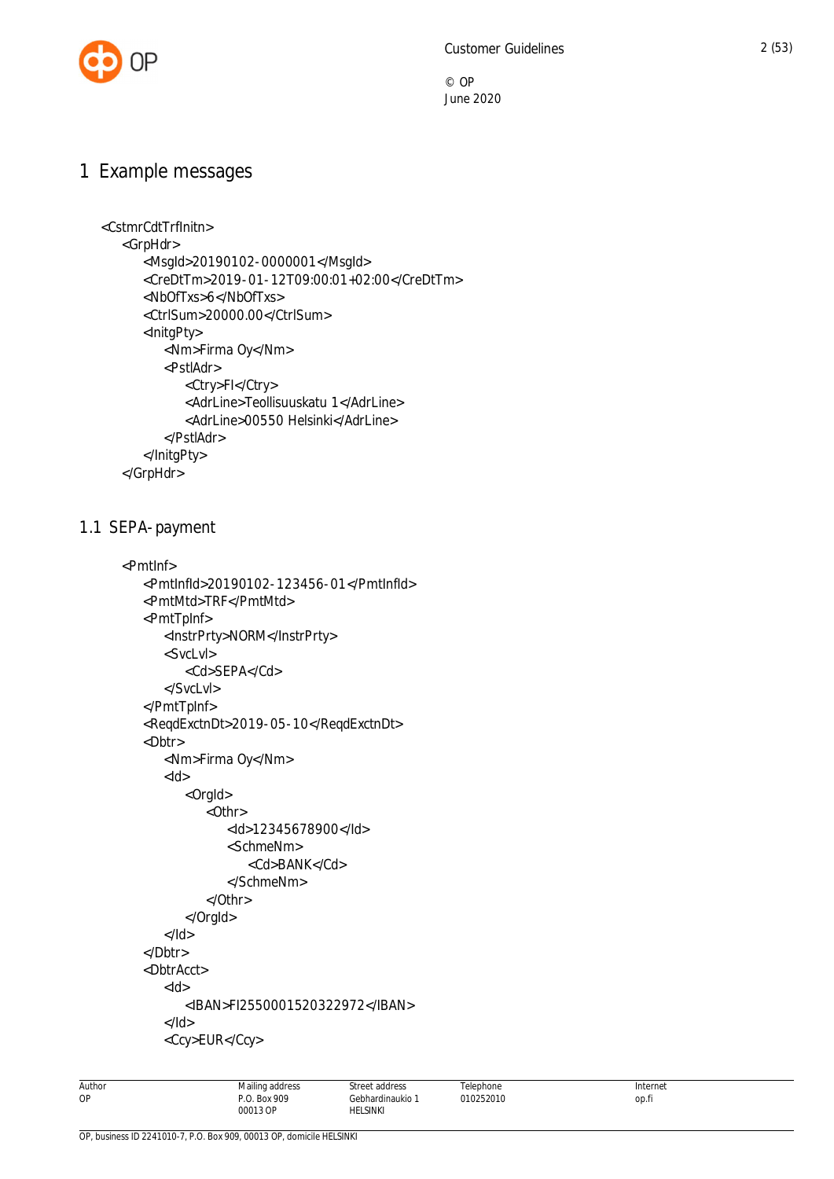# 1 Example messages

```
<CstmrCdtTrfInitn>
    <GrpHdr>
        <MsgId>20190102-0000001</MsgId>
        <CreDtTm>2019-01-12T09:00:01+02:00</CreDtTm>
        <NbOfTxs>6</NbOfTxs>
        <CtrlSum>20000.00</CtrlSum>
        <InitgPty>
            <Nm>Firma Oy</Nm>
            <PstlAdr>
                <Ctry>FI</Ctry>
                <AdrLine>Teollisuuskatu 1</AdrLine>
                <AdrLine>00550 Helsinki</AdrLine>
            </PstlAdr>
        </InitgPty>
    </GrpHdr>
```

## 1.1 SEPA-payment

```
    <PmtInf>
        <PmtInfId>20190102-123456-01</PmtInfId>
        <PmtMtd>TRF</PmtMtd>
        <PmtTpInf>
            <InstrPrty>NORM</InstrPrty>
            <SvcLvl>
                <Cd>SEPA</Cd>
            </SvcLvl>
        </PmtTpInf>
        <ReqdExctnDt>2019-05-10</ReqdExctnDt>
        <Dbtr>
            <Nm>Firma Oy</Nm>
            <Id>
                <OrgId>
                    <Othr>
                        <Id>12345678900</Id>
                        <SchmeNm>
                            <Cd>BANK</Cd>
                        </SchmeNm>
                    </Othr>
                </OrgId>
            </Id>
        </Dbtr>
        <DbtrAcct>
            <Id>
                <IBAN>FI2550001520322972</IBAN>
            </Id>
            <Ccy>EUR</Ccy>
```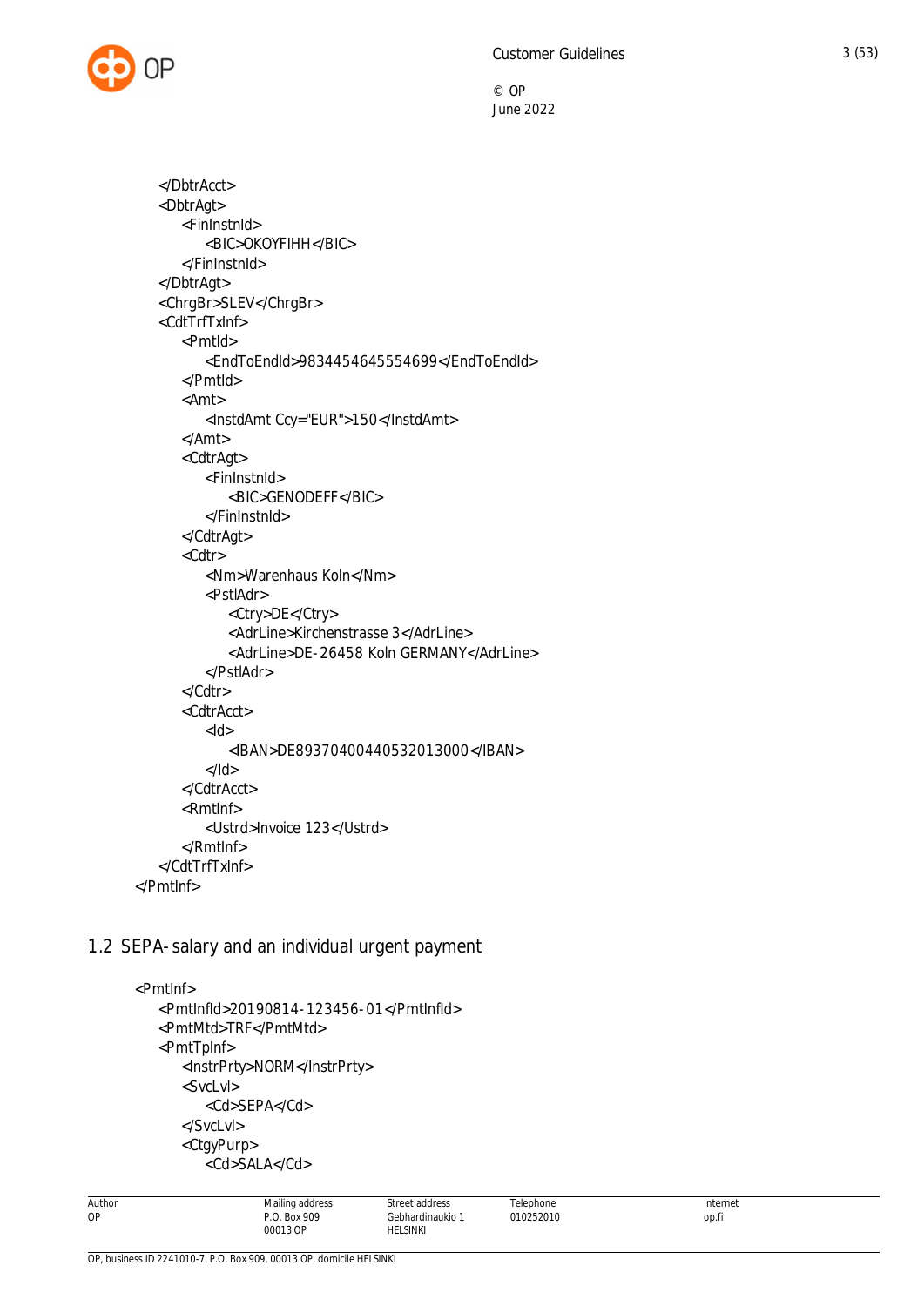```
            </DbtrAcct>
            <DbtrAgt>
                <FinInstnId>
                    <BIC>OKOYFIHH</BIC>
                </FinInstnId>
            </DbtrAgt>
            <ChrgBr>SLEV</ChrgBr>
            <CdtTrfTxInf>
                <PmtId>
                    <EndToEndId>98344546455546 99</EndToEndId>
                </PmtId>
                <Amt>
                    <InstdAmt Ccy="EUR">150</InstdAmt>
                </Amt>
                <CdtrAgt>
                    <FinInstnId>
                        <BIC>GENODEFF</BIC>
                    </FinInstnId>
                </CdtrAgt>
                <Cdtr>
                    <Nm>Warenhaus Koln</Nm>
                    <PstlAdr>
                        <Ctry>DE</Ctry>
                        <AdrLine>Kirchenstrasse 3</AdrLine>
                        <AdrLine>DE-26458 Koln GERMANY</AdrLine>
                    </PstlAdr>
                </Cdtr>
                <CdtrAcct>
                    <Id>
                        <IBAN>DE89370400440532013000</IBAN>
                    </Id>
                </CdtrAcct>
                <RmtInf>
                    <Ustrd>Invoice 123</Ustrd>
                </RmtInf>
            </CdtTrfTxInf>
        </PmtInf>
```

## 1.2 SEPA-salary and an individual urgent payment

```
        <PmtInf>
            <PmtInfId>20190814-123456-01</PmtInfId>
            <PmtMtd>TRF</PmtMtd>
            <PmtTpInf>
                <InstrPrty>NORM</InstrPrty>
                <SvcLvl>
                    <Cd>SEPA</Cd>
                </SvcLvl>
                <CtgyPurp>
                    <Cd>SALA</Cd>
```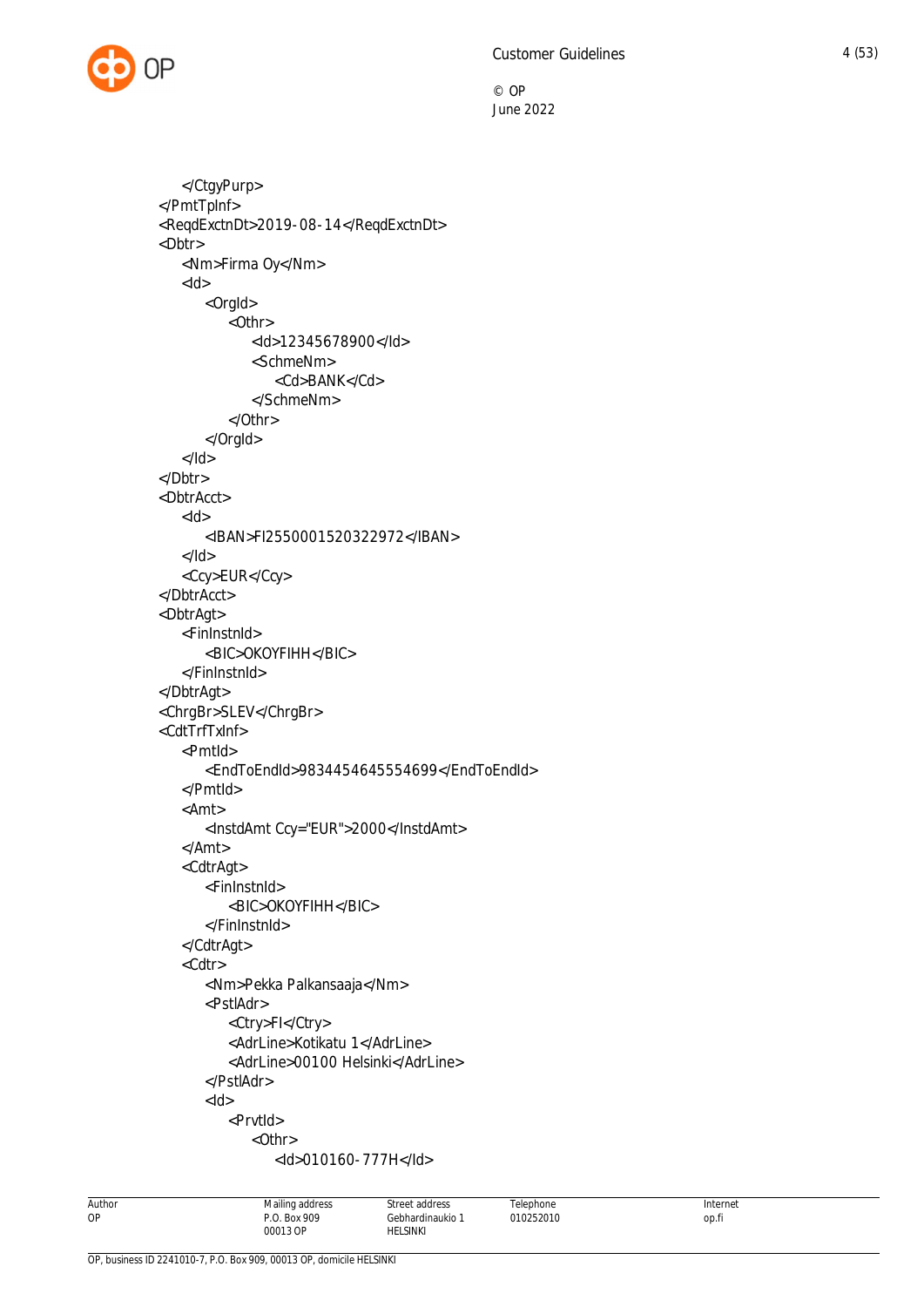```
        </CtgyPurp>
    </PmtTpInf>
    <ReqdExctnDt>2019-08-14</ReqdExctnDt>
    <Dbtr>
        <Nm>Firma Oy</Nm>
        <Id>
            <OrgId>
                <Othr>
                    <Id>12345678900</Id>
                    <SchmeNm>
                        <Cd>BANK</Cd>
                    </SchmeNm>
                </Othr>
            </OrgId>
        </Id>
    </Dbtr>
    <DbtrAcct>
        <Id>
            <IBAN>FI2550001520322972</IBAN>
        </Id>
        <Ccy>EUR</Ccy>
    </DbtrAcct>
    <DbtrAgt>
        <FinInstnId>
            <BIC>OKOYFIHH</BIC>
        </FinInstnId>
    </DbtrAgt>
    <ChrgBr>SLEV</ChrgBr>
    <CdtTrfTxInf>
        <PmtId>
            <EndToEndId>9834454645554699</EndToEndId>
        </PmtId>
        <Amt>
            <InstdAmt Ccy="EUR">2000</InstdAmt>
        </Amt>
        <CdtrAgt>
            <FinInstnId>
                <BIC>OKOYFIHH</BIC>
            </FinInstnId>
        </CdtrAgt>
        <Cdtr>
            <Nm>Pekka Palkansaaja</Nm>
            <PstlAdr>
                <Ctry>FI</Ctry>
                <AdrLine>Kotikatu 1</AdrLine>
                <AdrLine>00100 Helsinki</AdrLine>
            </PstlAdr>
            <Id>
                <PrvtId>
                    <Othr>
                        <Id>010160-777H</Id>
```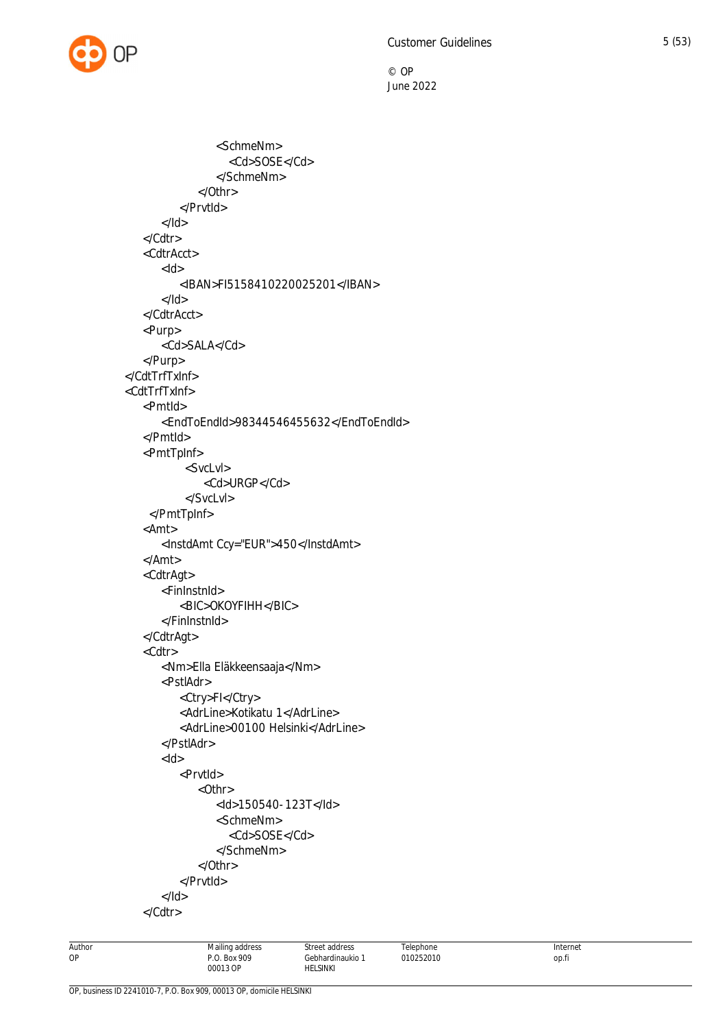```
                        <SchmeNm>
                            <Cd>SOSE</Cd>
                        </SchmeNm>
                    </Othr>
                </PrvtId>
            </Id>
        </Cdtr>
        <CdtrAcct>
            <Id>
                <IBAN>FI5158410220025201</IBAN>
            </Id>
        </CdtrAcct>
        <Purp>
            <Cd>SALA</Cd>
        </Purp>
    </CdtTrfTxInf>
    <CdtTrfTxInf>
        <PmtId>
            <EndToEndId>98344546455632</EndToEndId>
        </PmtId>
        <PmtTpInf>
                <SvcLvl>
                    <Cd>URGP</Cd>
                </SvcLvl>
         </PmtTpInf>
        <Amt>
            <InstdAmt Ccy="EUR">450</InstdAmt>
        </Amt>
        <CdtrAgt>
            <FinInstnId>
                <BIC>OKOYFIHH</BIC>
            </FinInstnId>
        </CdtrAgt>
        <Cdtr>
            <Nm>Ella Eläkkeensaaja</Nm>
            <PstlAdr>
                <Ctry>FI</Ctry>
                <AdrLine>Kotikatu 1</AdrLine>
                <AdrLine>00100 Helsinki</AdrLine>
            </PstlAdr>
            <Id>
                <PrvtId>
                    <Othr>
                        <Id>150540-123T</Id>
                        <SchmeNm>
                            <Cd>SOSE</Cd>
                        </SchmeNm>
                    </Othr>
                </PrvtId>
            </Id>
        </Cdtr>
```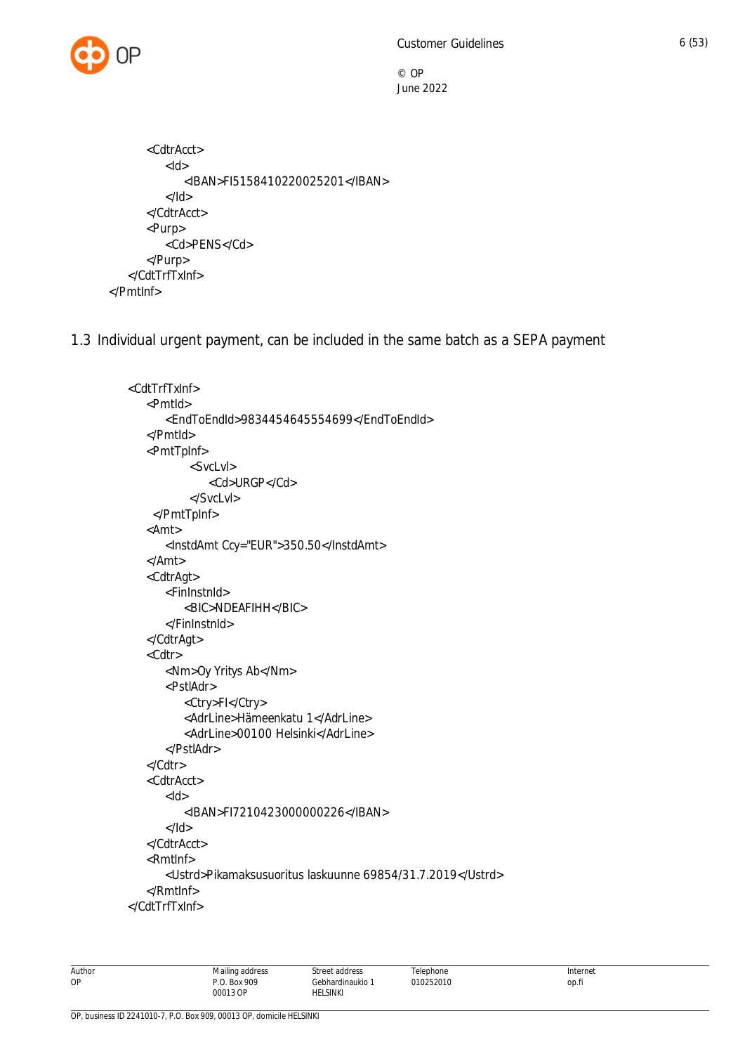```
        <CdtrAcct>
            <Id>
                <IBAN>FI5158410220025201</IBAN>
            </Id>
        </CdtrAcct>
        <Purp>
            <Cd>PENS</Cd>
        </Purp>
    </CdtTrfTxInf>
</PmtInf>
```

## 1.3 Individual urgent payment, can be included in the same batch as a SEPA payment

```
    <CdtTrfTxInf>
        <PmtId>
            <EndToEndId>98344546455554699</EndToEndId>
        </PmtId>
        <PmtTpInf>
                <SvcLvl>
                    <Cd>URGP</Cd>
                </SvcLvl>
         </PmtTpInf>
        <Amt>
            <InstdAmt Ccy="EUR">350.50</InstdAmt>
        </Amt>
        <CdtrAgt>
            <FinInstnId>
                <BIC>NDEAFIHH</BIC>
            </FinInstnId>
        </CdtrAgt>
        <Cdtr>
            <Nm>Oy Yritys Ab</Nm>
            <PstlAdr>
                <Ctry>FI</Ctry>
                <AdrLine>Hämeenkatu 1</AdrLine>
                <AdrLine>00100 Helsinki</AdrLine>
            </PstlAdr>
        </Cdtr>
        <CdtrAcct>
            <Id>
                <IBAN>FI7210423000000226</IBAN>
            </Id>
        </CdtrAcct>
        <RmtInf>
            <Ustrd>Pikamaksusuoritus laskuunne 69854/31.7.2019</Ustrd>
        </RmtInf>
    </CdtTrfTxInf>
```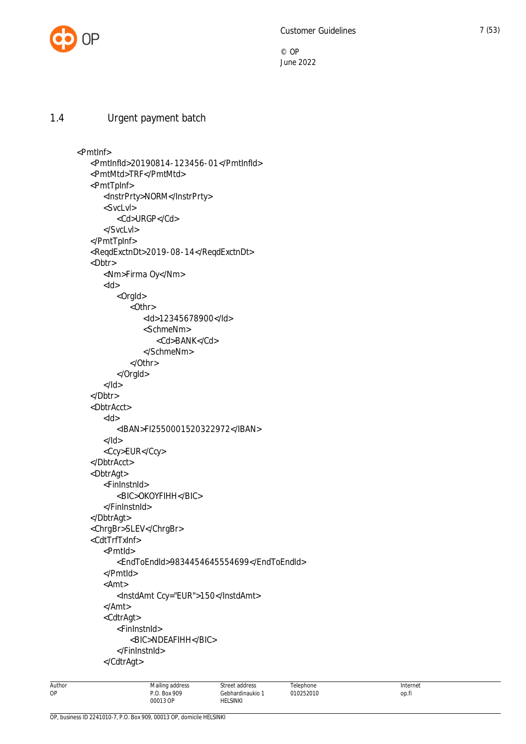## 1.4 Urgent payment batch

```
<PmtInf>
    <PmtInfId>20190814-123456-01</PmtInfId>
    <PmtMtd>TRF</PmtMtd>
    <PmtTpInf>
        <InstrPrty>NORM</InstrPrty>
        <SvcLvl>
            <Cd>URGP</Cd>
        </SvcLvl>
    </PmtTpInf>
    <ReqdExctnDt>2019-08-14</ReqdExctnDt>
    <Dbtr>
        <Nm>Firma Oy</Nm>
        <Id>
            <OrgId>
                <Othr>
                    <Id>12345678900</Id>
                    <SchmeNm>
                        <Cd>BANK</Cd>
                    </SchmeNm>
                </Othr>
            </OrgId>
        </Id>
    </Dbtr>
    <DbtrAcct>
        <Id>
            <IBAN>FI2550001520322972</IBAN>
        </Id>
        <Ccy>EUR</Ccy>
    </DbtrAcct>
    <DbtrAgt>
        <FinInstnId>
            <BIC>OKOYFIHH</BIC>
        </FinInstnId>
    </DbtrAgt>
    <ChrgBr>SLEV</ChrgBr>
    <CdtTrfTxInf>
        <PmtId>
            <EndToEndId>9834454645554699</EndToEndId>
        </PmtId>
        <Amt>
            <InstdAmt Ccy="EUR">150</InstdAmt>
        </Amt>
        <CdtrAgt>
            <FinInstnId>
                <BIC>NDEAFIHH</BIC>
            </FinInstnId>
        </CdtrAgt>
```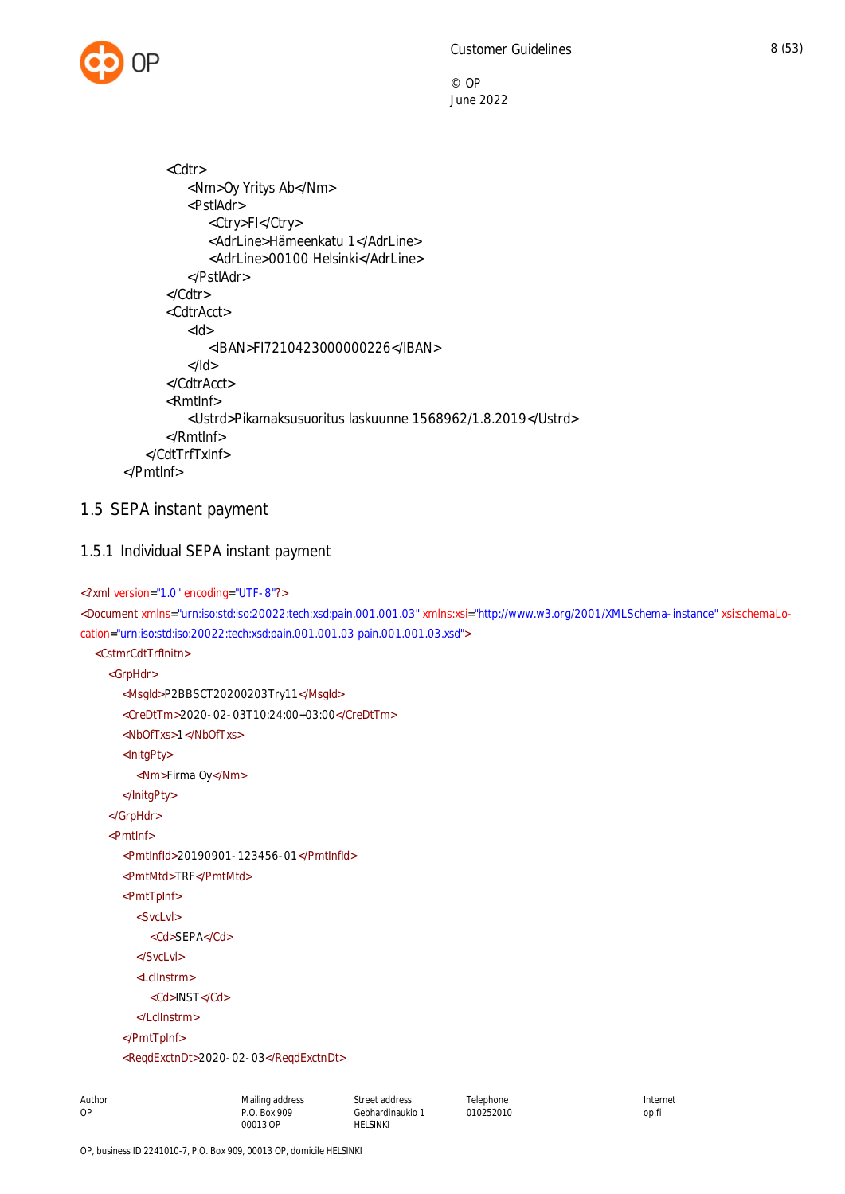```
            <Cdtr>
                <Nm>Oy Yritys Ab</Nm>
                <PstlAdr>
                    <Ctry>FI</Ctry>
                    <AdrLine>Hämeenkatu 1</AdrLine>
                    <AdrLine>00100 Helsinki</AdrLine>
                </PstlAdr>
            </Cdtr>
            <CdtrAcct>
                <Id>
                    <IBAN>FI7210423000000226</IBAN>
                </Id>
            </CdtrAcct>
            <RmtInf>
                <Ustrd>Pikamaksusuoritus laskuunne 1568962/1.8.2019</Ustrd>
            </RmtInf>
        </CdtTrfTxInf>
    </PmtInf>
```

## 1.5 SEPA instant payment

### 1.5.1 Individual SEPA instant payment

```
<?xml version="1.0" encoding="UTF-8"?>
<Document xmlns="urn:iso:std:iso:20022:tech:xsd:pain.001.001.03" xmlns:xsi="http://www.w3.org/2001/XMLSchema-instance" xsi:schemaLocation="urn:iso:std:iso:20022:tech:xsd:pain.001.001.03 pain.001.001.03.xsd">
    <CstmrCdtTrfInitn>
        <GrpHdr>
            <MsgId>P2BBSCT20200203Try11</MsgId>
            <CreDtTm>2020-02-03T10:24:00+03:00</CreDtTm>
            <NbOfTxs>1</NbOfTxs>
            <InitgPty>
                <Nm>Firma Oy</Nm>
            </InitgPty>
        </GrpHdr>
        <PmtInf>
            <PmtInfId>20190901-123456-01</PmtInfId>
            <PmtMtd>TRF</PmtMtd>
            <PmtTpInf>
                <SvcLvl>
                    <Cd>SEPA</Cd>
                </SvcLvl>
                <LclInstrm>
                    <Cd>INST</Cd>
                </LclInstrm>
            </PmtTpInf>
            <ReqdExctnDt>2020-02-03</ReqdExctnDt>
```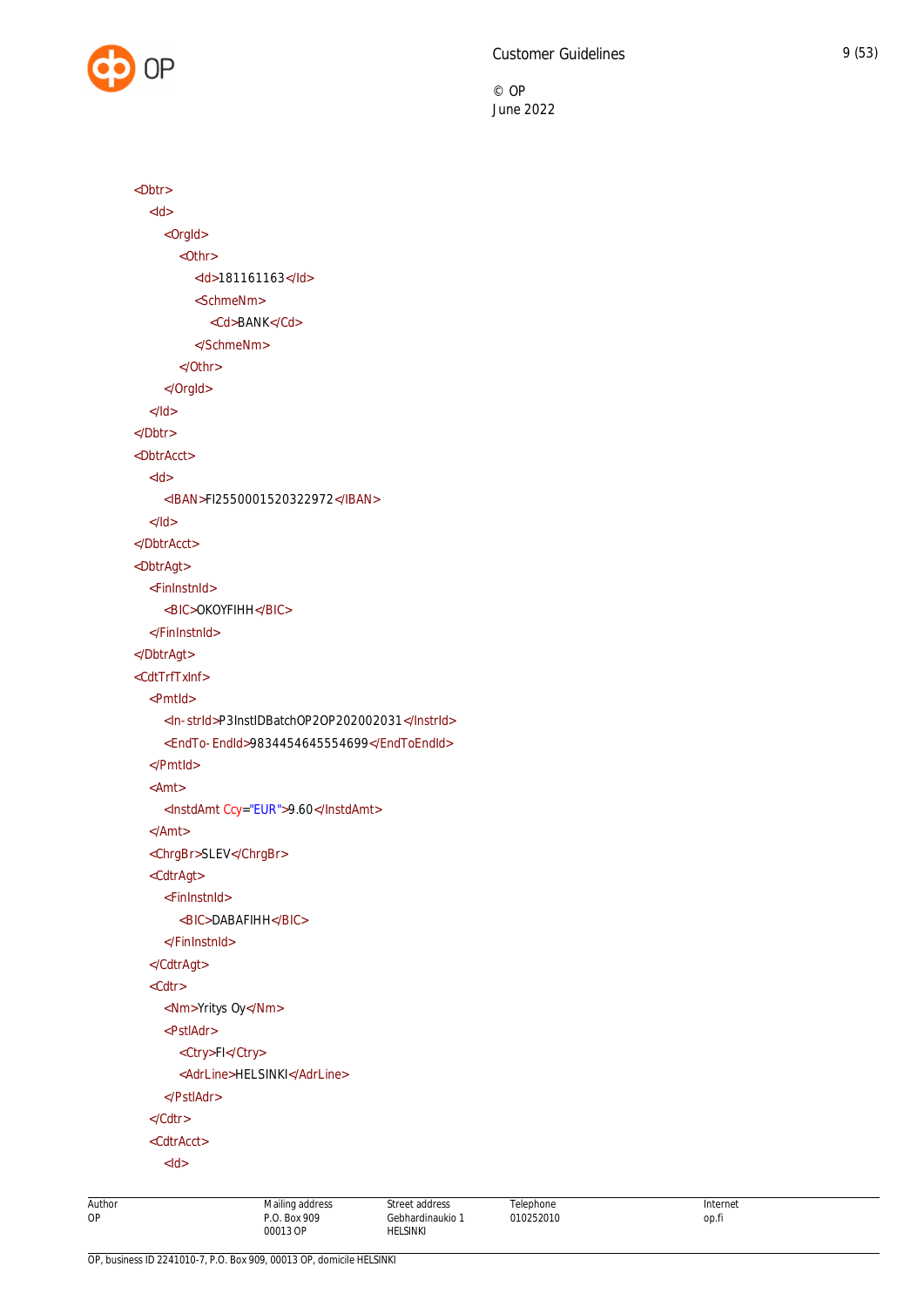```
<Dbtr>
    <Id>
        <OrgId>
            <Othr>
                <Id>181161163</Id>
                <SchmeNm>
                    <Cd>BANK</Cd>
                </SchmeNm>
            </Othr>
        </OrgId>
    </Id>
</Dbtr>
<DbtrAcct>
    <Id>
        <IBAN>FI2550001520322972</IBAN>
    </Id>
</DbtrAcct>
<DbtrAgt>
    <FinInstnId>
        <BIC>OKOYFIHH</BIC>
    </FinInstnId>
</DbtrAgt>
<CdtTrfTxInf>
    <PmtId>
        <In- strId>P3InstIDBatchOP2OP202002031</InstrId>
        <EndTo- EndId>9834454645554699</EndToEndId>
    </PmtId>
    <Amt>
        <InstdAmt Ccy="EUR">9.60</InstdAmt>
    </Amt>
    <ChrgBr>SLEV</ChrgBr>
    <CdtrAgt>
        <FinInstnId>
            <BIC>DABAFIHH</BIC>
        </FinInstnId>
    </CdtrAgt>
    <Cdtr>
        <Nm>Yritys Oy</Nm>
        <PstlAdr>
            <Ctry>FI</Ctry>
            <AdrLine>HELSINKI</AdrLine>
        </PstlAdr>
    </Cdtr>
    <CdtrAcct>
        <Id>
```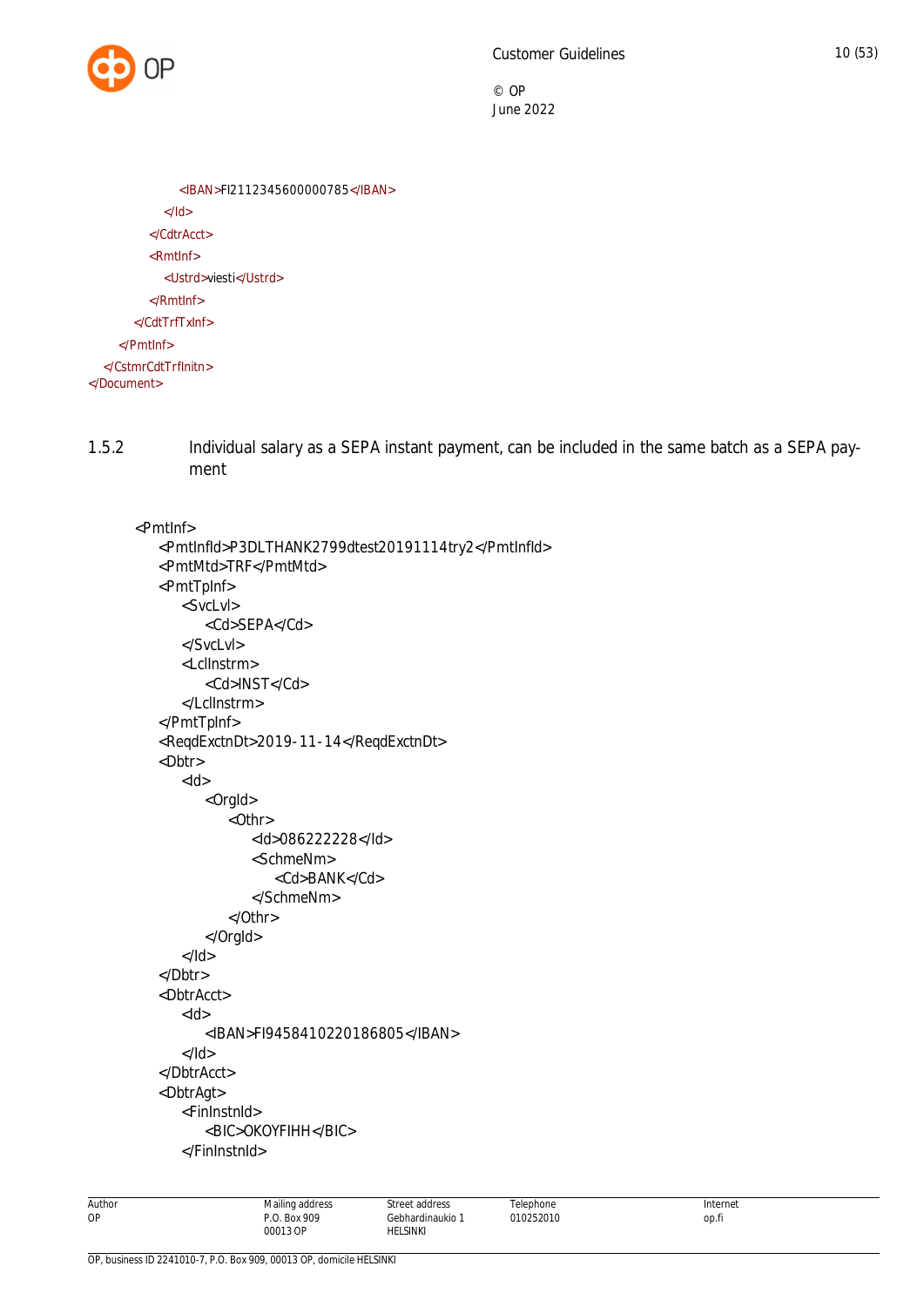```xml
            <IBAN>FI2112345600000785</IBAN>
          </Id>
        </CdtrAcct>
        <RmtInf>
          <Ustrd>viesti</Ustrd>
        </RmtInf>
      </CdtTrfTxInf>
    </PmtInf>
  </CstmrCdtTrfInitn>
</Document>
```

### 1.5.2 Individual salary as a SEPA instant payment, can be included in the same batch as a SEPA payment

```xml
<PmtInf>
    <PmtInfId>P3DLTHANK2799dtest20191114try2</PmtInfId>
    <PmtMtd>TRF</PmtMtd>
    <PmtTpInf>
        <SvcLvl>
            <Cd>SEPA</Cd>
        </SvcLvl>
        <LclInstrm>
            <Cd>INST</Cd>
        </LclInstrm>
    </PmtTpInf>
    <ReqdExctnDt>2019-11-14</ReqdExctnDt>
    <Dbtr>
        <Id>
            <OrgId>
                <Othr>
                    <Id>086222228</Id>
                    <SchmeNm>
                        <Cd>BANK</Cd>
                    </SchmeNm>
                </Othr>
            </OrgId>
        </Id>
    </Dbtr>
    <DbtrAcct>
        <Id>
            <IBAN>FI9458410220186805</IBAN>
        </Id>
    </DbtrAcct>
    <DbtrAgt>
        <FinInstnId>
            <BIC>OKOYFIHH</BIC>
        </FinInstnId>
```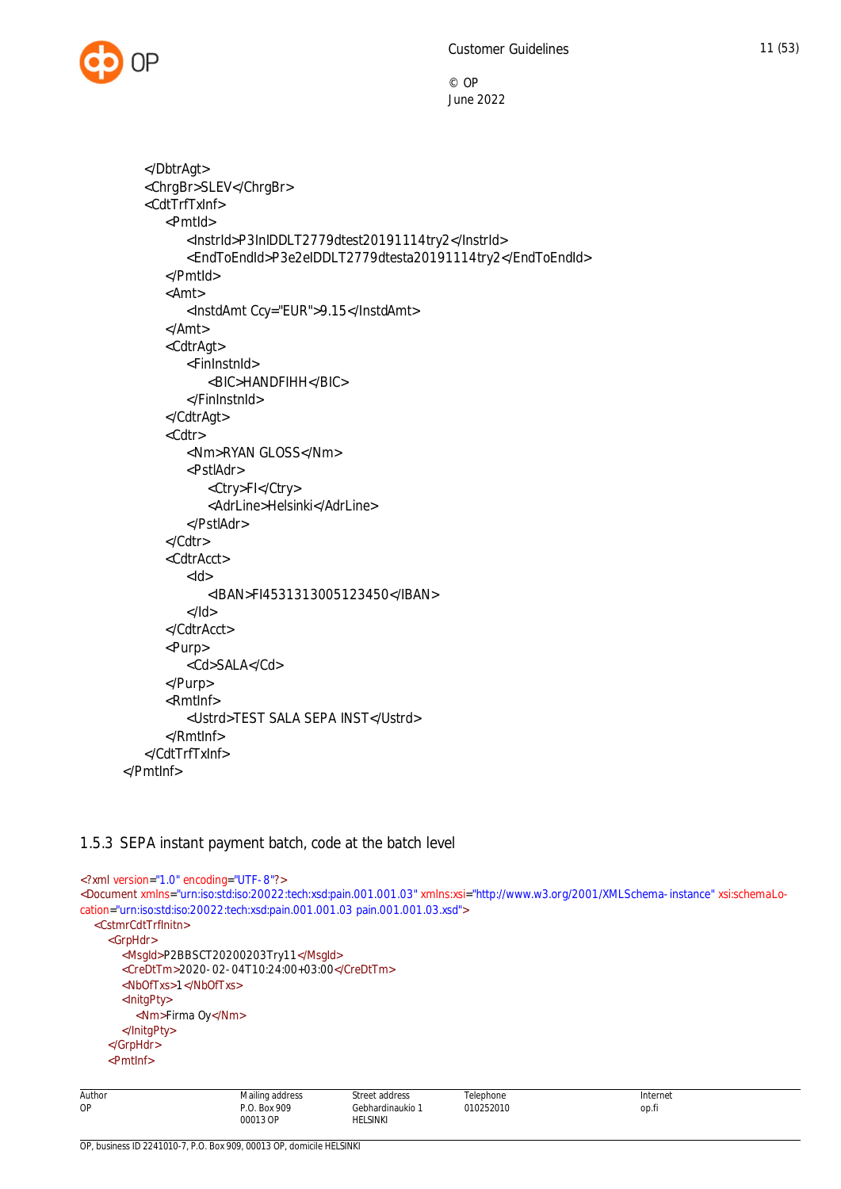```xml
        </DbtrAgt>
        <ChrgBr>SLEV</ChrgBr>
        <CdtTrfTxInf>
            <PmtId>
                <InstrId>P3InIDDLT2779dtest20191114try2</InstrId>
                <EndToEndId>P3e2eIDDLT2779dtesta20191114try2</EndToEndId>
            </PmtId>
            <Amt>
                <InstdAmt Ccy="EUR">9.15</InstdAmt>
            </Amt>
            <CdtrAgt>
                <FinInstnId>
                    <BIC>HANDFIHH</BIC>
                </FinInstnId>
            </CdtrAgt>
            <Cdtr>
                <Nm>RYAN GLOSS</Nm>
                <PstlAdr>
                    <Ctry>FI</Ctry>
                    <AdrLine>Helsinki</AdrLine>
                </PstlAdr>
            </Cdtr>
            <CdtrAcct>
                <Id>
                    <IBAN>FI4531313005123450</IBAN>
                </Id>
            </CdtrAcct>
            <Purp>
                <Cd>SALA</Cd>
            </Purp>
            <RmtInf>
                <Ustrd>TEST SALA SEPA INST</Ustrd>
            </RmtInf>
        </CdtTrfTxInf>
    </PmtInf>
```

### 1.5.3 SEPA instant payment batch, code at the batch level

```xml
<?xml version="1.0" encoding="UTF-8"?>
<Document xmlns="urn:iso:std:iso:20022:tech:xsd:pain.001.001.03" xmlns:xsi="http://www.w3.org/2001/XMLSchema-instance" xsi:schemaLocation="urn:iso:std:iso:20022:tech:xsd:pain.001.001.03 pain.001.001.03.xsd">
  <CstmrCdtTrfInitn>
    <GrpHdr>
      <MsgId>P2BBSCT20200203Try11</MsgId>
      <CreDtTm>2020-02-04T10:24:00+03:00</CreDtTm>
      <NbOfTxs>1</NbOfTxs>
      <InitgPty>
        <Nm>Firma Oy</Nm>
      </InitgPty>
    </GrpHdr>
    <PmtInf>
```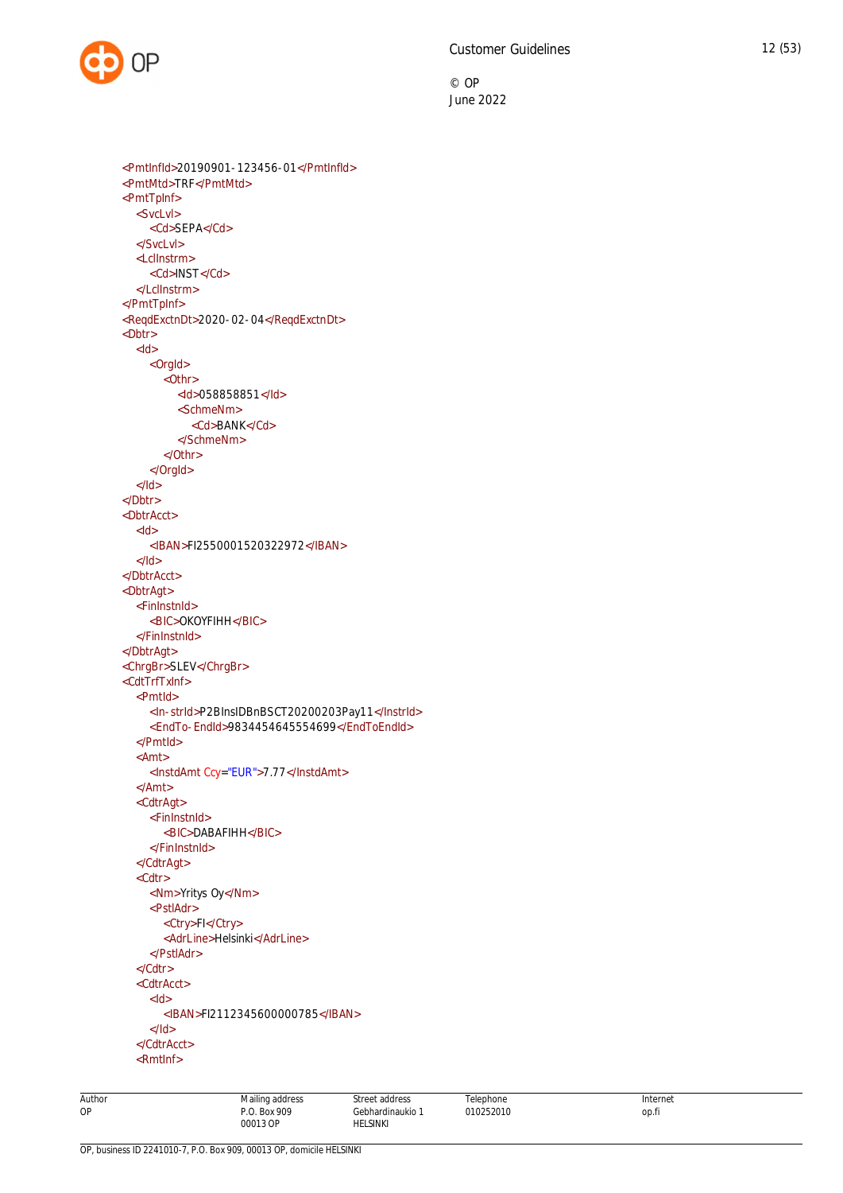```xml
<PmtInfId>20190901-123456-01</PmtInfId>
<PmtMtd>TRF</PmtMtd>
<PmtTpInf>
    <SvcLvl>
        <Cd>SEPA</Cd>
    </SvcLvl>
    <LclInstrm>
        <Cd>INST</Cd>
    </LclInstrm>
</PmtTpInf>
<ReqdExctnDt>2020-02-04</ReqdExctnDt>
<Dbtr>
    <Id>
        <OrgId>
            <Othr>
                <Id>058858851</Id>
                <SchmeNm>
                    <Cd>BANK</Cd>
                </SchmeNm>
            </Othr>
        </OrgId>
    </Id>
</Dbtr>
<DbtrAcct>
    <Id>
        <IBAN>FI2550001520322972</IBAN>
    </Id>
</DbtrAcct>
<DbtrAgt>
    <FinInstnId>
        <BIC>OKOYFIHH</BIC>
    </FinInstnId>
</DbtrAgt>
<ChrgBr>SLEV</ChrgBr>
<CdtTrfTxInf>
    <PmtId>
        <In-strId>P2BInsIDBnBSCT20200203Pay11</InstrId>
        <EndTo-EndId>98344546455554699</EndToEndId>
    </PmtId>
    <Amt>
        <InstdAmt Ccy="EUR">7.77</InstdAmt>
    </Amt>
    <CdtrAgt>
        <FinInstnId>
            <BIC>DABAFIHH</BIC>
        </FinInstnId>
    </CdtrAgt>
    <Cdtr>
        <Nm>Yritys Oy</Nm>
        <PstlAdr>
            <Ctry>FI</Ctry>
            <AdrLine>Helsinki</AdrLine>
        </PstlAdr>
    </Cdtr>
    <CdtrAcct>
        <Id>
            <IBAN>FI2112345600000785</IBAN>
        </Id>
    </CdtrAcct>
    <RmtInf>
```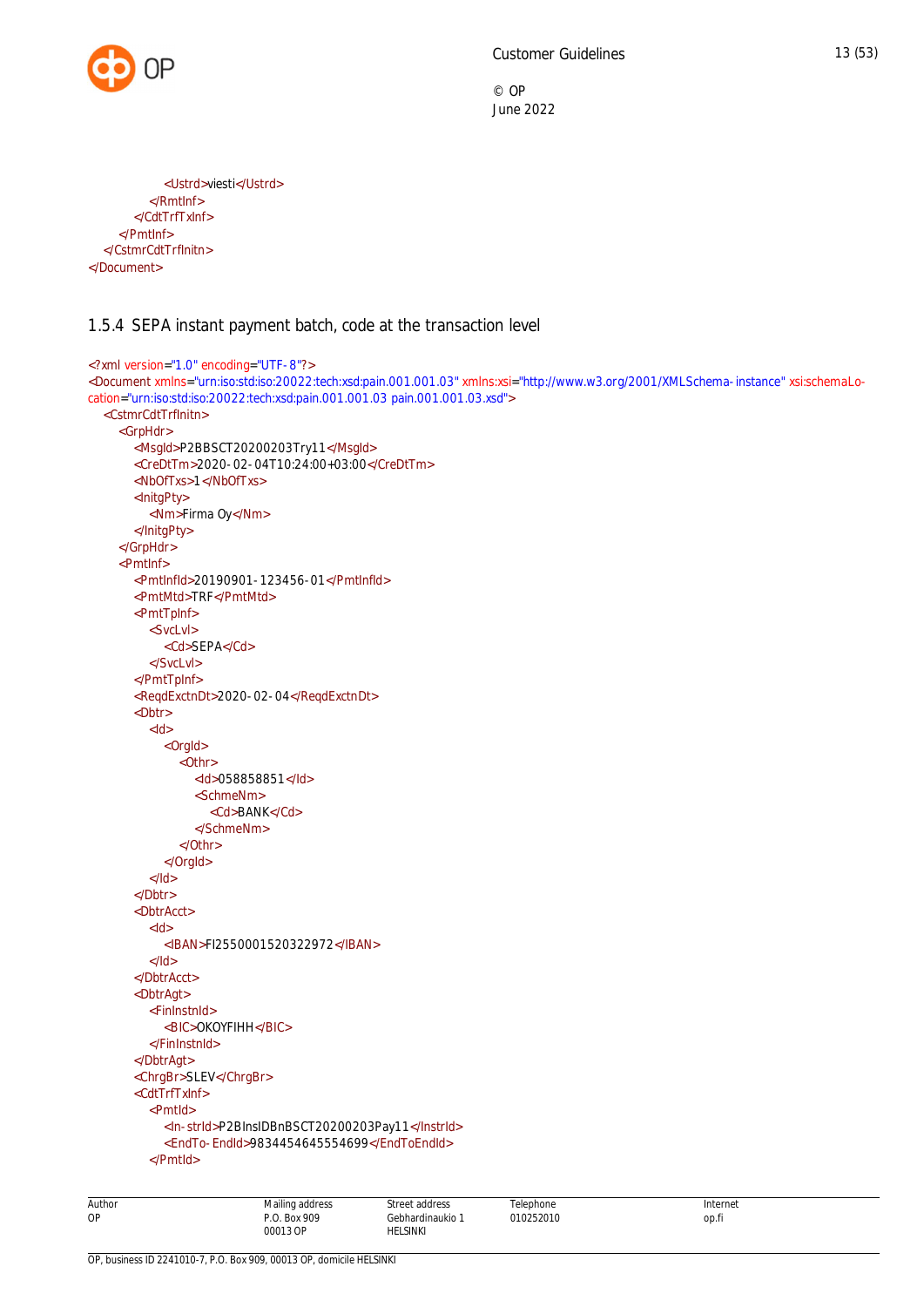```
                <Ustrd>viesti</Ustrd>
            </RmtInf>
        </CdtTrfTxInf>
    </PmtInf>
  </CstmrCdtTrfInitn>
</Document>
```

### 1.5.4 SEPA instant payment batch, code at the transaction level

```
<?xml version="1.0" encoding="UTF-8"?>
<Document xmlns="urn:iso:std:iso:20022:tech:xsd:pain.001.001.03" xmlns:xsi="http://www.w3.org/2001/XMLSchema-instance" xsi:schemaLocation="urn:iso:std:iso:20022:tech:xsd:pain.001.001.03 pain.001.001.03.xsd">
  <CstmrCdtTrfInitn>
    <GrpHdr>
      <MsgId>P2BBSCT20200203Try11</MsgId>
      <CreDtTm>2020-02-04T10:24:00+03:00</CreDtTm>
      <NbOfTxs>1</NbOfTxs>
      <InitgPty>
        <Nm>Firma Oy</Nm>
      </InitgPty>
    </GrpHdr>
    <PmtInf>
      <PmtInfId>20190901-123456-01</PmtInfId>
      <PmtMtd>TRF</PmtMtd>
      <PmtTpInf>
        <SvcLvl>
          <Cd>SEPA</Cd>
        </SvcLvl>
      </PmtTpInf>
      <ReqdExctnDt>2020-02-04</ReqdExctnDt>
      <Dbtr>
        <Id>
          <OrgId>
            <Othr>
              <Id>058858851</Id>
              <SchmeNm>
                <Cd>BANK</Cd>
              </SchmeNm>
            </Othr>
          </OrgId>
        </Id>
      </Dbtr>
      <DbtrAcct>
        <Id>
          <IBAN>FI2550001520322972</IBAN>
        </Id>
      </DbtrAcct>
      <DbtrAgt>
        <FinInstnId>
          <BIC>OKOYFIHH</BIC>
        </FinInstnId>
      </DbtrAgt>
      <ChrgBr>SLEV</ChrgBr>
      <CdtTrfTxInf>
        <PmtId>
          <In-strId>P2BInsIDBnBSCT20200203Pay11</InstrId>
          <EndTo-EndId>9834454645554699</EndToEndId>
        </PmtId>
```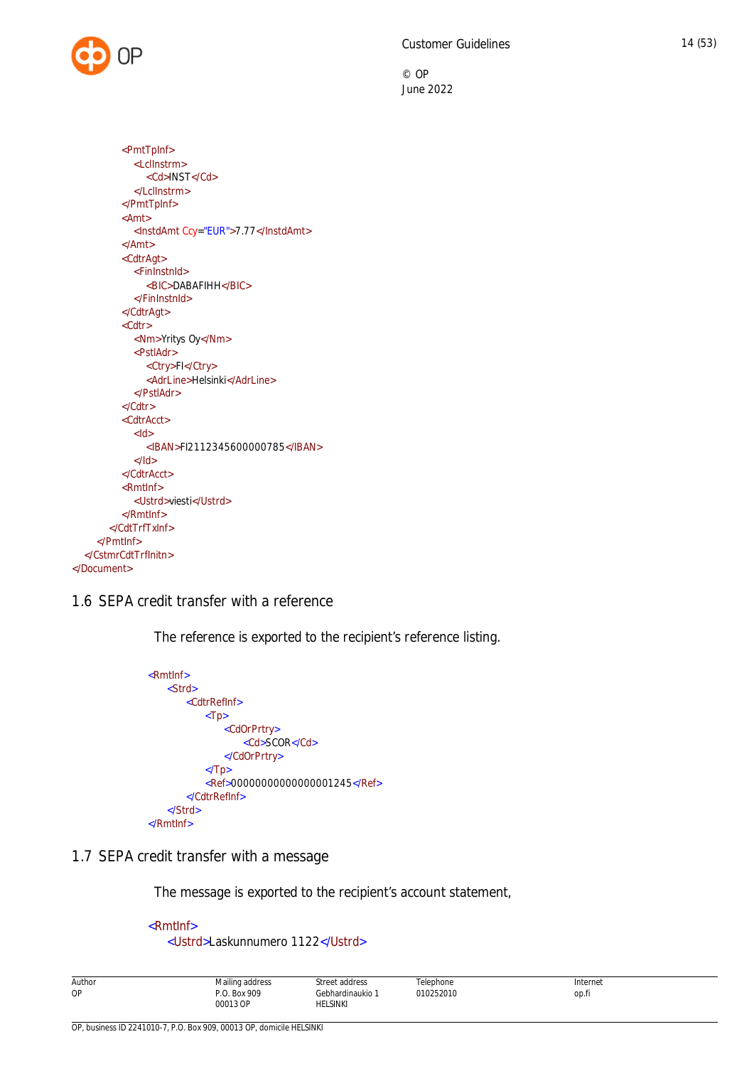```
            <PmtTpInf>
                <LclInstrm>
                    <Cd>INST</Cd>
                </LclInstrm>
            </PmtTpInf>
            <Amt>
                <InstdAmt Ccy="EUR">7.77</InstdAmt>
            </Amt>
            <CdtrAgt>
                <FinInstnId>
                    <BIC>DABAFIHH</BIC>
                </FinInstnId>
            </CdtrAgt>
            <Cdtr>
                <Nm>Yritys Oy</Nm>
                <PstlAdr>
                    <Ctry>FI</Ctry>
                    <AdrLine>Helsinki</AdrLine>
                </PstlAdr>
            </Cdtr>
            <CdtrAcct>
                <Id>
                    <IBAN>FI2112345600000785</IBAN>
                </Id>
            </CdtrAcct>
            <RmtInf>
                <Ustrd>viesti</Ustrd>
            </RmtInf>
        </CdtTrfTxInf>
    </PmtInf>
  </CstmrCdtTrfInitn>
</Document>
```

## 1.6 SEPA credit transfer with a reference

The reference is exported to the recipient's reference listing.

```
<RmtInf>
    <Strd>
        <CdtrRefInf>
            <Tp>
                <CdOrPrtry>
                    <Cd>SCOR</Cd>
                </CdOrPrtry>
            </Tp>
            <Ref>00000000000000001245</Ref>
        </CdtrRefInf>
    </Strd>
</RmtInf>
```

## 1.7 SEPA credit transfer with a message

The message is exported to the recipient's account statement,

```
<RmtInf>
    <Ustrd>Laskunnumero 1122</Ustrd>
```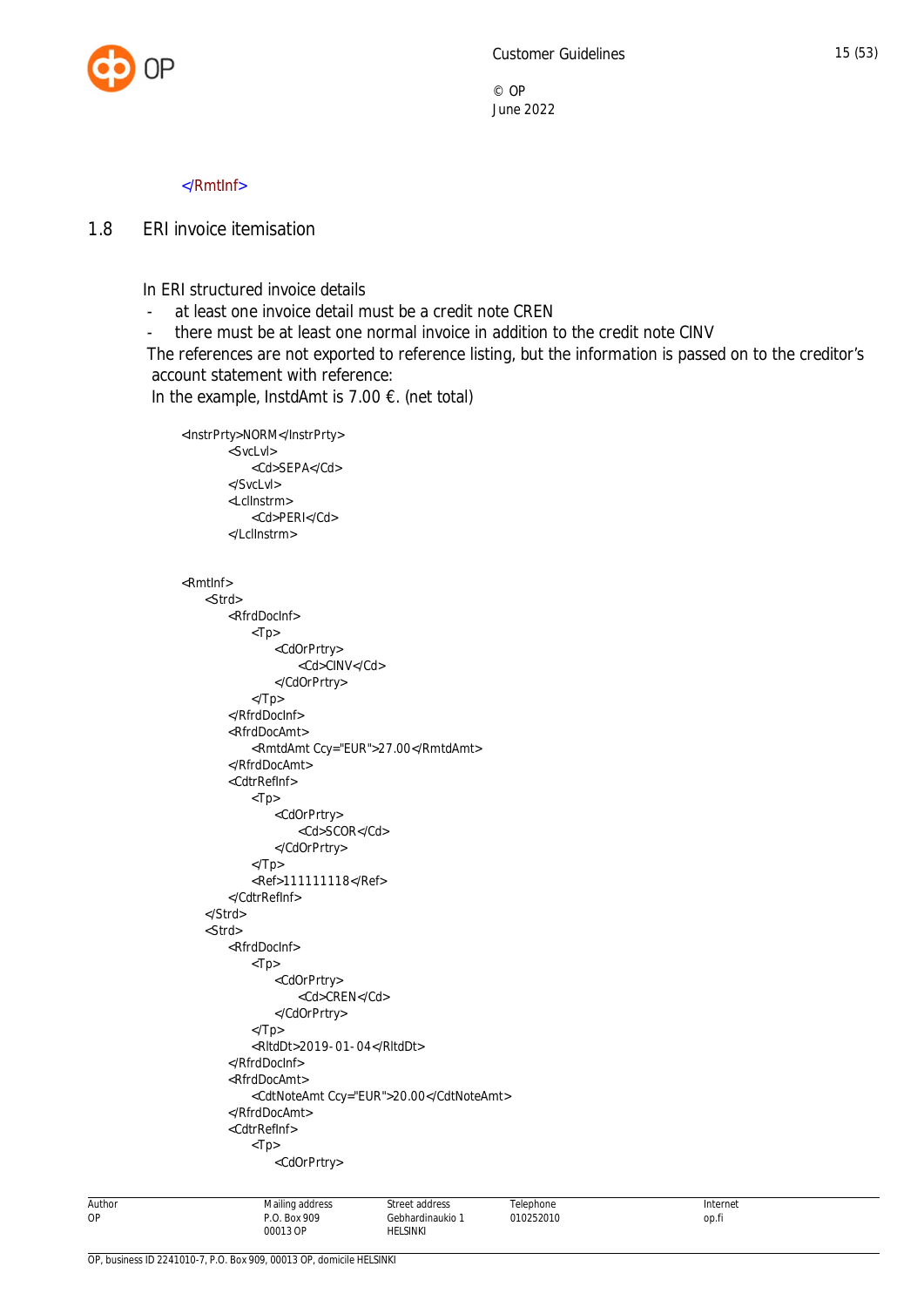```
</RmtInf>
```

## 1.8 ERI invoice itemisation

In ERI structured invoice details

- at least one invoice detail must be a credit note CREN
- there must be at least one normal invoice in addition to the credit note CINV

The references are not exported to reference listing, but the information is passed on to the creditor's account statement with reference:
In the example, InstdAmt is 7.00 €. (net total)

```
<InstrPrty>NORM</InstrPrty>
        <SvcLvl>
            <Cd>SEPA</Cd>
        </SvcLvl>
        <LclInstrm>
            <Cd>PERI</Cd>
        </LclInstrm>


<RmtInf>
    <Strd>
        <RfrdDocInf>
            <Tp>
                <CdOrPrtry>
                    <Cd>CINV</Cd>
                </CdOrPrtry>
            </Tp>
        </RfrdDocInf>
        <RfrdDocAmt>
            <RmtdAmt Ccy="EUR">27.00</RmtdAmt>
        </RfrdDocAmt>
        <CdtrRefInf>
            <Tp>
                <CdOrPrtry>
                    <Cd>SCOR</Cd>
                </CdOrPrtry>
            </Tp>
            <Ref>111111118</Ref>
        </CdtrRefInf>
    </Strd>
    <Strd>
        <RfrdDocInf>
            <Tp>
                <CdOrPrtry>
                    <Cd>CREN</Cd>
                </CdOrPrtry>
            </Tp>
            <RltdDt>2019-01-04</RltdDt>
        </RfrdDocInf>
        <RfrdDocAmt>
            <CdtNoteAmt Ccy="EUR">20.00</CdtNoteAmt>
        </RfrdDocAmt>
        <CdtrRefInf>
            <Tp>
                <CdOrPrtry>
```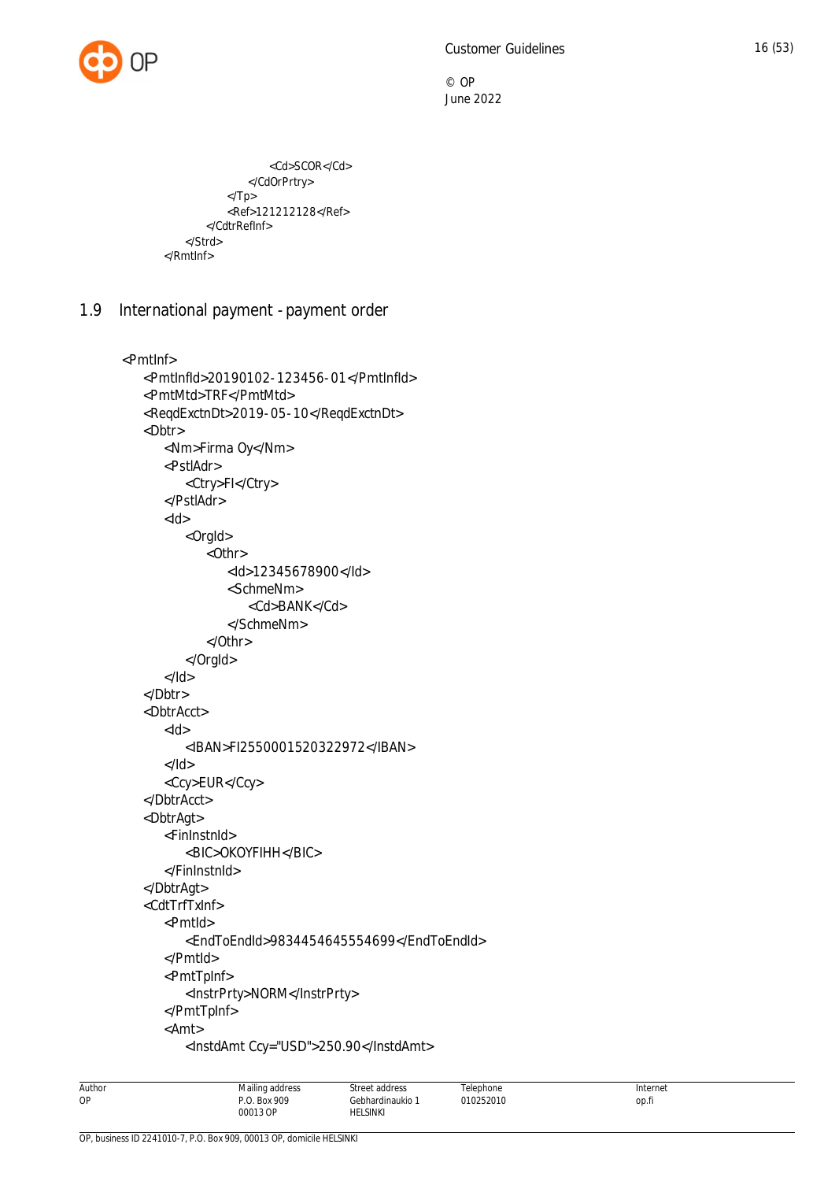```
                <Cd>SCOR</Cd>
            </CdOrPrtry>
        </Tp>
        <Ref>121212128</Ref>
    </CdtrRefInf>
  </Strd>
</RmtInf>
```

## 1.9 International payment - payment order

```
<PmtInf>
    <PmtInfId>20190102-123456-01</PmtInfId>
    <PmtMtd>TRF</PmtMtd>
    <ReqdExctnDt>2019-05-10</ReqdExctnDt>
    <Dbtr>
        <Nm>Firma Oy</Nm>
        <PstlAdr>
            <Ctry>FI</Ctry>
        </PstlAdr>
        <Id>
            <OrgId>
                <Othr>
                    <Id>12345678900</Id>
                    <SchmeNm>
                        <Cd>BANK</Cd>
                    </SchmeNm>
                </Othr>
            </OrgId>
        </Id>
    </Dbtr>
    <DbtrAcct>
        <Id>
            <IBAN>FI2550001520322972</IBAN>
        </Id>
        <Ccy>EUR</Ccy>
    </DbtrAcct>
    <DbtrAgt>
        <FinInstnId>
            <BIC>OKOYFIHH</BIC>
        </FinInstnId>
    </DbtrAgt>
    <CdtTrfTxInf>
        <PmtId>
            <EndToEndId>9834454645554699</EndToEndId>
        </PmtId>
        <PmtTpInf>
            <InstrPrty>NORM</InstrPrty>
        </PmtTpInf>
        <Amt>
            <InstdAmt Ccy="USD">250.90</InstdAmt>
```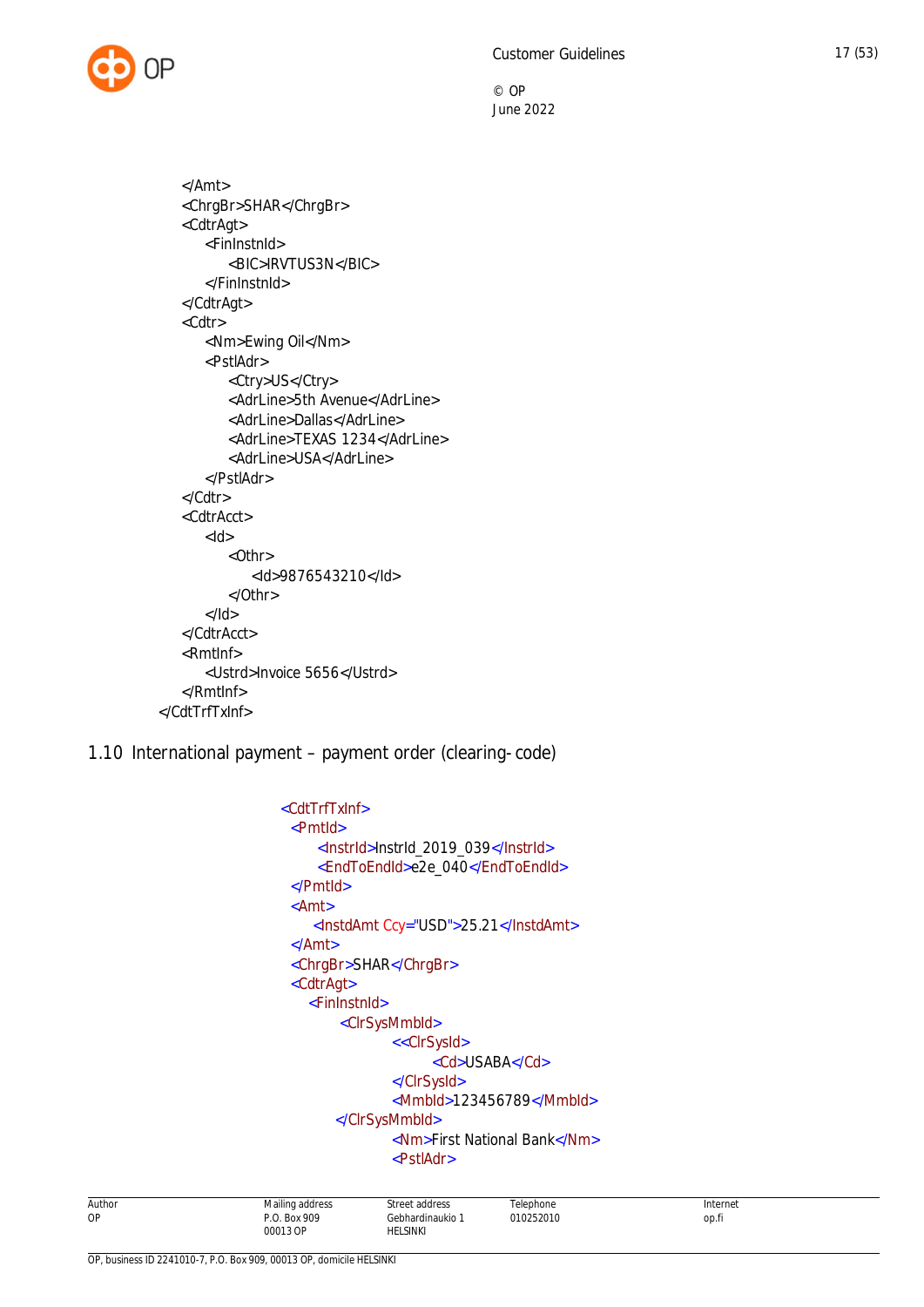```
        </Amt>
        <ChrgBr>SHAR</ChrgBr>
        <CdtrAgt>
            <FinInstnId>
                <BIC>IRVTUS3N</BIC>
            </FinInstnId>
        </CdtrAgt>
        <Cdtr>
            <Nm>Ewing Oil</Nm>
            <PstlAdr>
                <Ctry>US</Ctry>
                <AdrLine>5th Avenue</AdrLine>
                <AdrLine>Dallas</AdrLine>
                <AdrLine>TEXAS 1234</AdrLine>
                <AdrLine>USA</AdrLine>
            </PstlAdr>
        </Cdtr>
        <CdtrAcct>
            <Id>
                <Othr>
                    <Id>9876543210</Id>
                </Othr>
            </Id>
        </CdtrAcct>
        <RmtInf>
            <Ustrd>Invoice 5656</Ustrd>
        </RmtInf>
    </CdtTrfTxInf>
```

## 1.10 International payment – payment order (clearing- code)

```
<CdtTrfTxInf>
  <PmtId>
       <InstrId>InstrId_2019_039</InstrId>
       <EndToEndId>e2e_040</EndToEndId>
  </PmtId>
  <Amt>
      <InstdAmt Ccy="USD">25.21</InstdAmt>
  </Amt>
  <ChrgBr>SHAR</ChrgBr>
  <CdtrAgt>
     <FinInstnId>
          <ClrSysMmbId>
                  <<ClrSysId>
                        <Cd>USABA</Cd>
                  </ClrSysId>
                  <MmbId>123456789</MmbId>
          </ClrSysMmbId>
                  <Nm>First National Bank</Nm>
                  <PstlAdr>
```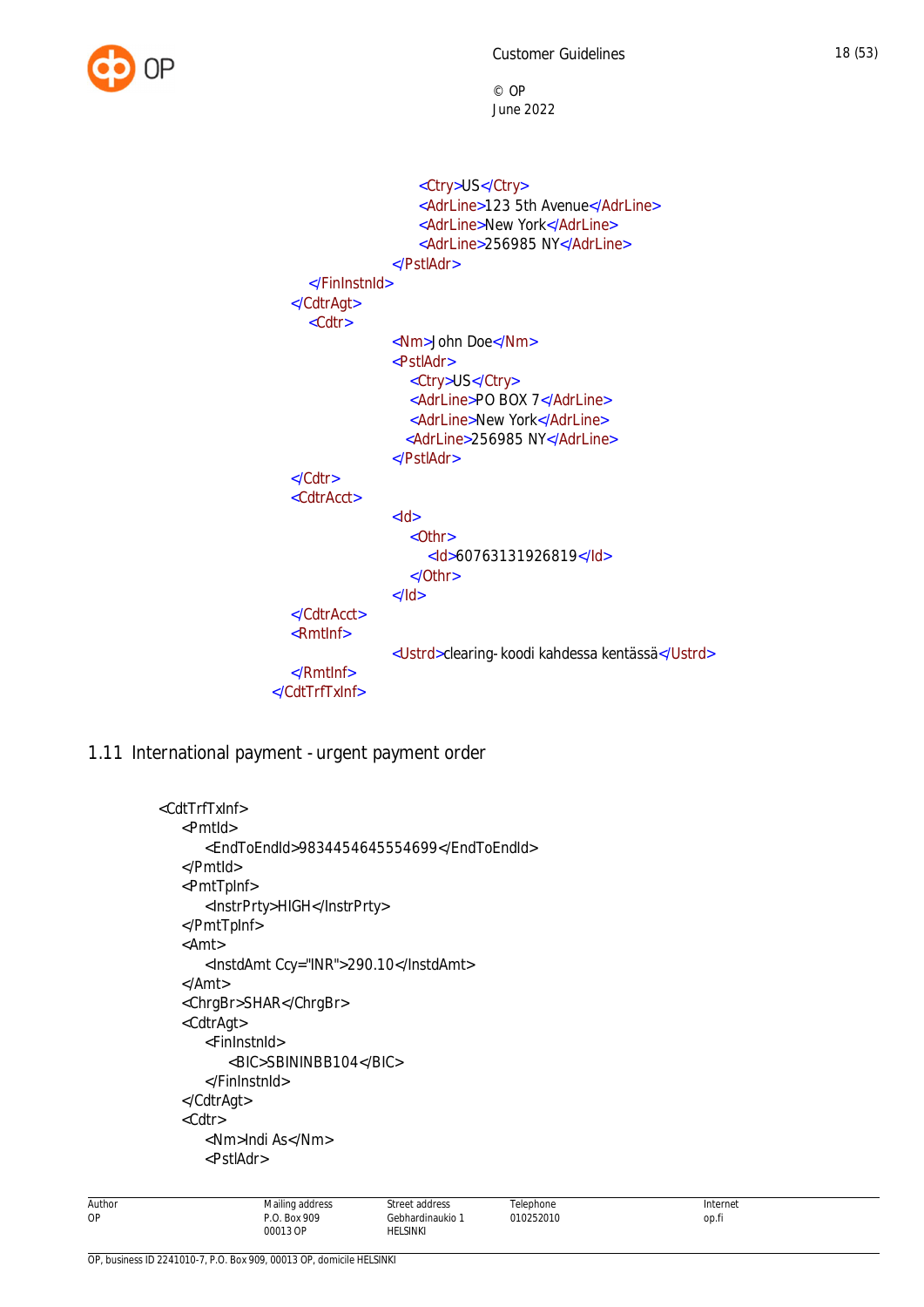```
                    <Ctry>US</Ctry>
                    <AdrLine>123 5th Avenue</AdrLine>
                    <AdrLine>New York</AdrLine>
                    <AdrLine>256985 NY</AdrLine>
                </PstlAdr>
            </FinInstnId>
        </CdtrAgt>
            <Cdtr>
                <Nm>John Doe</Nm>
                <PstlAdr>
                    <Ctry>US</Ctry>
                    <AdrLine>PO BOX 7</AdrLine>
                    <AdrLine>New York</AdrLine>
                    <AdrLine>256985 NY</AdrLine>
                </PstlAdr>
        </Cdtr>
        <CdtrAcct>
                <Id>
                    <Othr>
                        <Id>60763131926819</Id>
                    </Othr>
                </Id>
        </CdtrAcct>
        <RmtInf>
                <Ustrd>clearing-koodi kahdessa kentässä</Ustrd>
        </RmtInf>
    </CdtTrfTxInf>
```

## 1.11 International payment - urgent payment order

```
<CdtTrfTxInf>
    <PmtId>
        <EndToEndId>98344546455546999</EndToEndId>
    </PmtId>
    <PmtTpInf>
        <InstrPrty>HIGH</InstrPrty>
    </PmtTpInf>
    <Amt>
        <InstdAmt Ccy="INR">290.10</InstdAmt>
    </Amt>
    <ChrgBr>SHAR</ChrgBr>
    <CdtrAgt>
        <FinInstnId>
            <BIC>SBININBB104</BIC>
        </FinInstnId>
    </CdtrAgt>
    <Cdtr>
        <Nm>Indi As</Nm>
        <PstlAdr>
```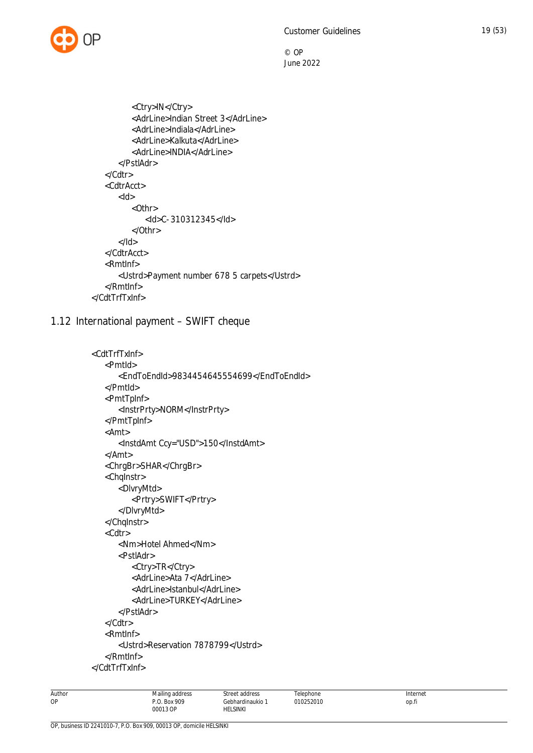```xml
                <Ctry>IN</Ctry>
                <AdrLine>Indian Street 3</AdrLine>
                <AdrLine>Indiala</AdrLine>
                <AdrLine>Kalkuta</AdrLine>
                <AdrLine>INDIA</AdrLine>
            </PstlAdr>
        </Cdtr>
        <CdtrAcct>
            <Id>
                <Othr>
                    <Id>C-310312345</Id>
                </Othr>
            </Id>
        </CdtrAcct>
        <RmtInf>
            <Ustrd>Payment number 678 5 carpets</Ustrd>
        </RmtInf>
    </CdtTrfTxInf>
```

## 1.12 International payment – SWIFT cheque

```xml
    <CdtTrfTxInf>
        <PmtId>
            <EndToEndId>98344546455546​99</EndToEndId>
        </PmtId>
        <PmtTpInf>
            <InstrPrty>NORM</InstrPrty>
        </PmtTpInf>
        <Amt>
            <InstdAmt Ccy="USD">150</InstdAmt>
        </Amt>
        <ChrgBr>SHAR</ChrgBr>
        <ChqInstr>
            <DlvryMtd>
                <Prtry>SWIFT</Prtry>
            </DlvryMtd>
        </ChqInstr>
        <Cdtr>
            <Nm>Hotel Ahmed</Nm>
            <PstlAdr>
                <Ctry>TR</Ctry>
                <AdrLine>Ata 7</AdrLine>
                <AdrLine>Istanbul</AdrLine>
                <AdrLine>TURKEY</AdrLine>
            </PstlAdr>
        </Cdtr>
        <RmtInf>
            <Ustrd>Reservation 7878799</Ustrd>
        </RmtInf>
    </CdtTrfTxInf>
```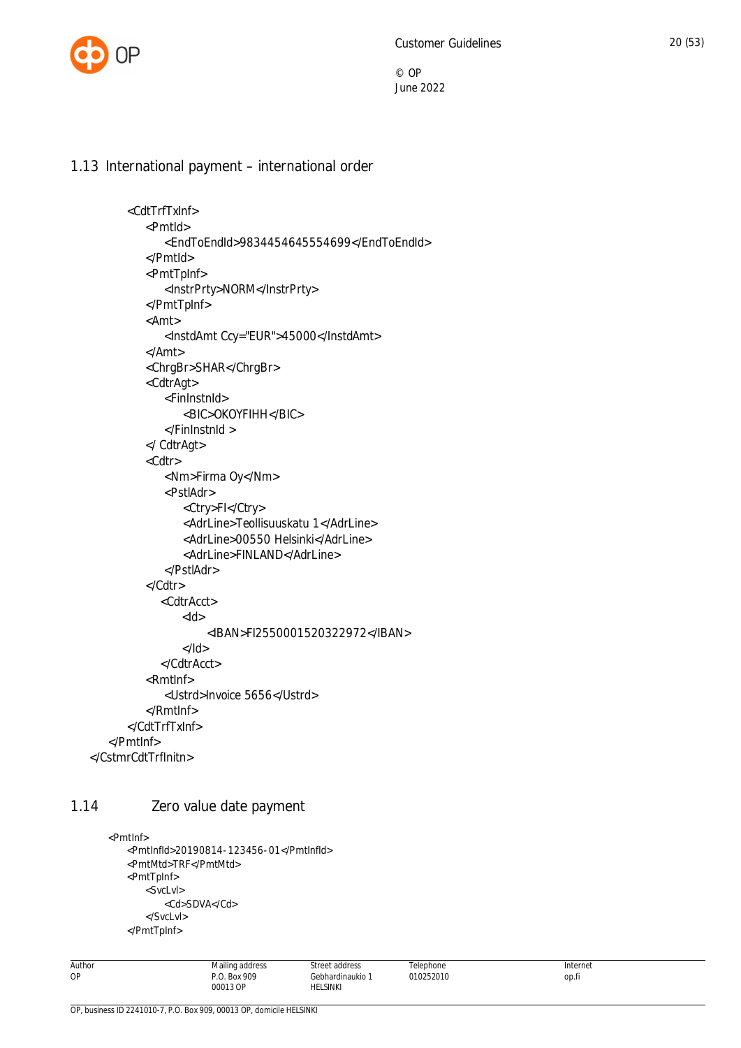## 1.13 International payment – international order

```
<CdtTrfTxInf>
    <PmtId>
        <EndToEndId>9834454645554699</EndToEndId>
    </PmtId>
    <PmtTpInf>
        <InstrPrty>NORM</InstrPrty>
    </PmtTpInf>
    <Amt>
        <InstdAmt Ccy="EUR">45000</InstdAmt>
    </Amt>
    <ChrgBr>SHAR</ChrgBr>
    <CdtrAgt>
        <FinInstnId>
            <BIC>OKOYFIHH</BIC>
        </FinInstnId >
    </ CdtrAgt>
    <Cdtr>
        <Nm>Firma Oy</Nm>
        <PstlAdr>
            <Ctry>FI</Ctry>
            <AdrLine>Teollisuuskatu 1</AdrLine>
            <AdrLine>00550 Helsinki</AdrLine>
            <AdrLine>FINLAND</AdrLine>
        </PstlAdr>
    </Cdtr>
    <CdtrAcct>
        <Id>
            <IBAN>FI2550001520322972</IBAN>
        </Id>
    </CdtrAcct>
    <RmtInf>
        <Ustrd>Invoice 5656</Ustrd>
    </RmtInf>
</CdtTrfTxInf>
</PmtInf>
</CstmrCdtTrfInitn>
```

## 1.14 Zero value date payment

```
<PmtInf>
    <PmtInfId>20190814-123456-01</PmtInfId>
    <PmtMtd>TRF</PmtMtd>
    <PmtTpInf>
        <SvcLvl>
            <Cd>SDVA</Cd>
        </SvcLvl>
    </PmtTpInf>
```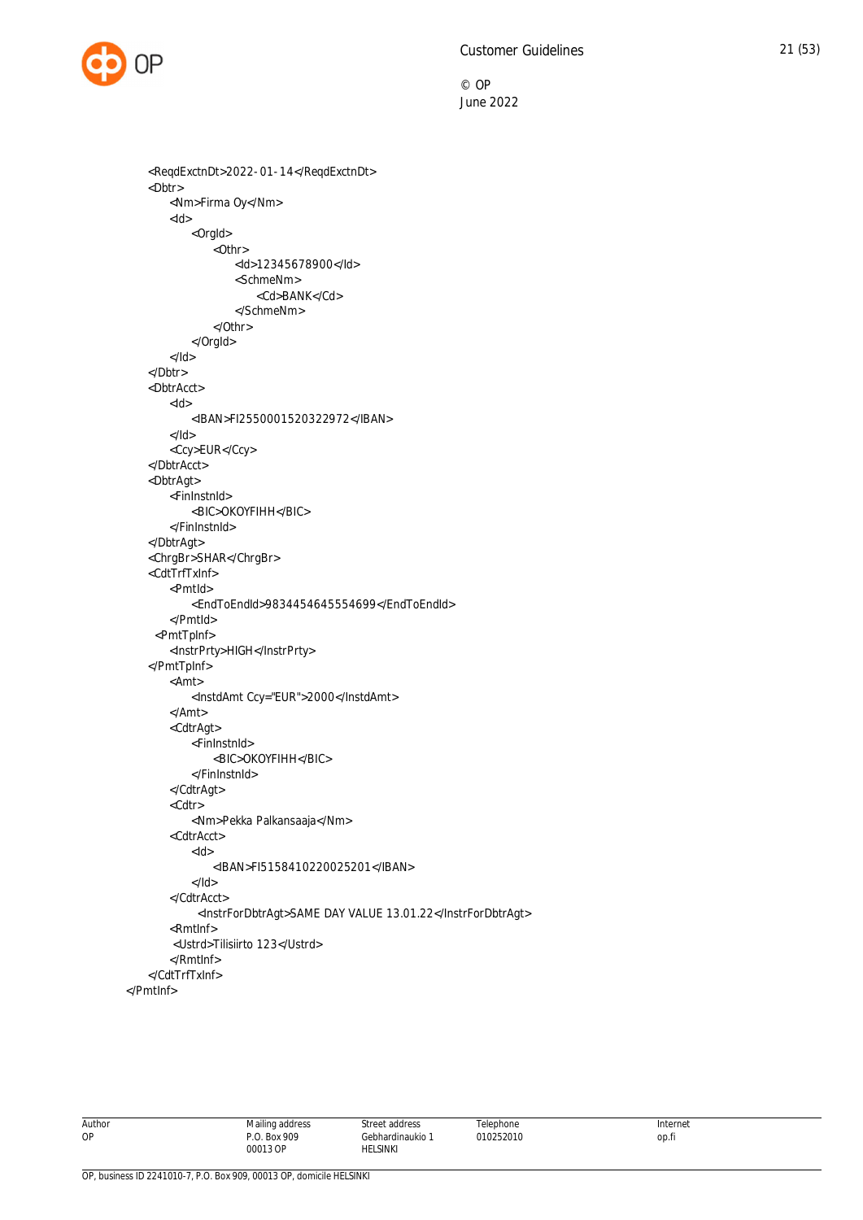```xml
        <ReqdExctnDt>2022-01-14</ReqdExctnDt>
        <Dbtr>
            <Nm>Firma Oy</Nm>
            <Id>
                <OrgId>
                    <Othr>
                        <Id>12345678900</Id>
                        <SchmeNm>
                            <Cd>BANK</Cd>
                        </SchmeNm>
                    </Othr>
                </OrgId>
            </Id>
        </Dbtr>
        <DbtrAcct>
            <Id>
                <IBAN>FI2550001520322972</IBAN>
            </Id>
            <Ccy>EUR</Ccy>
        </DbtrAcct>
        <DbtrAgt>
            <FinInstnId>
                <BIC>OKOYFIHH</BIC>
            </FinInstnId>
        </DbtrAgt>
        <ChrgBr>SHAR</ChrgBr>
        <CdtTrfTxInf>
            <PmtId>
                <EndToEndId>9834454645554699</EndToEndId>
            </PmtId>
          <PmtTpInf>
            <InstrPrty>HIGH</InstrPrty>
        </PmtTpInf>
            <Amt>
                <InstdAmt Ccy="EUR">2000</InstdAmt>
            </Amt>
            <CdtrAgt>
                <FinInstnId>
                    <BIC>OKOYFIHH</BIC>
                </FinInstnId>
            </CdtrAgt>
            <Cdtr>
                <Nm>Pekka Palkansaaja</Nm>
            <CdtrAcct>
                <Id>
                    <IBAN>FI5158410220025201</IBAN>
                </Id>
            </CdtrAcct>
                  <InstrForDbtrAgt>SAME DAY VALUE 13.01.22</InstrForDbtrAgt>
            <RmtInf>
             <Ustrd>Tilisiirto 123</Ustrd>
            </RmtInf>
        </CdtTrfTxInf>
    </PmtInf>
```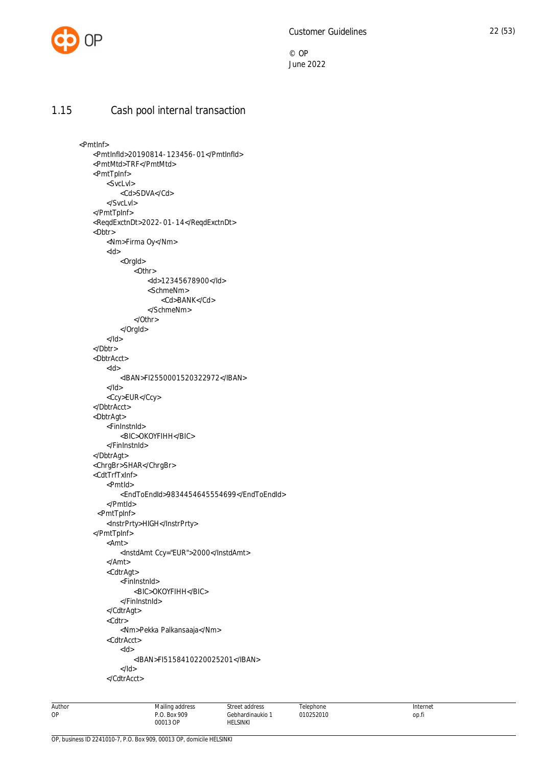## 1.15 Cash pool internal transaction

```
<PmtInf>
    <PmtInfId>20190814-123456-01</PmtInfId>
    <PmtMtd>TRF</PmtMtd>
    <PmtTpInf>
        <SvcLvl>
            <Cd>SDVA</Cd>
        </SvcLvl>
    </PmtTpInf>
    <ReqdExctnDt>2022-01-14</ReqdExctnDt>
    <Dbtr>
        <Nm>Firma Oy</Nm>
        <Id>
            <OrgId>
                <Othr>
                    <Id>12345678900</Id>
                    <SchmeNm>
                        <Cd>BANK</Cd>
                    </SchmeNm>
                </Othr>
            </OrgId>
        </Id>
    </Dbtr>
    <DbtrAcct>
        <Id>
            <IBAN>FI2550001520322972</IBAN>
        </Id>
        <Ccy>EUR</Ccy>
    </DbtrAcct>
    <DbtrAgt>
        <FinInstnId>
            <BIC>OKOYFIHH</BIC>
        </FinInstnId>
    </DbtrAgt>
    <ChrgBr>SHAR</ChrgBr>
    <CdtTrfTxInf>
        <PmtId>
            <EndToEndId>9834454645554699</EndToEndId>
        </PmtId>
      <PmtTpInf>
        <InstrPrty>HIGH</InstrPrty>
    </PmtTpInf>
        <Amt>
            <InstdAmt Ccy="EUR">2000</InstdAmt>
        </Amt>
        <CdtrAgt>
            <FinInstnId>
                <BIC>OKOYFIHH</BIC>
            </FinInstnId>
        </CdtrAgt>
        <Cdtr>
            <Nm>Pekka Palkansaaja</Nm>
        <CdtrAcct>
            <Id>
                <IBAN>FI5158410220025201</IBAN>
            </Id>
        </CdtrAcct>
```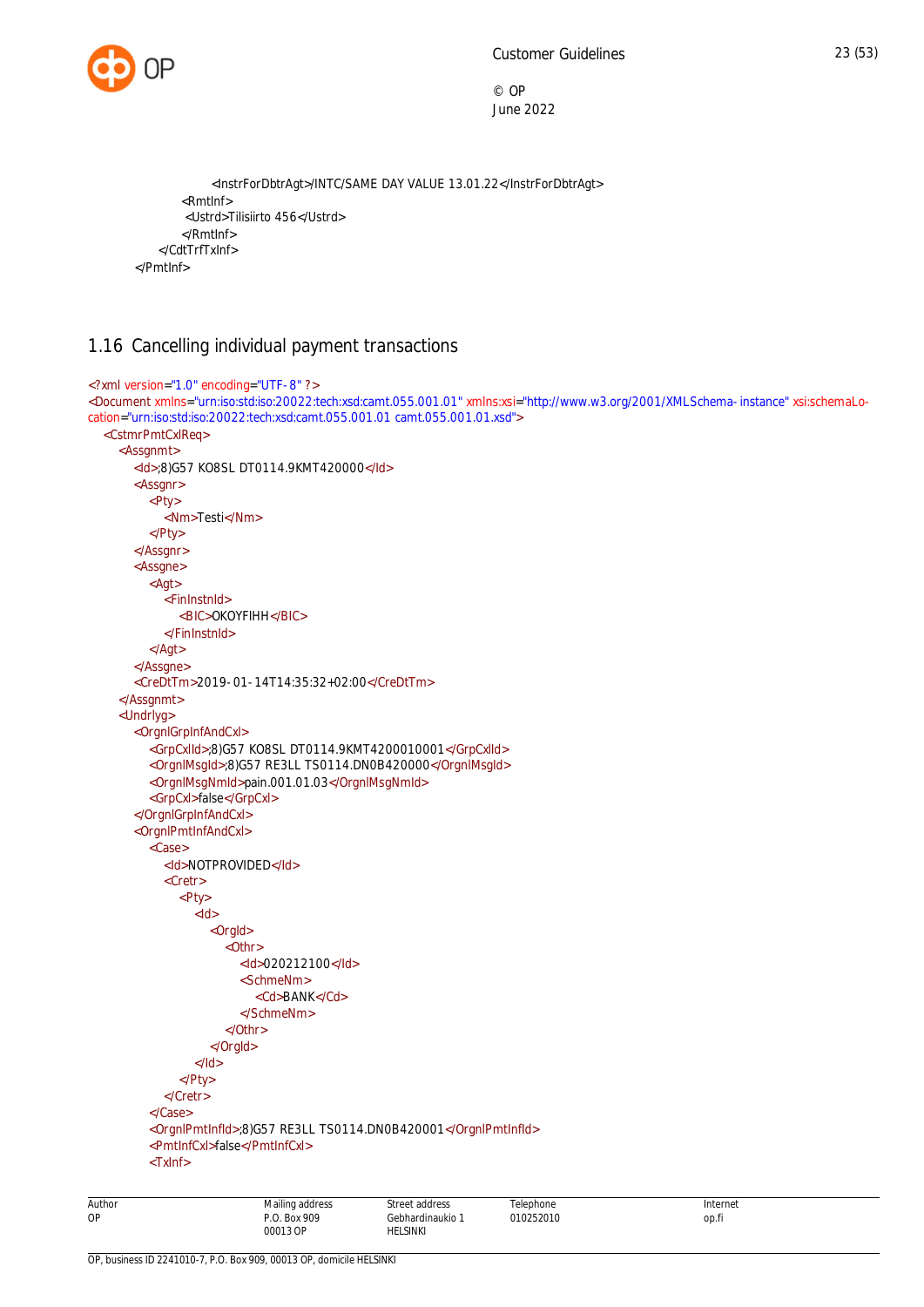```
                <InstrForDbtrAgt>/INTC/SAME DAY VALUE 13.01.22</InstrForDbtrAgt>
            <RmtInf>
             <Ustrd>Tilisiirto 456</Ustrd>
            </RmtInf>
        </CdtTrfTxInf>
    </PmtInf>
```

## 1.16 Cancelling individual payment transactions

```
<?xml version="1.0" encoding="UTF-8"?>
<Document xmlns="urn:iso:std:iso:20022:tech:xsd:camt.055.001.01" xmlns:xsi="http://www.w3.org/2001/XMLSchema-instance" xsi:schemaLocation="urn:iso:std:iso:20022:tech:xsd:camt.055.001.01 camt.055.001.01.xsd">
  <CstmrPmtCxlReq>
    <Assgnmt>
      <Id>;8)G57 KO8SL DT0114.9KMT420000</Id>
      <Assgnr>
        <Pty>
          <Nm>Testi</Nm>
        </Pty>
      </Assgnr>
      <Assgne>
        <Agt>
          <FinInstnId>
            <BIC>OKOYFIHH</BIC>
          </FinInstnId>
        </Agt>
      </Assgne>
      <CreDtTm>2019-01-14T14:35:32+02:00</CreDtTm>
    </Assgnmt>
    <Undrlyg>
      <OrgnlGrpInfAndCxl>
        <GrpCxlId>;8)G57 KO8SL DT0114.9KMT4200010001</GrpCxlId>
        <OrgnlMsgId>;8)G57 RE3LL TS0114.DN0B420000</OrgnlMsgId>
        <OrgnlMsgNmId>pain.001.01.03</OrgnlMsgNmId>
        <GrpCxl>false</GrpCxl>
      </OrgnlGrpInfAndCxl>
      <OrgnlPmtInfAndCxl>
        <Case>
          <Id>NOTPROVIDED</Id>
          <Cretr>
            <Pty>
              <Id>
                <OrgId>
                  <Othr>
                    <Id>020212100</Id>
                    <SchmeNm>
                      <Cd>BANK</Cd>
                    </SchmeNm>
                  </Othr>
                </OrgId>
              </Id>
            </Pty>
          </Cretr>
        </Case>
        <OrgnlPmtInfId>;8)G57 RE3LL TS0114.DN0B420001</OrgnlPmtInfId>
        <PmtInfCxl>false</PmtInfCxl>
        <TxInf>
```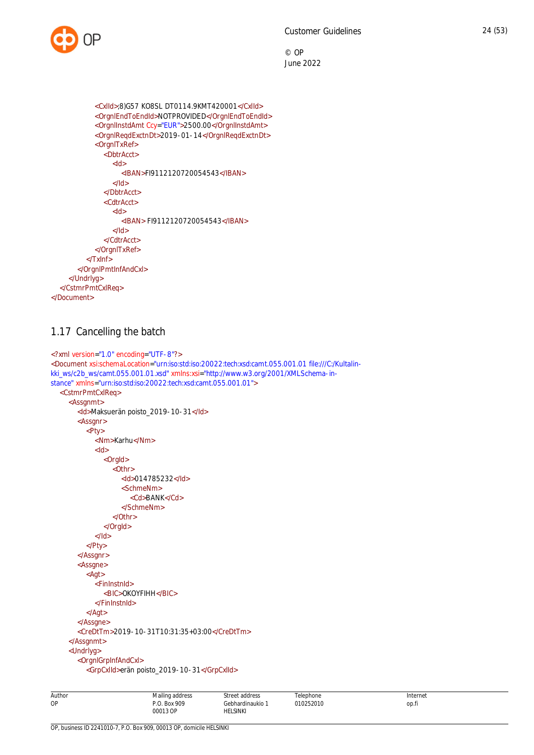```
                <CxlId>;8)G57 KO8SL DT0114.9KMT420001</CxlId>
                <OrgnlEndToEndId>NOTPROVIDED</OrgnlEndToEndId>
                <OrgnlInstdAmt Ccy="EUR">2500.00</OrgnlInstdAmt>
                <OrgnlReqdExctnDt>2019-01-14</OrgnlReqdExctnDt>
                <OrgnlTxRef>
                    <DbtrAcct>
                        <Id>
                            <IBAN>FI9112120720054543</IBAN>
                        </Id>
                    </DbtrAcct>
                    <CdtrAcct>
                        <Id>
                            <IBAN> FI9112120720054543</IBAN>
                        </Id>
                    </CdtrAcct>
                </OrgnlTxRef>
            </TxInf>
        </OrgnlPmtInfAndCxl>
    </Undrlyg>
  </CstmrPmtCxlReq>
</Document>
```

## 1.17 Cancelling the batch

```
<?xml version="1.0" encoding="UTF-8"?>
<Document xsi:schemaLocation="urn:iso:std:iso:20022:tech:xsd:camt.055.001.01 file:///C:/Kultalin-
kki_ws/c2b_ws/camt.055.001.01.xsd" xmlns:xsi="http://www.w3.org/2001/XMLSchema-in-
stance" xmlns="urn:iso:std:iso:20022:tech:xsd:camt.055.001.01">
  <CstmrPmtCxlReq>
    <Assgnmt>
        <Id>Maksuerän poisto_2019-10-31</Id>
        <Assgnr>
            <Pty>
                <Nm>Karhu</Nm>
                <Id>
                    <OrgId>
                        <Othr>
                            <Id>014785232</Id>
                            <SchmeNm>
                                <Cd>BANK</Cd>
                            </SchmeNm>
                        </Othr>
                    </OrgId>
                </Id>
            </Pty>
        </Assgnr>
        <Assgne>
            <Agt>
                <FinInstnId>
                    <BIC>OKOYFIHH</BIC>
                </FinInstnId>
            </Agt>
        </Assgne>
        <CreDtTm>2019-10-31T10:31:35+03:00</CreDtTm>
    </Assgnmt>
    <Undrlyg>
        <OrgnlGrpInfAndCxl>
            <GrpCxlId>erän poisto_2019-10-31</GrpCxlId>
```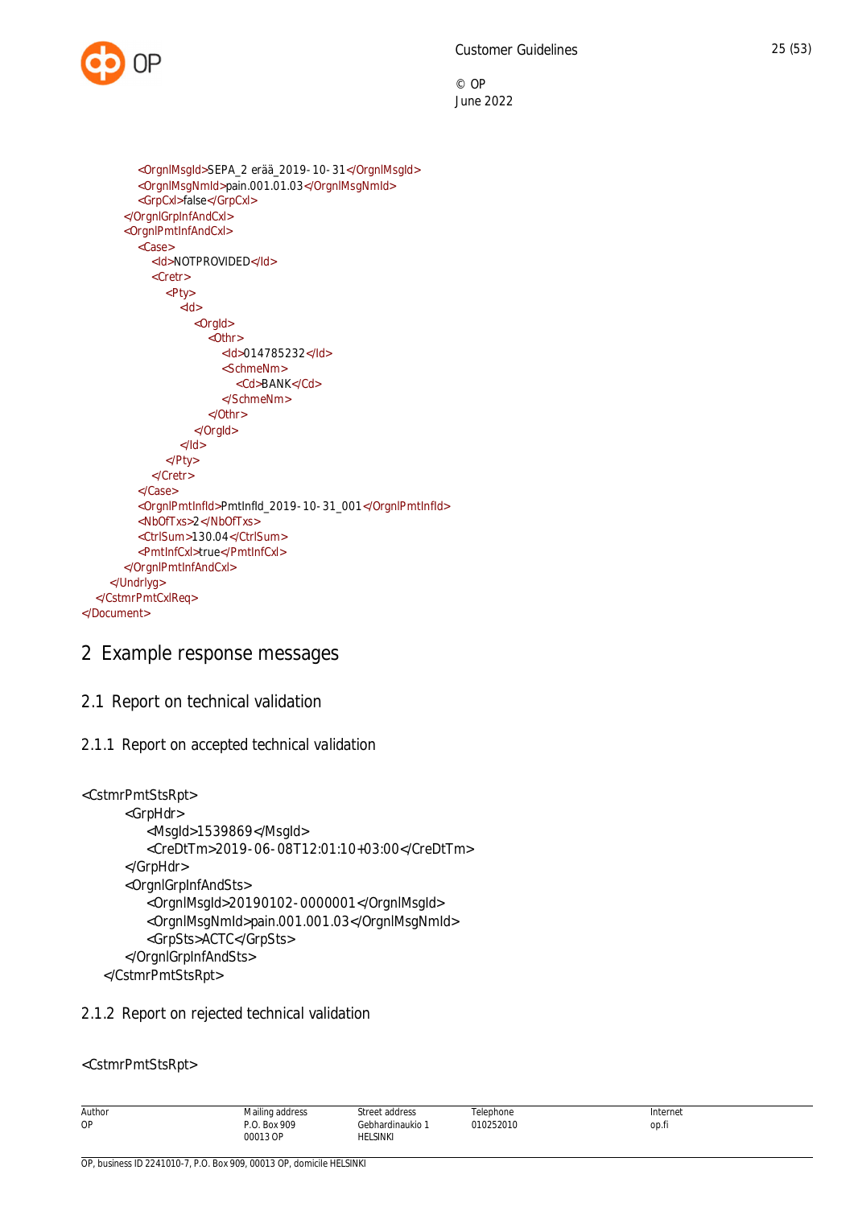```
            <OrgnlMsgId>SEPA_2 erää_2019-10-31</OrgnlMsgId>
            <OrgnlMsgNmId>pain.001.01.03</OrgnlMsgNmId>
            <GrpCxl>false</GrpCxl>
        </OrgnlGrpInfAndCxl>
        <OrgnlPmtInfAndCxl>
            <Case>
                <Id>NOTPROVIDED</Id>
                <Cretr>
                    <Pty>
                        <Id>
                            <OrgId>
                                <Othr>
                                    <Id>014785232</Id>
                                    <SchmeNm>
                                        <Cd>BANK</Cd>
                                    </SchmeNm>
                                </Othr>
                            </OrgId>
                        </Id>
                    </Pty>
                </Cretr>
            </Case>
            <OrgnlPmtInfId>PmtInfId_2019-10-31_001</OrgnlPmtInfId>
            <NbOfTxs>2</NbOfTxs>
            <CtrlSum>130.04</CtrlSum>
            <PmtInfCxl>true</PmtInfCxl>
        </OrgnlPmtInfAndCxl>
    </Undrlyg>
  </CstmrPmtCxlReq>
</Document>
```

# 2 Example response messages

## 2.1 Report on technical validation

### 2.1.1 Report on accepted technical validation

```
<CstmrPmtStsRpt>
        <GrpHdr>
            <MsgId>1539869</MsgId>
            <CreDtTm>2019-06-08T12:01:10+03:00</CreDtTm>
        </GrpHdr>
        <OrgnlGrpInfAndSts>
            <OrgnlMsgId>20190102-0000001</OrgnlMsgId>
            <OrgnlMsgNmId>pain.001.001.03</OrgnlMsgNmId>
            <GrpSts>ACTC</GrpSts>
        </OrgnlGrpInfAndSts>
    </CstmrPmtStsRpt>
```

### 2.1.2 Report on rejected technical validation

```
<CstmrPmtStsRpt>
```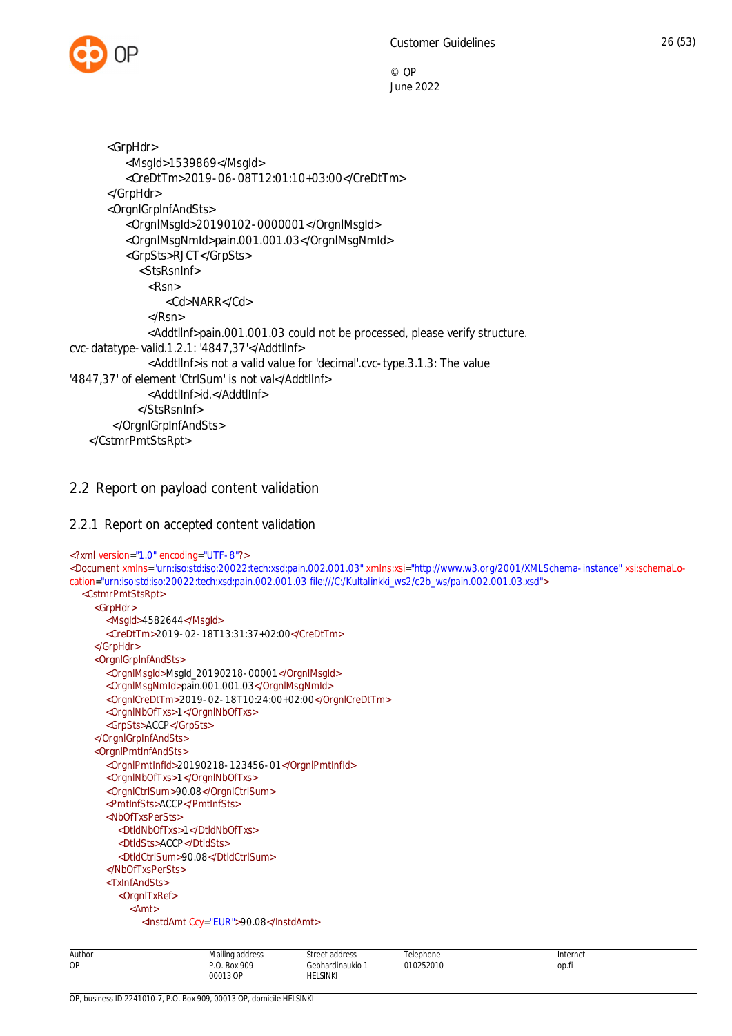```
        <GrpHdr>
            <MsgId>1539869</MsgId>
            <CreDtTm>2019-06-08T12:01:10+03:00</CreDtTm>
        </GrpHdr>
        <OrgnlGrpInfAndSts>
            <OrgnlMsgId>20190102-0000001</OrgnlMsgId>
            <OrgnlMsgNmId>pain.001.001.03</OrgnlMsgNmId>
            <GrpSts>RJCT</GrpSts>
                <StsRsnInf>
                    <Rsn>
                        <Cd>NARR</Cd>
                    </Rsn>
                    <AddtlInf>pain.001.001.03 could not be processed, please verify structure.
cvc-datatype-valid.1.2.1: '4847,37'</AddtlInf>
                    <AddtlInf>is not a valid value for 'decimal'.cvc-type.3.1.3: The value
'4847,37' of element 'CtrlSum' is not val</AddtlInf>
                    <AddtlInf>id.</AddtlInf>
                </StsRsnInf>
        </OrgnlGrpInfAndSts>
    </CstmrPmtStsRpt>
```

## 2.2 Report on payload content validation

### 2.2.1 Report on accepted content validation

```
<?xml version="1.0" encoding="UTF-8"?>
<Document xmlns="urn:iso:std:iso:20022:tech:xsd:pain.002.001.03" xmlns:xsi="http://www.w3.org/2001/XMLSchema-instance" xsi:schemaLocation="urn:iso:std:iso:20022:tech:xsd:pain.002.001.03 file:///C:/Kultalinkki_ws2/c2b_ws/pain.002.001.03.xsd">
    <CstmrPmtStsRpt>
        <GrpHdr>
            <MsgId>4582644</MsgId>
            <CreDtTm>2019-02-18T13:31:37+02:00</CreDtTm>
        </GrpHdr>
        <OrgnlGrpInfAndSts>
            <OrgnlMsgId>MsgId_20190218-00001</OrgnlMsgId>
            <OrgnlMsgNmId>pain.001.001.03</OrgnlMsgNmId>
            <OrgnlCreDtTm>2019-02-18T10:24:00+02:00</OrgnlCreDtTm>
            <OrgnlNbOfTxs>1</OrgnlNbOfTxs>
            <GrpSts>ACCP</GrpSts>
        </OrgnlGrpInfAndSts>
        <OrgnlPmtInfAndSts>
            <OrgnlPmtInfId>20190218-123456-01</OrgnlPmtInfId>
            <OrgnlNbOfTxs>1</OrgnlNbOfTxs>
            <OrgnlCtrlSum>90.08</OrgnlCtrlSum>
            <PmtInfSts>ACCP</PmtInfSts>
            <NbOfTxsPerSts>
                <DtldNbOfTxs>1</DtldNbOfTxs>
                <DtldSts>ACCP</DtldSts>
                <DtldCtrlSum>90.08</DtldCtrlSum>
            </NbOfTxsPerSts>
            <TxInfAndSts>
                <OrgnlTxRef>
                    <Amt>
                        <InstdAmt Ccy="EUR">90.08</InstdAmt>
```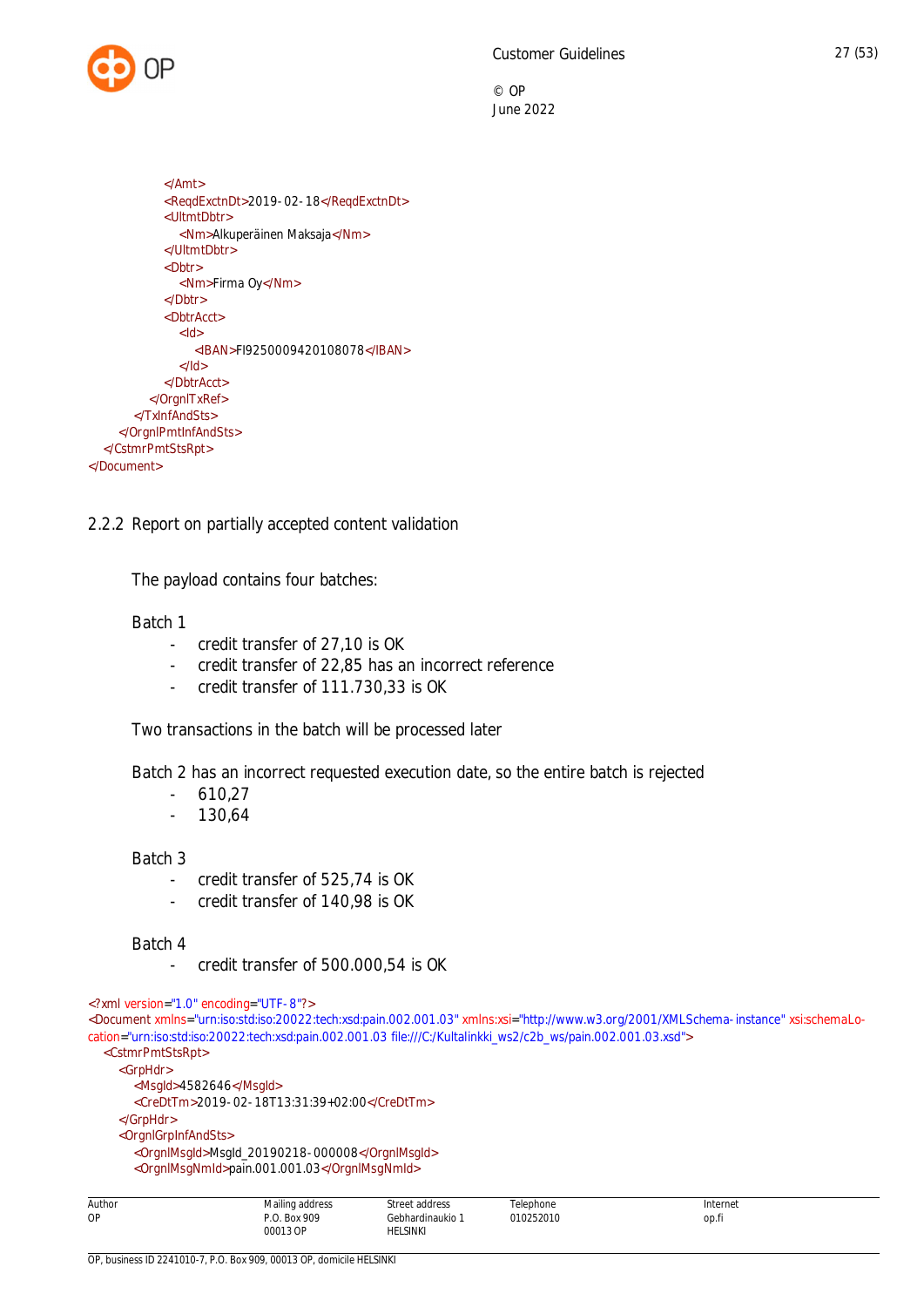```
                </Amt>
                <ReqdExctnDt>2019-02-18</ReqdExctnDt>
                <UltmtDbtr>
                    <Nm>Alkuperäinen Maksaja</Nm>
                </UltmtDbtr>
                <Dbtr>
                    <Nm>Firma Oy</Nm>
                </Dbtr>
                <DbtrAcct>
                    <Id>
                        <IBAN>FI9250009420108078</IBAN>
                    </Id>
                </DbtrAcct>
            </OrgnlTxRef>
        </TxInfAndSts>
    </OrgnlPmtInfAndSts>
  </CstmrPmtStsRpt>
</Document>
```

### 2.2.2 Report on partially accepted content validation

The payload contains four batches:

Batch 1

- credit transfer of 27,10 is OK
- credit transfer of 22,85 has an incorrect reference
- credit transfer of 111.730,33 is OK

Two transactions in the batch will be processed later

Batch 2 has an incorrect requested execution date, so the entire batch is rejected

- 610,27
- 130,64

Batch 3

- credit transfer of 525,74 is OK
- credit transfer of 140,98 is OK

Batch 4

- credit transfer of 500.000,54 is OK

```
<?xml version="1.0" encoding="UTF-8"?>
<Document xmlns="urn:iso:std:iso:20022:tech:xsd:pain.002.001.03" xmlns:xsi="http://www.w3.org/2001/XMLSchema-instance" xsi:schemaLocation="urn:iso:std:iso:20022:tech:xsd:pain.002.001.03 file:///C:/Kultalinkki_ws2/c2b_ws/pain.002.001.03.xsd">
  <CstmrPmtStsRpt>
    <GrpHdr>
        <MsgId>4582646</MsgId>
        <CreDtTm>2019-02-18T13:31:39+02:00</CreDtTm>
    </GrpHdr>
    <OrgnlGrpInfAndSts>
        <OrgnlMsgId>MsgId_20190218-000008</OrgnlMsgId>
        <OrgnlMsgNmId>pain.001.001.03</OrgnlMsgNmId>
```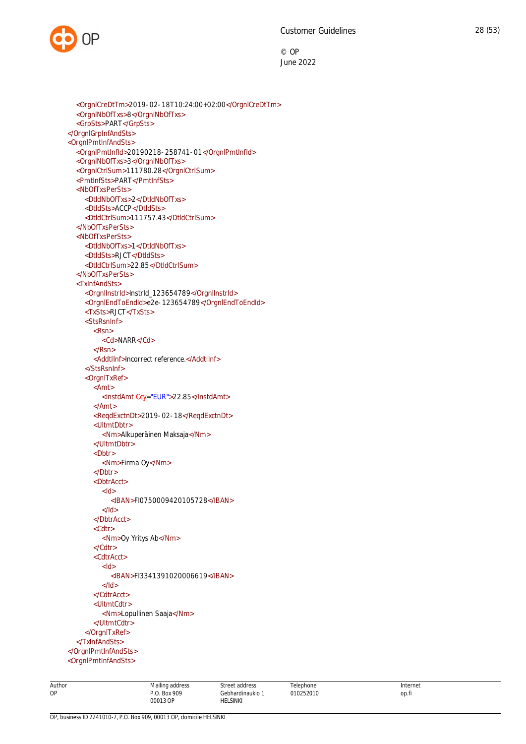```
            <OrgnlCreDtTm>2019-02-18T10:24:00+02:00</OrgnlCreDtTm>
            <OrgnlNbOfTxs>8</OrgnlNbOfTxs>
            <GrpSts>PART</GrpSts>
        </OrgnlGrpInfAndSts>
        <OrgnlPmtInfAndSts>
            <OrgnlPmtInfId>20190218-258741-01</OrgnlPmtInfId>
            <OrgnlNbOfTxs>3</OrgnlNbOfTxs>
            <OrgnlCtrlSum>111780.28</OrgnlCtrlSum>
            <PmtInfSts>PART</PmtInfSts>
            <NbOfTxsPerSts>
                <DtldNbOfTxs>2</DtldNbOfTxs>
                <DtldSts>ACCP</DtldSts>
                <DtldCtrlSum>111757.43</DtldCtrlSum>
            </NbOfTxsPerSts>
            <NbOfTxsPerSts>
                <DtldNbOfTxs>1</DtldNbOfTxs>
                <DtldSts>RJCT</DtldSts>
                <DtldCtrlSum>22.85</DtldCtrlSum>
            </NbOfTxsPerSts>
            <TxInfAndSts>
                <OrgnlInstrId>InstrId_123654789</OrgnlInstrId>
                <OrgnlEndToEndId>e2e-123654789</OrgnlEndToEndId>
                <TxSts>RJCT</TxSts>
                <StsRsnInf>
                    <Rsn>
                        <Cd>NARR</Cd>
                    </Rsn>
                    <AddtlInf>Incorrect reference.</AddtlInf>
                </StsRsnInf>
                <OrgnlTxRef>
                    <Amt>
                        <InstdAmt Ccy="EUR">22.85</InstdAmt>
                    </Amt>
                    <ReqdExctnDt>2019-02-18</ReqdExctnDt>
                    <UltmtDbtr>
                        <Nm>Alkuperäinen Maksaja</Nm>
                    </UltmtDbtr>
                    <Dbtr>
                        <Nm>Firma Oy</Nm>
                    </Dbtr>
                    <DbtrAcct>
                        <Id>
                            <IBAN>FI0750009420105728</IBAN>
                        </Id>
                    </DbtrAcct>
                    <Cdtr>
                        <Nm>Oy Yritys Ab</Nm>
                    </Cdtr>
                    <CdtrAcct>
                        <Id>
                            <IBAN>FI3341391020006619</IBAN>
                        </Id>
                    </CdtrAcct>
                    <UltmtCdtr>
                        <Nm>Lopullinen Saaja</Nm>
                    </UltmtCdtr>
                </OrgnlTxRef>
            </TxInfAndSts>
        </OrgnlPmtInfAndSts>
        <OrgnlPmtInfAndSts>
```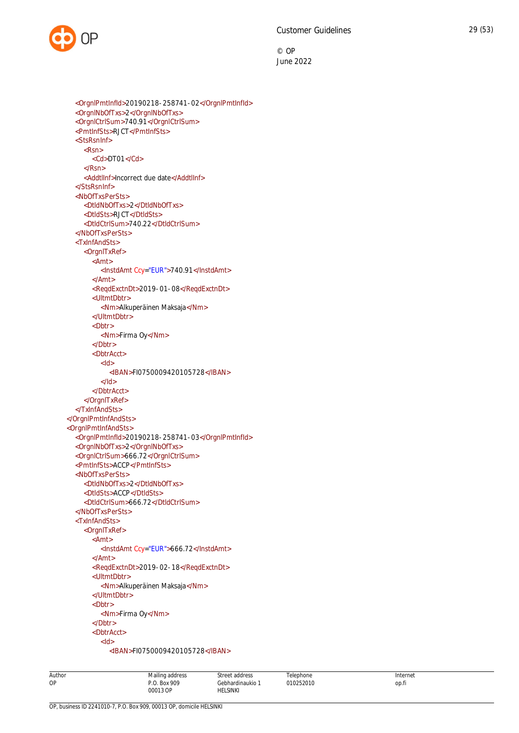```xml
        <OrgnlPmtInfId>20190218-258741-02</OrgnlPmtInfId>
        <OrgnlNbOfTxs>2</OrgnlNbOfTxs>
        <OrgnlCtrlSum>740.91</OrgnlCtrlSum>
        <PmtInfSts>RJCT</PmtInfSts>
        <StsRsnInf>
            <Rsn>
                <Cd>DT01</Cd>
            </Rsn>
            <AddtlInf>Incorrect due date</AddtlInf>
        </StsRsnInf>
        <NbOfTxsPerSts>
            <DtldNbOfTxs>2</DtldNbOfTxs>
            <DtldSts>RJCT</DtldSts>
            <DtldCtrlSum>740.22</DtldCtrlSum>
        </NbOfTxsPerSts>
        <TxInfAndSts>
            <OrgnlTxRef>
                <Amt>
                    <InstdAmt Ccy="EUR">740.91</InstdAmt>
                </Amt>
                <ReqdExctnDt>2019-01-08</ReqdExctnDt>
                <UltmtDbtr>
                    <Nm>Alkuperäinen Maksaja</Nm>
                </UltmtDbtr>
                <Dbtr>
                    <Nm>Firma Oy</Nm>
                </Dbtr>
                <DbtrAcct>
                    <Id>
                        <IBAN>FI0750009420105728</IBAN>
                    </Id>
                </DbtrAcct>
            </OrgnlTxRef>
        </TxInfAndSts>
    </OrgnlPmtInfAndSts>
    <OrgnlPmtInfAndSts>
        <OrgnlPmtInfId>20190218-258741-03</OrgnlPmtInfId>
        <OrgnlNbOfTxs>2</OrgnlNbOfTxs>
        <OrgnlCtrlSum>666.72</OrgnlCtrlSum>
        <PmtInfSts>ACCP</PmtInfSts>
        <NbOfTxsPerSts>
            <DtldNbOfTxs>2</DtldNbOfTxs>
            <DtldSts>ACCP</DtldSts>
            <DtldCtrlSum>666.72</DtldCtrlSum>
        </NbOfTxsPerSts>
        <TxInfAndSts>
            <OrgnlTxRef>
                <Amt>
                    <InstdAmt Ccy="EUR">666.72</InstdAmt>
                </Amt>
                <ReqdExctnDt>2019-02-18</ReqdExctnDt>
                <UltmtDbtr>
                    <Nm>Alkuperäinen Maksaja</Nm>
                </UltmtDbtr>
                <Dbtr>
                    <Nm>Firma Oy</Nm>
                </Dbtr>
                <DbtrAcct>
                    <Id>
                        <IBAN>FI0750009420105728</IBAN>
```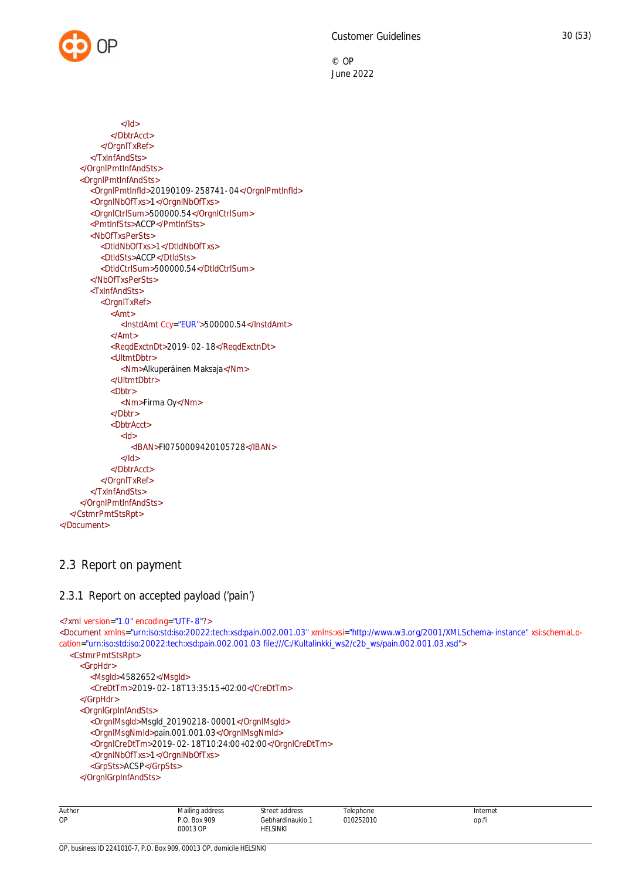```
                </Id>
            </DbtrAcct>
        </OrgnlTxRef>
    </TxInfAndSts>
</OrgnlPmtInfAndSts>
<OrgnlPmtInfAndSts>
    <OrgnlPmtInfId>20190109-258741-04</OrgnlPmtInfId>
    <OrgnlNbOfTxs>1</OrgnlNbOfTxs>
    <OrgnlCtrlSum>500000.54</OrgnlCtrlSum>
    <PmtInfSts>ACCP</PmtInfSts>
    <NbOfTxsPerSts>
        <DtldNbOfTxs>1</DtldNbOfTxs>
        <DtldSts>ACCP</DtldSts>
        <DtldCtrlSum>500000.54</DtldCtrlSum>
    </NbOfTxsPerSts>
    <TxInfAndSts>
        <OrgnlTxRef>
            <Amt>
                <InstdAmt Ccy="EUR">500000.54</InstdAmt>
            </Amt>
            <ReqdExctnDt>2019-02-18</ReqdExctnDt>
            <UltmtDbtr>
                <Nm>Alkuperäinen Maksaja</Nm>
            </UltmtDbtr>
            <Dbtr>
                <Nm>Firma Oy</Nm>
            </Dbtr>
            <DbtrAcct>
                <Id>
                    <IBAN>FI0750009420105728</IBAN>
                </Id>
            </DbtrAcct>
        </OrgnlTxRef>
    </TxInfAndSts>
</OrgnlPmtInfAndSts>
</CstmrPmtStsRpt>
</Document>
```

## 2.3 Report on payment

### 2.3.1 Report on accepted payload ('pain')

```
<?xml version="1.0" encoding="UTF-8"?>
<Document xmlns="urn:iso:std:iso:20022:tech:xsd:pain.002.001.03" xmlns:xsi="http://www.w3.org/2001/XMLSchema-instance" xsi:schemaLocation="urn:iso:std:iso:20022:tech:xsd:pain.002.001.03 file:///C:/Kultalinkki_ws2/c2b_ws/pain.002.001.03.xsd">
    <CstmrPmtStsRpt>
        <GrpHdr>
            <MsgId>4582652</MsgId>
            <CreDtTm>2019-02-18T13:35:15+02:00</CreDtTm>
        </GrpHdr>
        <OrgnlGrpInfAndSts>
            <OrgnlMsgId>MsgId_20190218-00001</OrgnlMsgId>
            <OrgnlMsgNmId>pain.001.001.03</OrgnlMsgNmId>
            <OrgnlCreDtTm>2019-02-18T10:24:00+02:00</OrgnlCreDtTm>
            <OrgnlNbOfTxs>1</OrgnlNbOfTxs>
            <GrpSts>ACSP</GrpSts>
        </OrgnlGrpInfAndSts>
```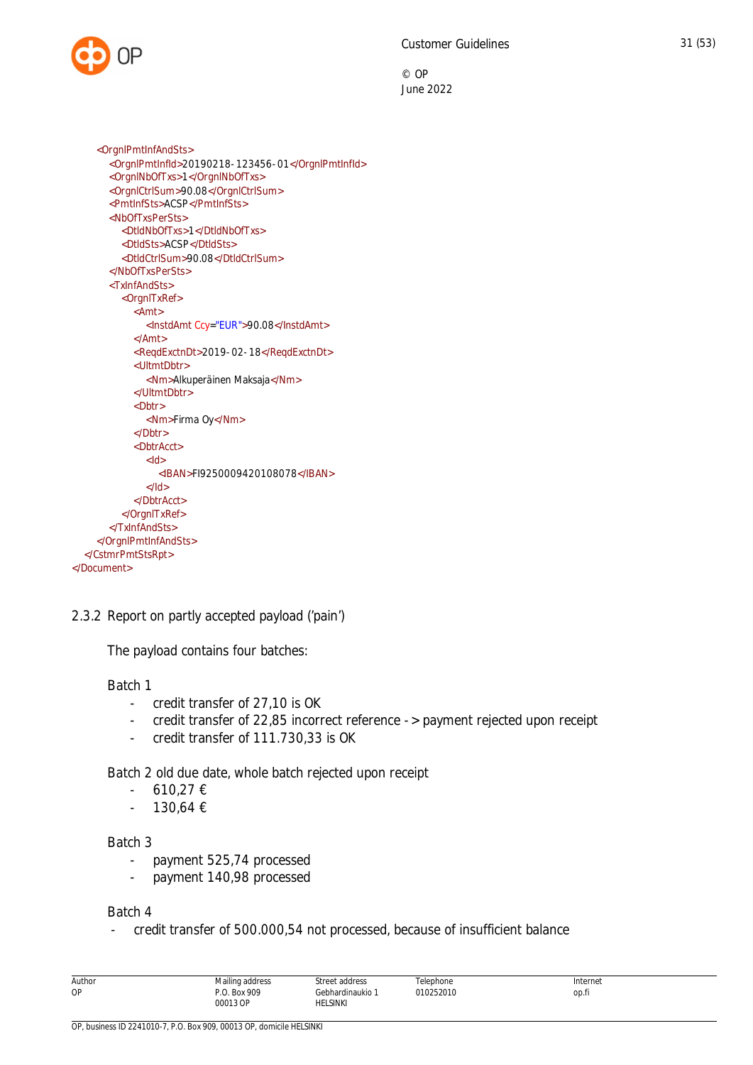```xml
    <OrgnlPmtInfAndSts>
      <OrgnlPmtInfId>20190218-123456-01</OrgnlPmtInfId>
      <OrgnlNbOfTxs>1</OrgnlNbOfTxs>
      <OrgnlCtrlSum>90.08</OrgnlCtrlSum>
      <PmtInfSts>ACSP</PmtInfSts>
      <NbOfTxsPerSts>
        <DtldNbOfTxs>1</DtldNbOfTxs>
        <DtldSts>ACSP</DtldSts>
        <DtldCtrlSum>90.08</DtldCtrlSum>
      </NbOfTxsPerSts>
      <TxInfAndSts>
        <OrgnlTxRef>
          <Amt>
            <InstdAmt Ccy="EUR">90.08</InstdAmt>
          </Amt>
          <ReqdExctnDt>2019-02-18</ReqdExctnDt>
          <UltmtDbtr>
            <Nm>Alkuperäinen Maksaja</Nm>
          </UltmtDbtr>
          <Dbtr>
            <Nm>Firma Oy</Nm>
          </Dbtr>
          <DbtrAcct>
            <Id>
              <IBAN>FI9250009420108078</IBAN>
            </Id>
          </DbtrAcct>
        </OrgnlTxRef>
      </TxInfAndSts>
    </OrgnlPmtInfAndSts>
  </CstmrPmtStsRpt>
</Document>
```

### 2.3.2 Report on partly accepted payload ('pain')

The payload contains four batches:

Batch 1

- credit transfer of 27,10 is OK
- credit transfer of 22,85 incorrect reference -> payment rejected upon receipt
- credit transfer of 111.730,33 is OK

Batch 2 old due date, whole batch rejected upon receipt

- 610,27 €
- 130,64 €

Batch 3

- payment 525,74 processed
- payment 140,98 processed

Batch 4

- credit transfer of 500.000,54 not processed, because of insufficient balance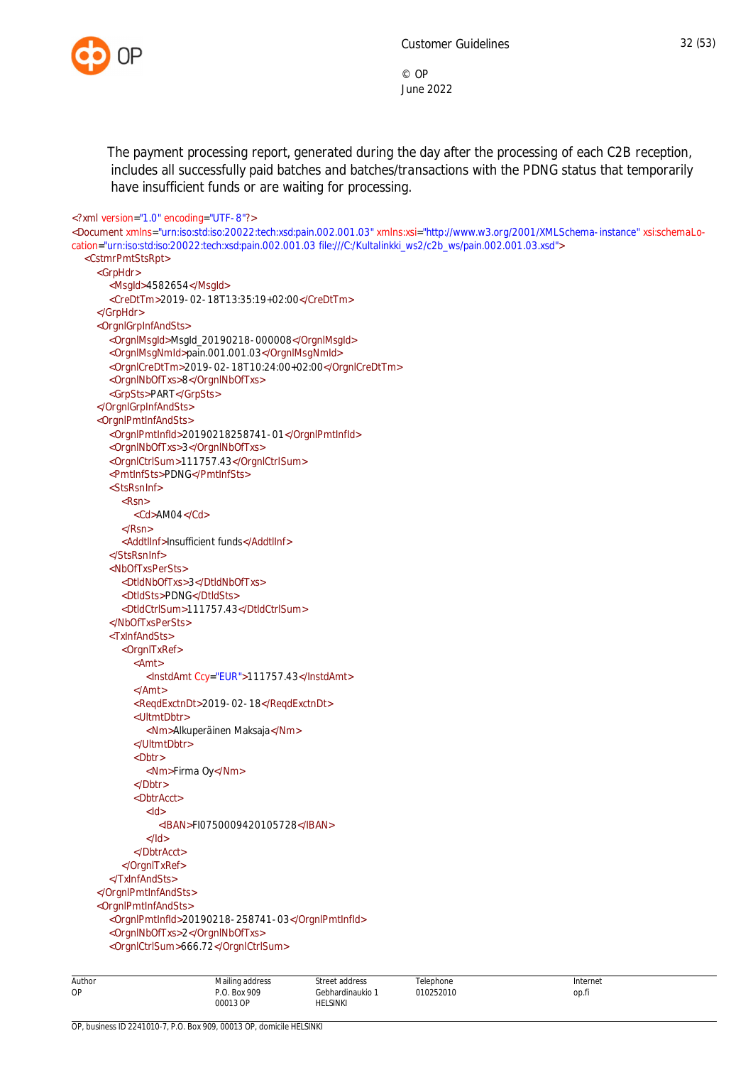The payment processing report, generated during the day after the processing of each C2B reception, includes all successfully paid batches and batches/transactions with the PDNG status that temporarily have insufficient funds or are waiting for processing.

```
<?xml version="1.0" encoding="UTF-8"?>
<Document xmlns="urn:iso:std:iso:20022:tech:xsd:pain.002.001.03" xmlns:xsi="http://www.w3.org/2001/XMLSchema-instance" xsi:schemaLocation="urn:iso:std:iso:20022:tech:xsd:pain.002.001.03 file:///C:/Kultalinkki_ws2/c2b_ws/pain.002.001.03.xsd">
  <CstmrPmtStsRpt>
    <GrpHdr>
      <MsgId>4582654</MsgId>
      <CreDtTm>2019-02-18T13:35:19+02:00</CreDtTm>
    </GrpHdr>
    <OrgnlGrpInfAndSts>
      <OrgnlMsgId>MsgId_20190218-000008</OrgnlMsgId>
      <OrgnlMsgNmId>pain.001.001.03</OrgnlMsgNmId>
      <OrgnlCreDtTm>2019-02-18T10:24:00+02:00</OrgnlCreDtTm>
      <OrgnlNbOfTxs>8</OrgnlNbOfTxs>
      <GrpSts>PART</GrpSts>
    </OrgnlGrpInfAndSts>
    <OrgnlPmtInfAndSts>
      <OrgnlPmtInfId>20190218258741-01</OrgnlPmtInfId>
      <OrgnlNbOfTxs>3</OrgnlNbOfTxs>
      <OrgnlCtrlSum>111757.43</OrgnlCtrlSum>
      <PmtInfSts>PDNG</PmtInfSts>
      <StsRsnInf>
        <Rsn>
          <Cd>AM04</Cd>
        </Rsn>
        <AddtlInf>Insufficient funds</AddtlInf>
      </StsRsnInf>
      <NbOfTxsPerSts>
        <DtldNbOfTxs>3</DtldNbOfTxs>
        <DtldSts>PDNG</DtldSts>
        <DtldCtrlSum>111757.43</DtldCtrlSum>
      </NbOfTxsPerSts>
      <TxInfAndSts>
        <OrgnlTxRef>
          <Amt>
            <InstdAmt Ccy="EUR">111757.43</InstdAmt>
          </Amt>
          <ReqdExctnDt>2019-02-18</ReqdExctnDt>
          <UltmtDbtr>
            <Nm>Alkuperäinen Maksaja</Nm>
          </UltmtDbtr>
          <Dbtr>
            <Nm>Firma Oy</Nm>
          </Dbtr>
          <DbtrAcct>
            <Id>
              <IBAN>FI0750009420105728</IBAN>
            </Id>
          </DbtrAcct>
        </OrgnlTxRef>
      </TxInfAndSts>
    </OrgnlPmtInfAndSts>
    <OrgnlPmtInfAndSts>
      <OrgnlPmtInfId>20190218-258741-03</OrgnlPmtInfId>
      <OrgnlNbOfTxs>2</OrgnlNbOfTxs>
      <OrgnlCtrlSum>666.72</OrgnlCtrlSum>
```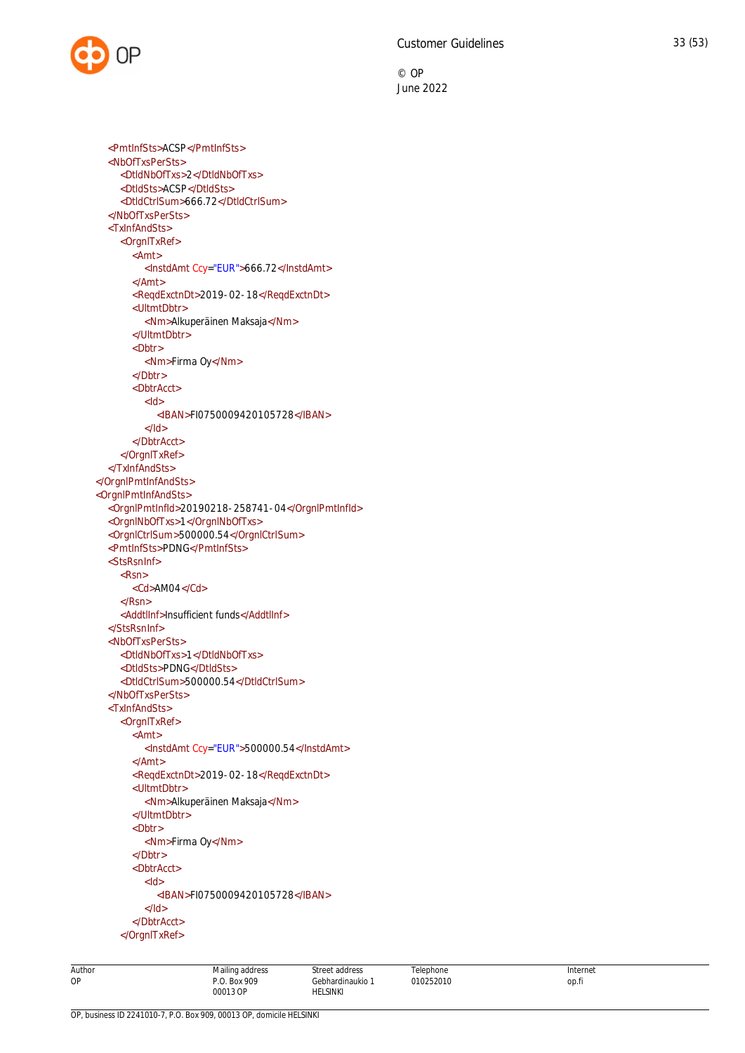```xml
        <PmtInfSts>ACSP</PmtInfSts>
        <NbOfTxsPerSts>
            <DtldNbOfTxs>2</DtldNbOfTxs>
            <DtldSts>ACSP</DtldSts>
            <DtldCtrlSum>666.72</DtldCtrlSum>
        </NbOfTxsPerSts>
        <TxInfAndSts>
            <OrgnlTxRef>
                <Amt>
                    <InstdAmt Ccy="EUR">666.72</InstdAmt>
                </Amt>
                <ReqdExctnDt>2019-02-18</ReqdExctnDt>
                <UltmtDbtr>
                    <Nm>Alkuperäinen Maksaja</Nm>
                </UltmtDbtr>
                <Dbtr>
                    <Nm>Firma Oy</Nm>
                </Dbtr>
                <DbtrAcct>
                    <Id>
                        <IBAN>FI0750009420105728</IBAN>
                    </Id>
                </DbtrAcct>
            </OrgnlTxRef>
        </TxInfAndSts>
    </OrgnlPmtInfAndSts>
    <OrgnlPmtInfAndSts>
        <OrgnlPmtInfId>20190218-258741-04</OrgnlPmtInfId>
        <OrgnlNbOfTxs>1</OrgnlNbOfTxs>
        <OrgnlCtrlSum>500000.54</OrgnlCtrlSum>
        <PmtInfSts>PDNG</PmtInfSts>
        <StsRsnInf>
            <Rsn>
                <Cd>AM04</Cd>
            </Rsn>
            <AddtlInf>Insufficient funds</AddtlInf>
        </StsRsnInf>
        <NbOfTxsPerSts>
            <DtldNbOfTxs>1</DtldNbOfTxs>
            <DtldSts>PDNG</DtldSts>
            <DtldCtrlSum>500000.54</DtldCtrlSum>
        </NbOfTxsPerSts>
        <TxInfAndSts>
            <OrgnlTxRef>
                <Amt>
                    <InstdAmt Ccy="EUR">500000.54</InstdAmt>
                </Amt>
                <ReqdExctnDt>2019-02-18</ReqdExctnDt>
                <UltmtDbtr>
                    <Nm>Alkuperäinen Maksaja</Nm>
                </UltmtDbtr>
                <Dbtr>
                    <Nm>Firma Oy</Nm>
                </Dbtr>
                <DbtrAcct>
                    <Id>
                        <IBAN>FI0750009420105728</IBAN>
                    </Id>
                </DbtrAcct>
            </OrgnlTxRef>
```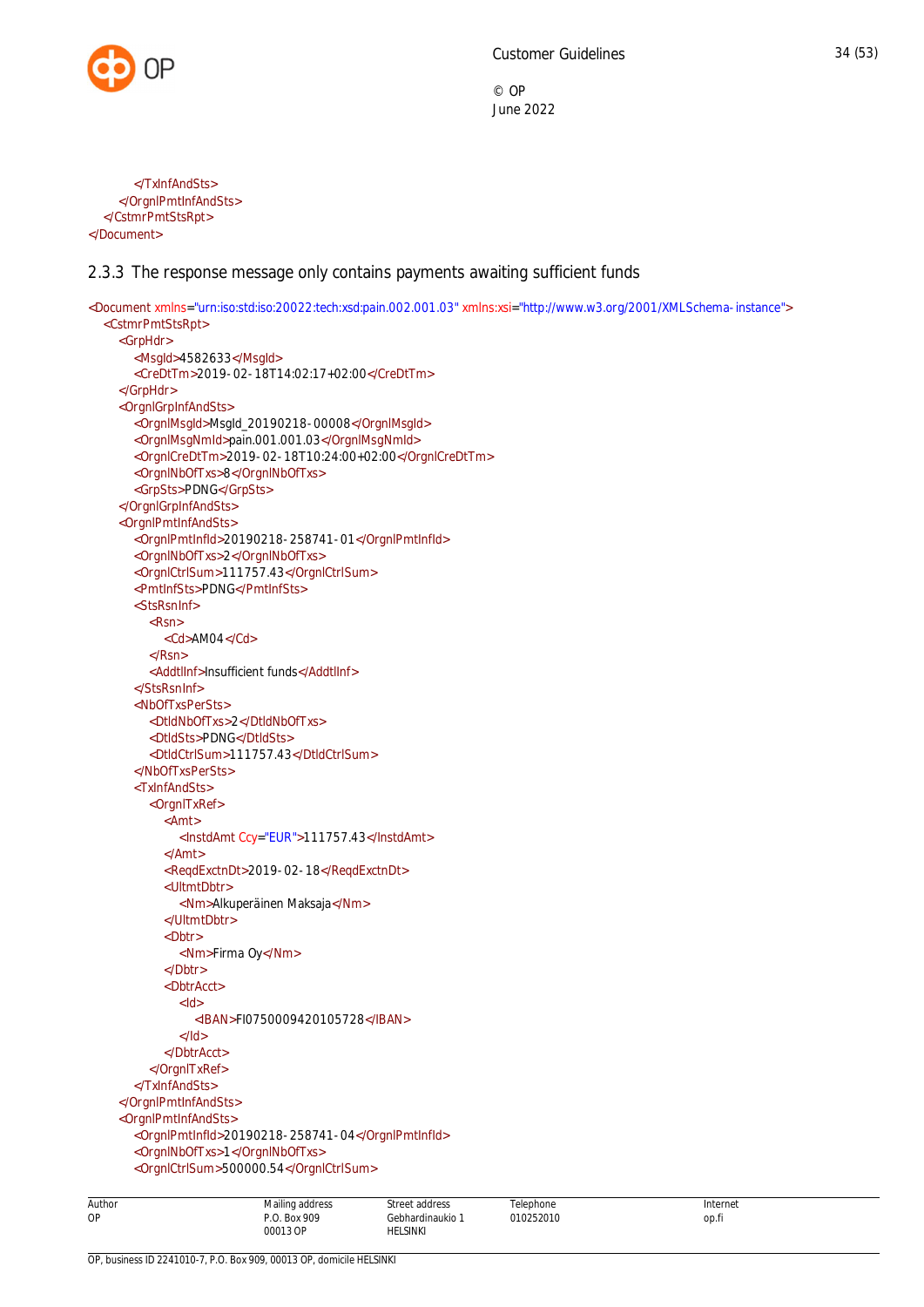```
            </TxInfAndSts>
        </OrgnlPmtInfAndSts>
    </CstmrPmtStsRpt>
</Document>
```

### 2.3.3 The response message only contains payments awaiting sufficient funds

```
<Document xmlns="urn:iso:std:iso:20022:tech:xsd:pain.002.001.03" xmlns:xsi="http://www.w3.org/2001/XMLSchema-instance">
    <CstmrPmtStsRpt>
        <GrpHdr>
            <MsgId>4582633</MsgId>
            <CreDtTm>2019-02-18T14:02:17+02:00</CreDtTm>
        </GrpHdr>
        <OrgnlGrpInfAndSts>
            <OrgnlMsgId>MsgId_20190218-00008</OrgnlMsgId>
            <OrgnlMsgNmId>pain.001.001.03</OrgnlMsgNmId>
            <OrgnlCreDtTm>2019-02-18T10:24:00+02:00</OrgnlCreDtTm>
            <OrgnlNbOfTxs>8</OrgnlNbOfTxs>
            <GrpSts>PDNG</GrpSts>
        </OrgnlGrpInfAndSts>
        <OrgnlPmtInfAndSts>
            <OrgnlPmtInfId>20190218-258741-01</OrgnlPmtInfId>
            <OrgnlNbOfTxs>2</OrgnlNbOfTxs>
            <OrgnlCtrlSum>111757.43</OrgnlCtrlSum>
            <PmtInfSts>PDNG</PmtInfSts>
            <StsRsnInf>
                <Rsn>
                    <Cd>AM04</Cd>
                </Rsn>
                <AddtlInf>Insufficient funds</AddtlInf>
            </StsRsnInf>
            <NbOfTxsPerSts>
                <DtldNbOfTxs>2</DtldNbOfTxs>
                <DtldSts>PDNG</DtldSts>
                <DtldCtrlSum>111757.43</DtldCtrlSum>
            </NbOfTxsPerSts>
            <TxInfAndSts>
                <OrgnlTxRef>
                    <Amt>
                        <InstdAmt Ccy="EUR">111757.43</InstdAmt>
                    </Amt>
                    <ReqdExctnDt>2019-02-18</ReqdExctnDt>
                    <UltmtDbtr>
                        <Nm>Alkuperäinen Maksaja</Nm>
                    </UltmtDbtr>
                    <Dbtr>
                        <Nm>Firma Oy</Nm>
                    </Dbtr>
                    <DbtrAcct>
                        <Id>
                            <IBAN>FI0750009420105728</IBAN>
                        </Id>
                    </DbtrAcct>
                </OrgnlTxRef>
            </TxInfAndSts>
        </OrgnlPmtInfAndSts>
        <OrgnlPmtInfAndSts>
            <OrgnlPmtInfId>20190218-258741-04</OrgnlPmtInfId>
            <OrgnlNbOfTxs>1</OrgnlNbOfTxs>
            <OrgnlCtrlSum>500000.54</OrgnlCtrlSum>
```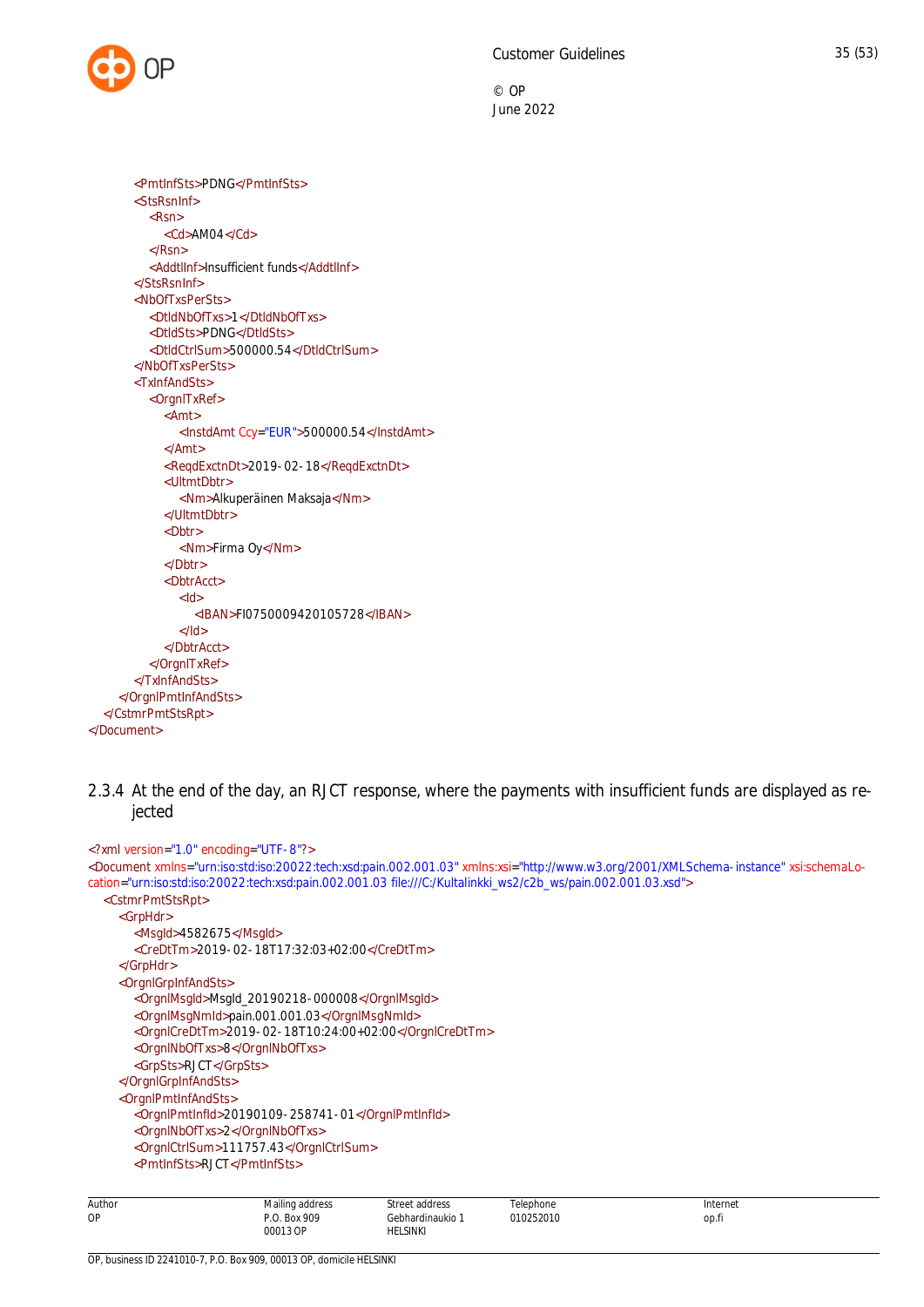```xml
            <PmtInfSts>PDNG</PmtInfSts>
            <StsRsnInf>
                <Rsn>
                    <Cd>AM04</Cd>
                </Rsn>
                <AddtlInf>Insufficient funds</AddtlInf>
            </StsRsnInf>
            <NbOfTxsPerSts>
                <DtldNbOfTxs>1</DtldNbOfTxs>
                <DtldSts>PDNG</DtldSts>
                <DtldCtrlSum>500000.54</DtldCtrlSum>
            </NbOfTxsPerSts>
            <TxInfAndSts>
                <OrgnlTxRef>
                    <Amt>
                        <InstdAmt Ccy="EUR">500000.54</InstdAmt>
                    </Amt>
                    <ReqdExctnDt>2019-02-18</ReqdExctnDt>
                    <UltmtDbtr>
                        <Nm>Alkuperäinen Maksaja</Nm>
                    </UltmtDbtr>
                    <Dbtr>
                        <Nm>Firma Oy</Nm>
                    </Dbtr>
                    <DbtrAcct>
                        <Id>
                            <IBAN>FI0750009420105728</IBAN>
                        </Id>
                    </DbtrAcct>
                </OrgnlTxRef>
            </TxInfAndSts>
        </OrgnlPmtInfAndSts>
    </CstmrPmtStsRpt>
</Document>
```

### 2.3.4 At the end of the day, an RJCT response, where the payments with insufficient funds are displayed as rejected

```xml
<?xml version="1.0" encoding="UTF-8"?>
<Document xmlns="urn:iso:std:iso:20022:tech:xsd:pain.002.001.03" xmlns:xsi="http://www.w3.org/2001/XMLSchema-instance" xsi:schemaLocation="urn:iso:std:iso:20022:tech:xsd:pain.002.001.03 file:///C:/Kultalinkki_ws2/c2b_ws/pain.002.001.03.xsd">
    <CstmrPmtStsRpt>
        <GrpHdr>
            <MsgId>4582675</MsgId>
            <CreDtTm>2019-02-18T17:32:03+02:00</CreDtTm>
        </GrpHdr>
        <OrgnlGrpInfAndSts>
            <OrgnlMsgId>MsgId_20190218-000008</OrgnlMsgId>
            <OrgnlMsgNmId>pain.001.001.03</OrgnlMsgNmId>
            <OrgnlCreDtTm>2019-02-18T10:24:00+02:00</OrgnlCreDtTm>
            <OrgnlNbOfTxs>8</OrgnlNbOfTxs>
            <GrpSts>RJCT</GrpSts>
        </OrgnlGrpInfAndSts>
        <OrgnlPmtInfAndSts>
            <OrgnlPmtInfId>20190109-258741-01</OrgnlPmtInfId>
            <OrgnlNbOfTxs>2</OrgnlNbOfTxs>
            <OrgnlCtrlSum>111757.43</OrgnlCtrlSum>
            <PmtInfSts>RJCT</PmtInfSts>
```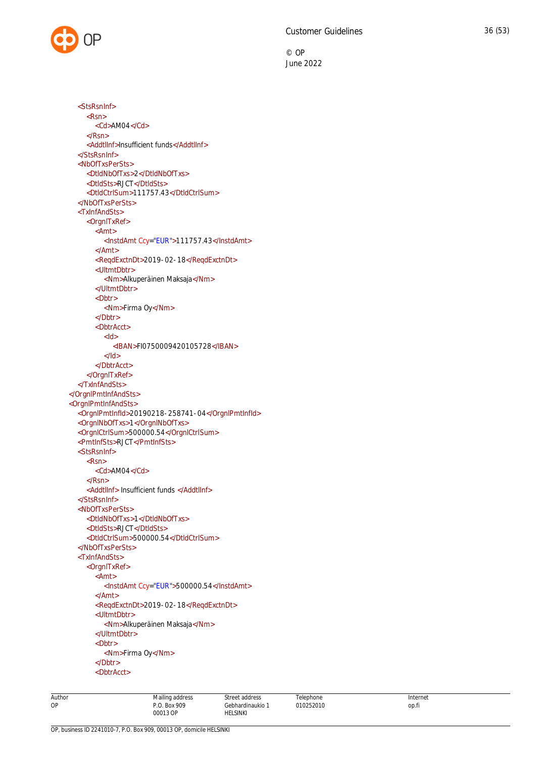```xml
        <StsRsnInf>
            <Rsn>
                <Cd>AM04</Cd>
            </Rsn>
            <AddtlInf>Insufficient funds</AddtlInf>
        </StsRsnInf>
        <NbOfTxsPerSts>
            <DtldNbOfTxs>2</DtldNbOfTxs>
            <DtldSts>RJCT</DtldSts>
            <DtldCtrlSum>111757.43</DtldCtrlSum>
        </NbOfTxsPerSts>
        <TxInfAndSts>
            <OrgnlTxRef>
                <Amt>
                    <InstdAmt Ccy="EUR">111757.43</InstdAmt>
                </Amt>
                <ReqdExctnDt>2019-02-18</ReqdExctnDt>
                <UltmtDbtr>
                    <Nm>Alkuperäinen Maksaja</Nm>
                </UltmtDbtr>
                <Dbtr>
                    <Nm>Firma Oy</Nm>
                </Dbtr>
                <DbtrAcct>
                    <Id>
                        <IBAN>FI0750009420105728</IBAN>
                    </Id>
                </DbtrAcct>
            </OrgnlTxRef>
        </TxInfAndSts>
    </OrgnlPmtInfAndSts>
    <OrgnlPmtInfAndSts>
        <OrgnlPmtInfId>20190218-258741-04</OrgnlPmtInfId>
        <OrgnlNbOfTxs>1</OrgnlNbOfTxs>
        <OrgnlCtrlSum>500000.54</OrgnlCtrlSum>
        <PmtInfSts>RJCT</PmtInfSts>
        <StsRsnInf>
            <Rsn>
                <Cd>AM04</Cd>
            </Rsn>
            <AddtlInf> Insufficient funds </AddtlInf>
        </StsRsnInf>
        <NbOfTxsPerSts>
            <DtldNbOfTxs>1</DtldNbOfTxs>
            <DtldSts>RJCT</DtldSts>
            <DtldCtrlSum>500000.54</DtldCtrlSum>
        </NbOfTxsPerSts>
        <TxInfAndSts>
            <OrgnlTxRef>
                <Amt>
                    <InstdAmt Ccy="EUR">500000.54</InstdAmt>
                </Amt>
                <ReqdExctnDt>2019-02-18</ReqdExctnDt>
                <UltmtDbtr>
                    <Nm>Alkuperäinen Maksaja</Nm>
                </UltmtDbtr>
                <Dbtr>
                    <Nm>Firma Oy</Nm>
                </Dbtr>
                <DbtrAcct>
```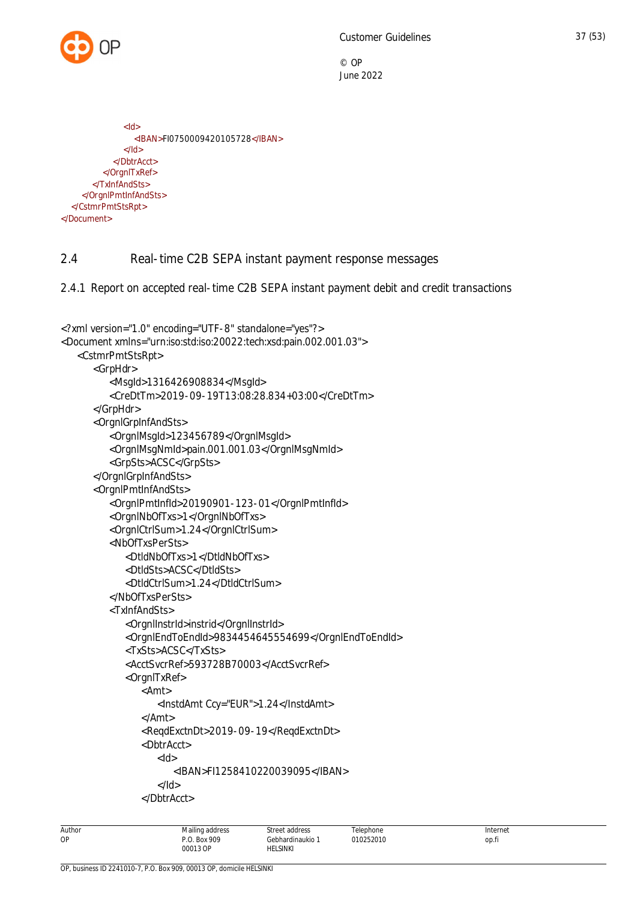```xml
                <Id>
                    <IBAN>FI0750009420105728</IBAN>
                </Id>
            </DbtrAcct>
        </OrgnlTxRef>
    </TxInfAndSts>
  </OrgnlPmtInfAndSts>
 </CstmrPmtStsRpt>
</Document>
```

## 2.4 Real-time C2B SEPA instant payment response messages

### 2.4.1 Report on accepted real-time C2B SEPA instant payment debit and credit transactions

```xml
<?xml version="1.0" encoding="UTF-8" standalone="yes"?>
<Document xmlns="urn:iso:std:iso:20022:tech:xsd:pain.002.001.03">
    <CstmrPmtStsRpt>
        <GrpHdr>
            <MsgId>1316426908834</MsgId>
            <CreDtTm>2019-09-19T13:08:28.834+03:00</CreDtTm>
        </GrpHdr>
        <OrgnlGrpInfAndSts>
            <OrgnlMsgId>123456789</OrgnlMsgId>
            <OrgnlMsgNmId>pain.001.001.03</OrgnlMsgNmId>
            <GrpSts>ACSC</GrpSts>
        </OrgnlGrpInfAndSts>
        <OrgnlPmtInfAndSts>
            <OrgnlPmtInfId>20190901-123-01</OrgnlPmtInfId>
            <OrgnlNbOfTxs>1</OrgnlNbOfTxs>
            <OrgnlCtrlSum>1.24</OrgnlCtrlSum>
            <NbOfTxsPerSts>
                <DtldNbOfTxs>1</DtldNbOfTxs>
                <DtldSts>ACSC</DtldSts>
                <DtldCtrlSum>1.24</DtldCtrlSum>
            </NbOfTxsPerSts>
            <TxInfAndSts>
                <OrgnlInstrId>instrid</OrgnlInstrId>
                <OrgnlEndToEndId>98344546455546​99</OrgnlEndToEndId>
                <TxSts>ACSC</TxSts>
                <AcctSvcrRef>593728B70003</AcctSvcrRef>
                <OrgnlTxRef>
                    <Amt>
                        <InstdAmt Ccy="EUR">1.24</InstdAmt>
                    </Amt>
                    <ReqdExctnDt>2019-09-19</ReqdExctnDt>
                    <DbtrAcct>
                        <Id>
                            <IBAN>FI1258410220039095</IBAN>
                        </Id>
                    </DbtrAcct>
```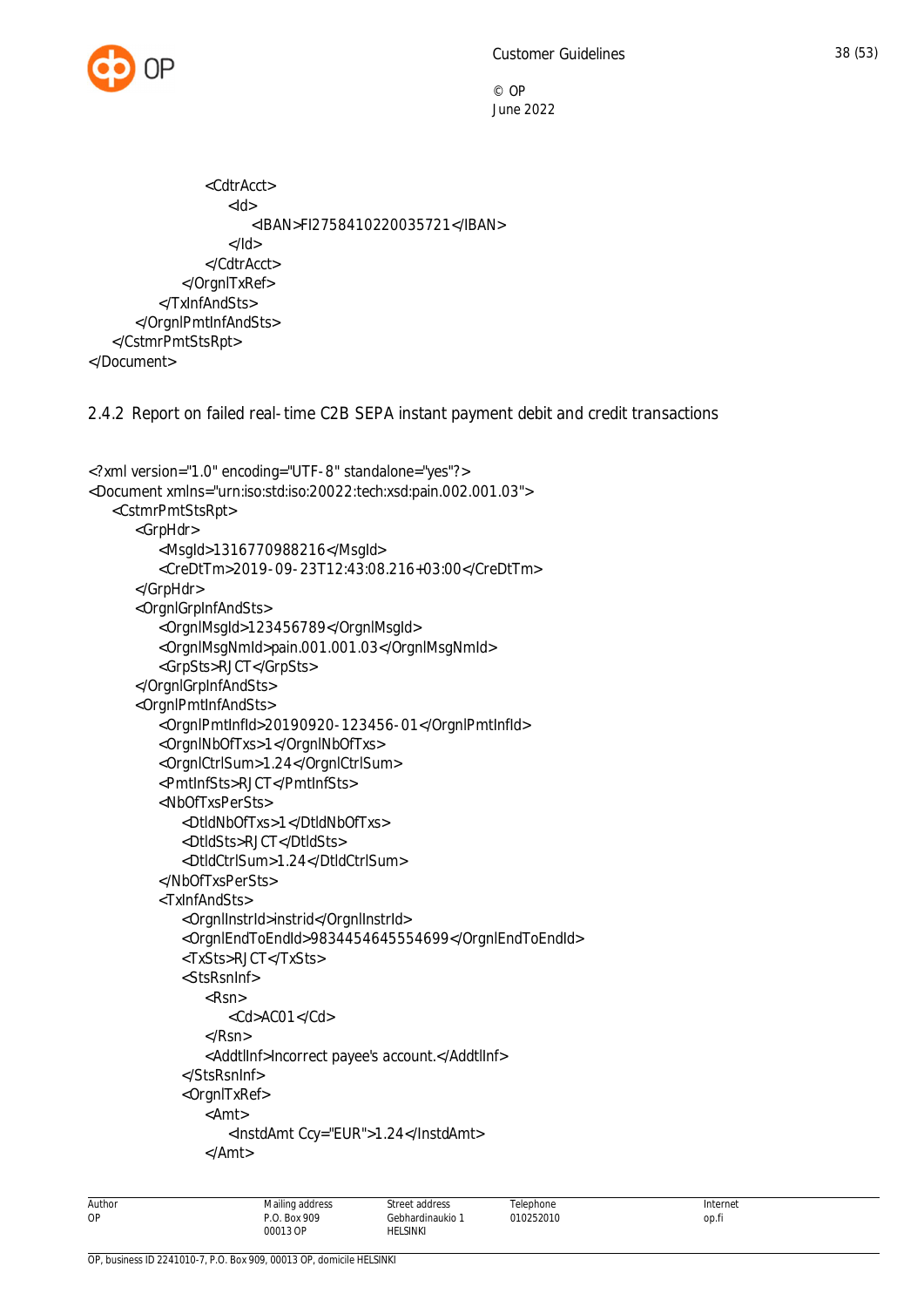```
                <CdtrAcct>
                    <Id>
                        <IBAN>FI2758410220035721</IBAN>
                    </Id>
                </CdtrAcct>
            </OrgnlTxRef>
        </TxInfAndSts>
    </OrgnlPmtInfAndSts>
  </CstmrPmtStsRpt>
</Document>
```

### 2.4.2 Report on failed real-time C2B SEPA instant payment debit and credit transactions

```
<?xml version="1.0" encoding="UTF-8" standalone="yes"?>
<Document xmlns="urn:iso:std:iso:20022:tech:xsd:pain.002.001.03">
  <CstmrPmtStsRpt>
    <GrpHdr>
      <MsgId>1316770988216</MsgId>
      <CreDtTm>2019-09-23T12:43:08.216+03:00</CreDtTm>
    </GrpHdr>
    <OrgnlGrpInfAndSts>
      <OrgnlMsgId>123456789</OrgnlMsgId>
      <OrgnlMsgNmId>pain.001.001.03</OrgnlMsgNmId>
      <GrpSts>RJCT</GrpSts>
    </OrgnlGrpInfAndSts>
    <OrgnlPmtInfAndSts>
      <OrgnlPmtInfId>20190920-123456-01</OrgnlPmtInfId>
      <OrgnlNbOfTxs>1</OrgnlNbOfTxs>
      <OrgnlCtrlSum>1.24</OrgnlCtrlSum>
      <PmtInfSts>RJCT</PmtInfSts>
      <NbOfTxsPerSts>
        <DtldNbOfTxs>1</DtldNbOfTxs>
        <DtldSts>RJCT</DtldSts>
        <DtldCtrlSum>1.24</DtldCtrlSum>
      </NbOfTxsPerSts>
      <TxInfAndSts>
        <OrgnlInstrId>instrid</OrgnlInstrId>
        <OrgnlEndToEndId>98344546455546699</OrgnlEndToEndId>
        <TxSts>RJCT</TxSts>
        <StsRsnInf>
          <Rsn>
            <Cd>AC01</Cd>
          </Rsn>
          <AddtlInf>Incorrect payee's account.</AddtlInf>
        </StsRsnInf>
        <OrgnlTxRef>
          <Amt>
            <InstdAmt Ccy="EUR">1.24</InstdAmt>
          </Amt>
```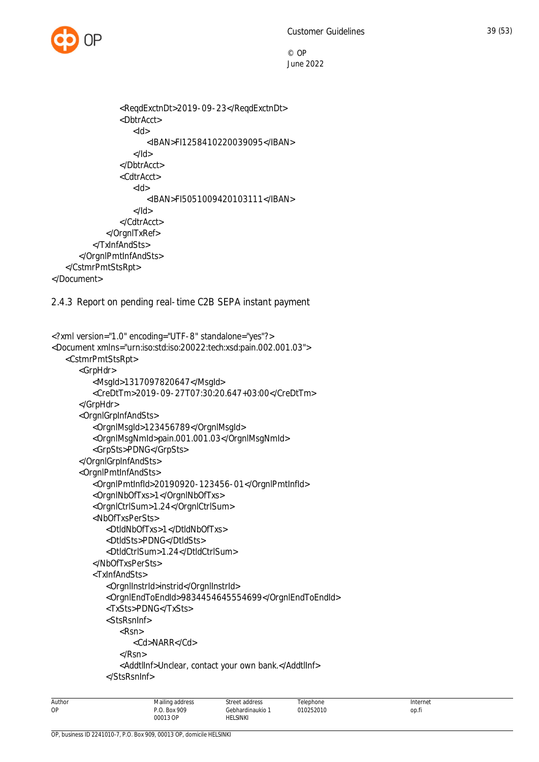```
                <ReqdExctnDt>2019-09-23</ReqdExctnDt>
                <DbtrAcct>
                    <Id>
                        <IBAN>FI1258410220039095</IBAN>
                    </Id>
                </DbtrAcct>
                <CdtrAcct>
                    <Id>
                        <IBAN>FI5051009420103111</IBAN>
                    </Id>
                </CdtrAcct>
            </OrgnlTxRef>
        </TxInfAndSts>
    </OrgnlPmtInfAndSts>
  </CstmrPmtStsRpt>
</Document>
```

### 2.4.3 Report on pending real-time C2B SEPA instant payment

```
<?xml version="1.0" encoding="UTF-8" standalone="yes"?>
<Document xmlns="urn:iso:std:iso:20022:tech:xsd:pain.002.001.03">
    <CstmrPmtStsRpt>
        <GrpHdr>
            <MsgId>1317097820647</MsgId>
            <CreDtTm>2019-09-27T07:30:20.647+03:00</CreDtTm>
        </GrpHdr>
        <OrgnlGrpInfAndSts>
            <OrgnlMsgId>123456789</OrgnlMsgId>
            <OrgnlMsgNmId>pain.001.001.03</OrgnlMsgNmId>
            <GrpSts>PDNG</GrpSts>
        </OrgnlGrpInfAndSts>
        <OrgnlPmtInfAndSts>
            <OrgnlPmtInfId>20190920-123456-01</OrgnlPmtInfId>
            <OrgnlNbOfTxs>1</OrgnlNbOfTxs>
            <OrgnlCtrlSum>1.24</OrgnlCtrlSum>
            <NbOfTxsPerSts>
                <DtldNbOfTxs>1</DtldNbOfTxs>
                <DtldSts>PDNG</DtldSts>
                <DtldCtrlSum>1.24</DtldCtrlSum>
            </NbOfTxsPerSts>
            <TxInfAndSts>
                <OrgnlInstrId>instrid</OrgnlInstrId>
                <OrgnlEndToEndId>9834454645554699</OrgnlEndToEndId>
                <TxSts>PDNG</TxSts>
                <StsRsnInf>
                    <Rsn>
                        <Cd>NARR</Cd>
                    </Rsn>
                    <AddtlInf>Unclear, contact your own bank.</AddtlInf>
                </StsRsnInf>
```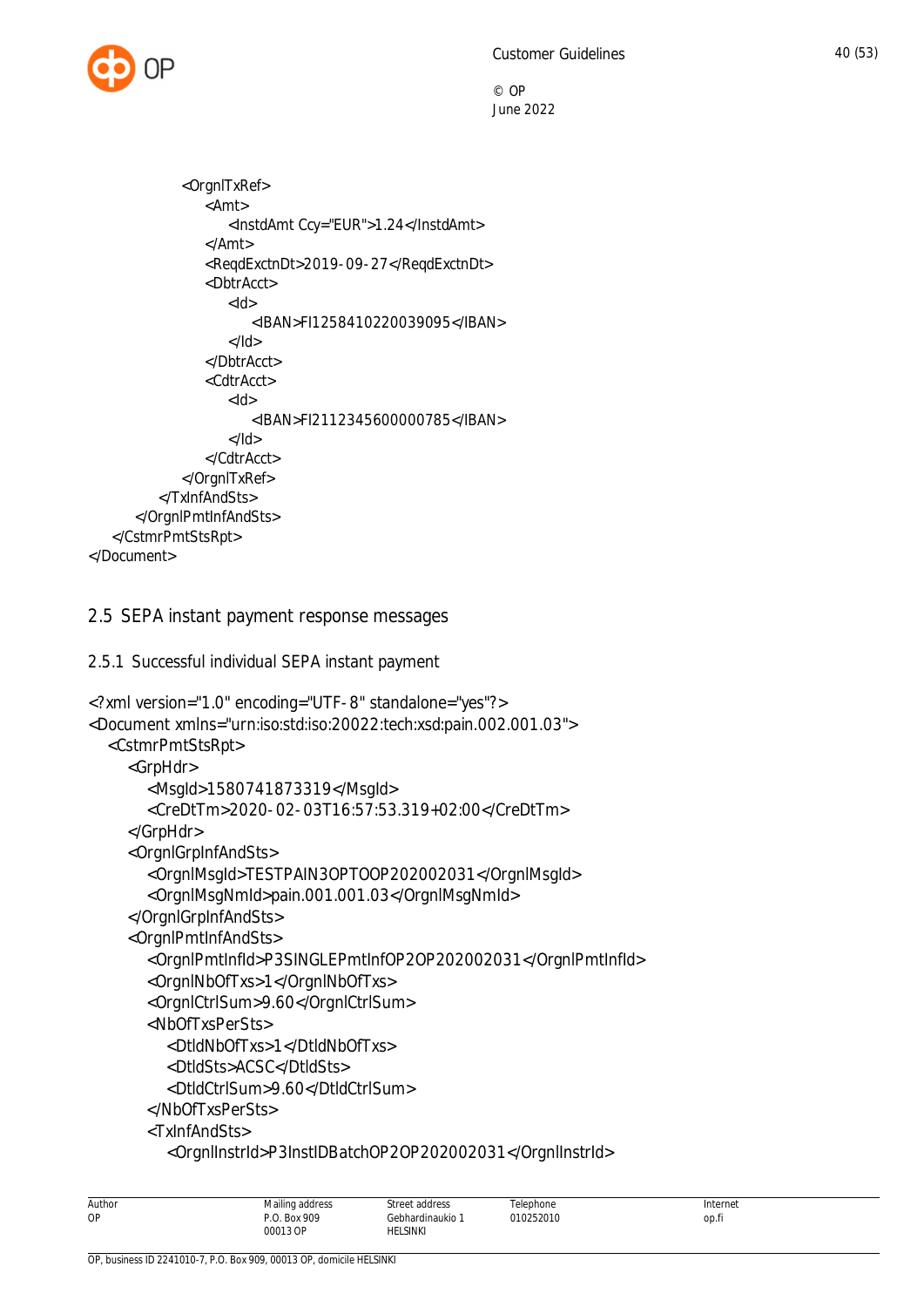```
                <OrgnlTxRef>
                    <Amt>
                        <InstdAmt Ccy="EUR">1.24</InstdAmt>
                    </Amt>
                    <ReqdExctnDt>2019-09-27</ReqdExctnDt>
                    <DbtrAcct>
                        <Id>
                            <IBAN>FI1258410220039095</IBAN>
                        </Id>
                    </DbtrAcct>
                    <CdtrAcct>
                        <Id>
                            <IBAN>FI2112345600000785</IBAN>
                        </Id>
                    </CdtrAcct>
                </OrgnlTxRef>
            </TxInfAndSts>
        </OrgnlPmtInfAndSts>
    </CstmrPmtStsRpt>
</Document>
```

## 2.5 SEPA instant payment response messages

### 2.5.1 Successful individual SEPA instant payment

```
<?xml version="1.0" encoding="UTF-8" standalone="yes"?>
<Document xmlns="urn:iso:std:iso:20022:tech:xsd:pain.002.001.03">
  <CstmrPmtStsRpt>
    <GrpHdr>
      <MsgId>1580741873319</MsgId>
      <CreDtTm>2020-02-03T16:57:53.319+02:00</CreDtTm>
    </GrpHdr>
    <OrgnlGrpInfAndSts>
      <OrgnlMsgId>TESTPAIN3OPTOOP202002031</OrgnlMsgId>
      <OrgnlMsgNmId>pain.001.001.03</OrgnlMsgNmId>
    </OrgnlGrpInfAndSts>
    <OrgnlPmtInfAndSts>
      <OrgnlPmtInfId>P3SINGLEPmtInfOP2OP202002031</OrgnlPmtInfId>
      <OrgnlNbOfTxs>1</OrgnlNbOfTxs>
      <OrgnlCtrlSum>9.60</OrgnlCtrlSum>
      <NbOfTxsPerSts>
        <DtldNbOfTxs>1</DtldNbOfTxs>
        <DtldSts>ACSC</DtldSts>
        <DtldCtrlSum>9.60</DtldCtrlSum>
      </NbOfTxsPerSts>
      <TxInfAndSts>
        <OrgnlInstrId>P3InstIDBatchOP2OP202002031</OrgnlInstrId>
```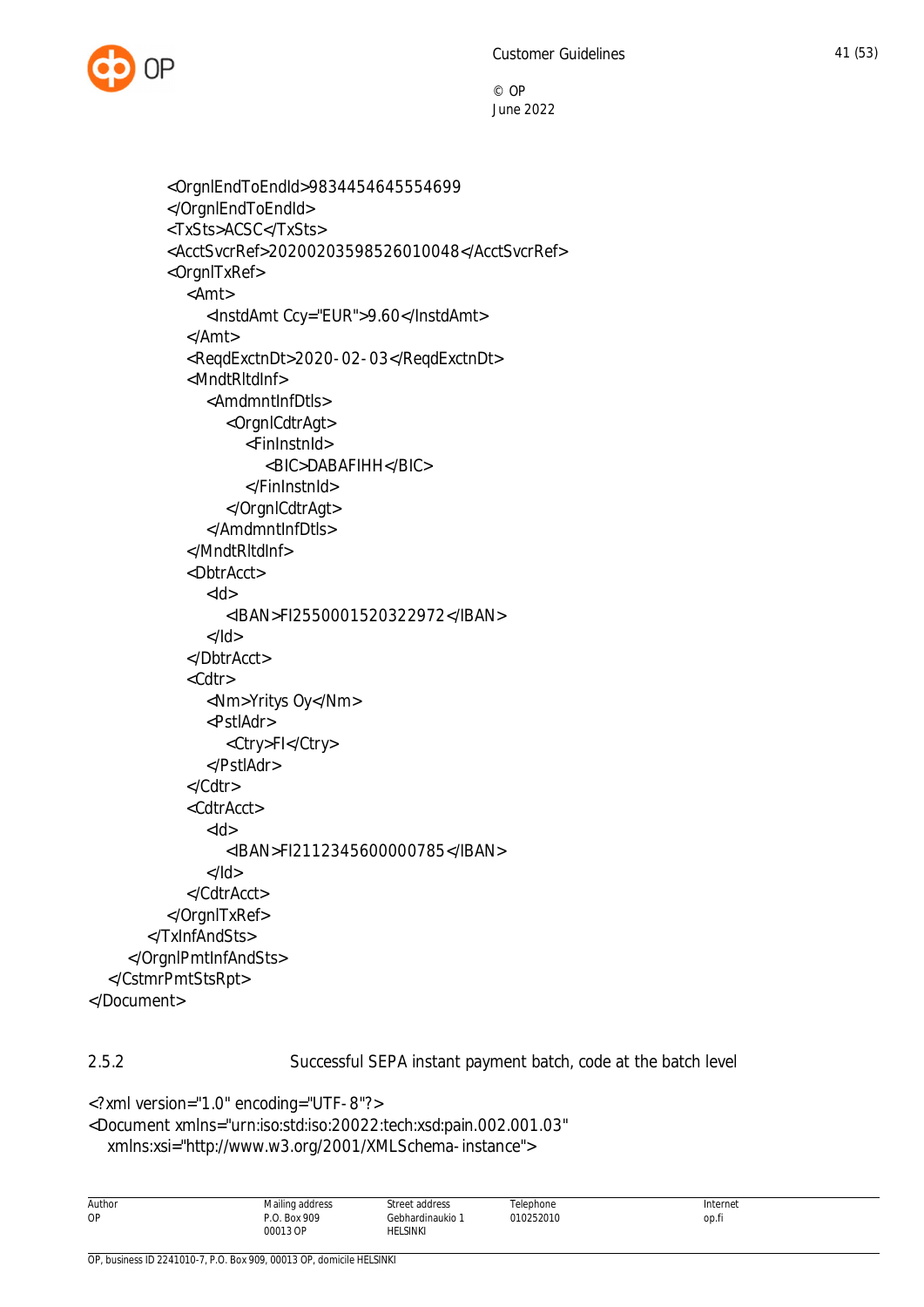```
            <OrgnlEndToEndId>98344546455546999
            </OrgnlEndToEndId>
            <TxSts>ACSC</TxSts>
            <AcctSvcrRef>20200203598526010048</AcctSvcrRef>
            <OrgnlTxRef>
               <Amt>
                  <InstdAmt Ccy="EUR">9.60</InstdAmt>
               </Amt>
               <ReqdExctnDt>2020-02-03</ReqdExctnDt>
               <MndtRltdInf>
                  <AmdmntInfDtls>
                     <OrgnlCdtrAgt>
                        <FinInstnId>
                           <BIC>DABAFIHH</BIC>
                        </FinInstnId>
                     </OrgnlCdtrAgt>
                  </AmdmntInfDtls>
               </MndtRltdInf>
               <DbtrAcct>
                  <Id>
                     <IBAN>FI2550001520322972</IBAN>
                  </Id>
               </DbtrAcct>
               <Cdtr>
                  <Nm>Yritys Oy</Nm>
                  <PstlAdr>
                     <Ctry>FI</Ctry>
                  </PstlAdr>
               </Cdtr>
               <CdtrAcct>
                  <Id>
                     <IBAN>FI2112345600000785</IBAN>
                  </Id>
               </CdtrAcct>
            </OrgnlTxRef>
         </TxInfAndSts>
      </OrgnlPmtInfAndSts>
   </CstmrPmtStsRpt>
</Document>
```

### 2.5.2 Successful SEPA instant payment batch, code at the batch level

```
<?xml version="1.0" encoding="UTF-8"?>
<Document xmlns="urn:iso:std:iso:20022:tech:xsd:pain.002.001.03"
   xmlns:xsi="http://www.w3.org/2001/XMLSchema-instance">
```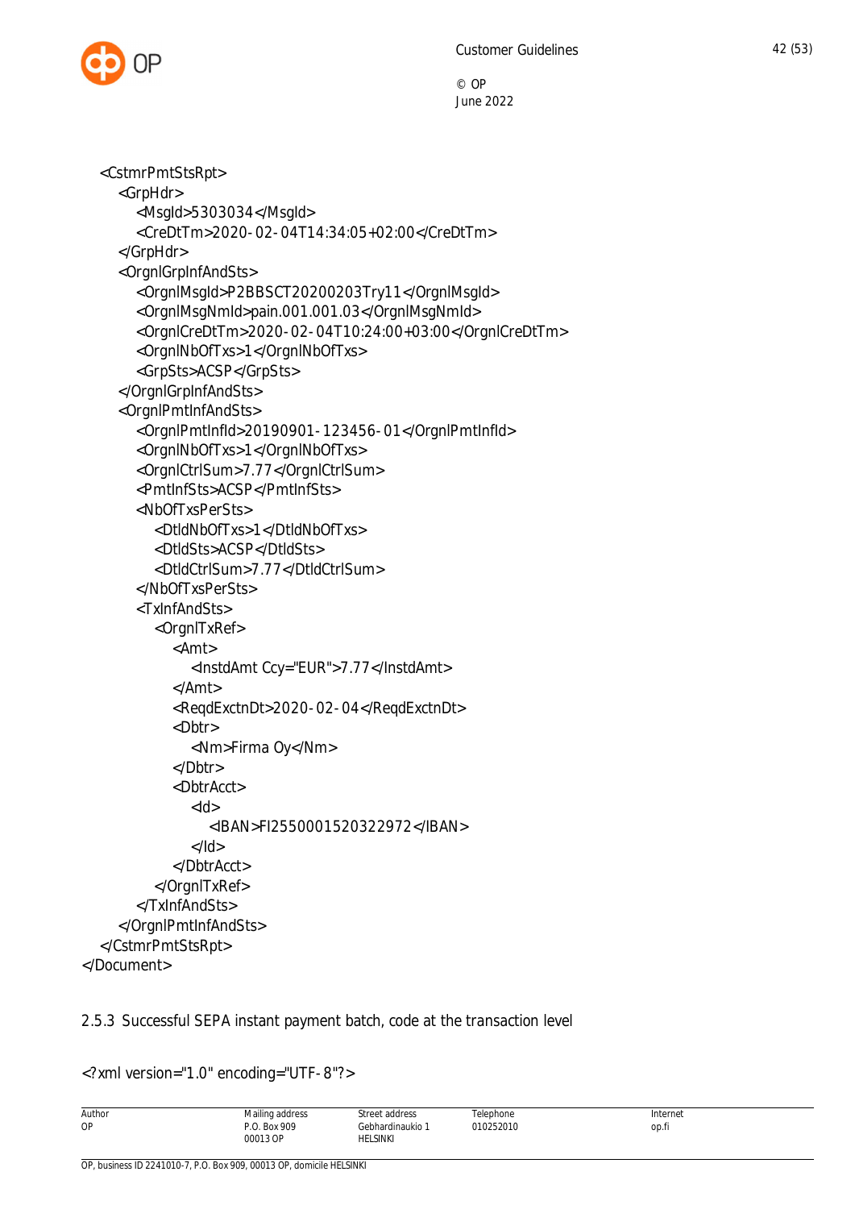```xml
    <CstmrPmtStsRpt>
        <GrpHdr>
            <MsgId>5303034</MsgId>
            <CreDtTm>2020-02-04T14:34:05+02:00</CreDtTm>
        </GrpHdr>
        <OrgnlGrpInfAndSts>
            <OrgnlMsgId>P2BBSCT20200203Try11</OrgnlMsgId>
            <OrgnlMsgNmId>pain.001.001.03</OrgnlMsgNmId>
            <OrgnlCreDtTm>2020-02-04T10:24:00+03:00</OrgnlCreDtTm>
            <OrgnlNbOfTxs>1</OrgnlNbOfTxs>
            <GrpSts>ACSP</GrpSts>
        </OrgnlGrpInfAndSts>
        <OrgnlPmtInfAndSts>
            <OrgnlPmtInfId>20190901-123456-01</OrgnlPmtInfId>
            <OrgnlNbOfTxs>1</OrgnlNbOfTxs>
            <OrgnlCtrlSum>7.77</OrgnlCtrlSum>
            <PmtInfSts>ACSP</PmtInfSts>
            <NbOfTxsPerSts>
                <DtldNbOfTxs>1</DtldNbOfTxs>
                <DtldSts>ACSP</DtldSts>
                <DtldCtrlSum>7.77</DtldCtrlSum>
            </NbOfTxsPerSts>
            <TxInfAndSts>
                <OrgnlTxRef>
                    <Amt>
                        <InstdAmt Ccy="EUR">7.77</InstdAmt>
                    </Amt>
                    <ReqdExctnDt>2020-02-04</ReqdExctnDt>
                    <Dbtr>
                        <Nm>Firma Oy</Nm>
                    </Dbtr>
                    <DbtrAcct>
                        <Id>
                            <IBAN>FI2550001520322972</IBAN>
                        </Id>
                    </DbtrAcct>
                </OrgnlTxRef>
            </TxInfAndSts>
        </OrgnlPmtInfAndSts>
    </CstmrPmtStsRpt>
</Document>
```

### 2.5.3 Successful SEPA instant payment batch, code at the transaction level

```xml
<?xml version="1.0" encoding="UTF-8"?>
```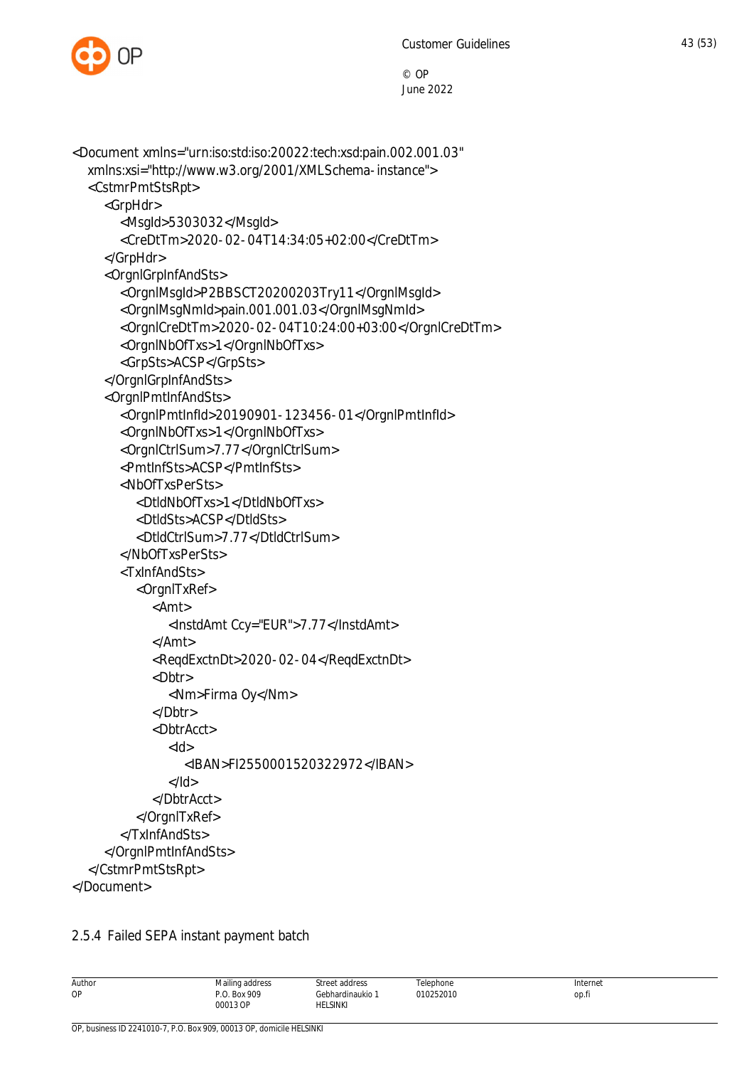```xml
<Document xmlns="urn:iso:std:iso:20022:tech:xsd:pain.002.001.03"
  xmlns:xsi="http://www.w3.org/2001/XMLSchema-instance">
  <CstmrPmtStsRpt>
    <GrpHdr>
      <MsgId>5303032</MsgId>
      <CreDtTm>2020-02-04T14:34:05+02:00</CreDtTm>
    </GrpHdr>
    <OrgnlGrpInfAndSts>
      <OrgnlMsgId>P2BBSCT20200203Try11</OrgnlMsgId>
      <OrgnlMsgNmId>pain.001.001.03</OrgnlMsgNmId>
      <OrgnlCreDtTm>2020-02-04T10:24:00+03:00</OrgnlCreDtTm>
      <OrgnlNbOfTxs>1</OrgnlNbOfTxs>
      <GrpSts>ACSP</GrpSts>
    </OrgnlGrpInfAndSts>
    <OrgnlPmtInfAndSts>
      <OrgnlPmtInfId>20190901-123456-01</OrgnlPmtInfId>
      <OrgnlNbOfTxs>1</OrgnlNbOfTxs>
      <OrgnlCtrlSum>7.77</OrgnlCtrlSum>
      <PmtInfSts>ACSP</PmtInfSts>
      <NbOfTxsPerSts>
        <DtldNbOfTxs>1</DtldNbOfTxs>
        <DtldSts>ACSP</DtldSts>
        <DtldCtrlSum>7.77</DtldCtrlSum>
      </NbOfTxsPerSts>
      <TxInfAndSts>
        <OrgnlTxRef>
          <Amt>
            <InstdAmt Ccy="EUR">7.77</InstdAmt>
          </Amt>
          <ReqdExctnDt>2020-02-04</ReqdExctnDt>
          <Dbtr>
            <Nm>Firma Oy</Nm>
          </Dbtr>
          <DbtrAcct>
            <Id>
              <IBAN>FI2550001520322972</IBAN>
            </Id>
          </DbtrAcct>
        </OrgnlTxRef>
      </TxInfAndSts>
    </OrgnlPmtInfAndSts>
  </CstmrPmtStsRpt>
</Document>
```

### 2.5.4 Failed SEPA instant payment batch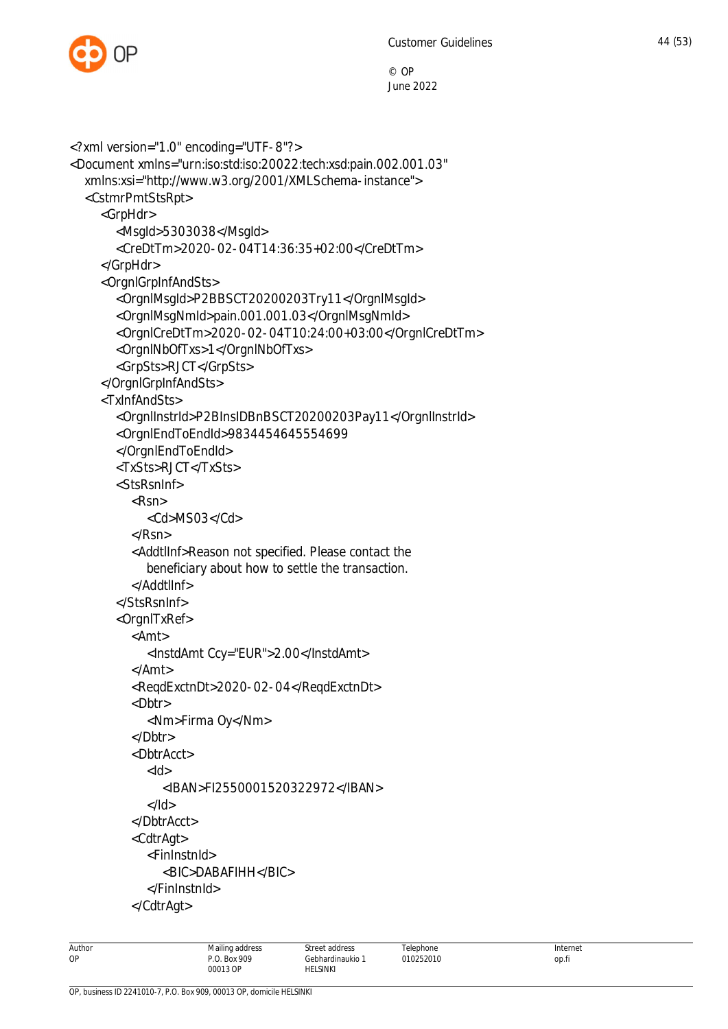```
<?xml version="1.0" encoding="UTF-8"?>
<Document xmlns="urn:iso:std:iso:20022:tech:xsd:pain.002.001.03"
  xmlns:xsi="http://www.w3.org/2001/XMLSchema-instance">
  <CstmrPmtStsRpt>
    <GrpHdr>
      <MsgId>5303038</MsgId>
      <CreDtTm>2020-02-04T14:36:35+02:00</CreDtTm>
    </GrpHdr>
    <OrgnlGrpInfAndSts>
      <OrgnlMsgId>P2BBSCT20200203Try11</OrgnlMsgId>
      <OrgnlMsgNmId>pain.001.001.03</OrgnlMsgNmId>
      <OrgnlCreDtTm>2020-02-04T10:24:00+03:00</OrgnlCreDtTm>
      <OrgnlNbOfTxs>1</OrgnlNbOfTxs>
      <GrpSts>RJCT</GrpSts>
    </OrgnlGrpInfAndSts>
    <TxInfAndSts>
      <OrgnlInstrId>P2BInsIDBnBSCT20200203Pay11</OrgnlInstrId>
      <OrgnlEndToEndId>9834454645554699
      </OrgnlEndToEndId>
      <TxSts>RJCT</TxSts>
      <StsRsnInf>
        <Rsn>
          <Cd>MS03</Cd>
        </Rsn>
        <AddtlInf>Reason not specified. Please contact the
          beneficiary about how to settle the transaction.
        </AddtlInf>
      </StsRsnInf>
      <OrgnlTxRef>
        <Amt>
          <InstdAmt Ccy="EUR">2.00</InstdAmt>
        </Amt>
        <ReqdExctnDt>2020-02-04</ReqdExctnDt>
        <Dbtr>
          <Nm>Firma Oy</Nm>
        </Dbtr>
        <DbtrAcct>
          <Id>
            <IBAN>FI2550001520322972</IBAN>
          </Id>
        </DbtrAcct>
        <CdtrAgt>
          <FinInstnId>
            <BIC>DABAFIHH</BIC>
          </FinInstnId>
        </CdtrAgt>
```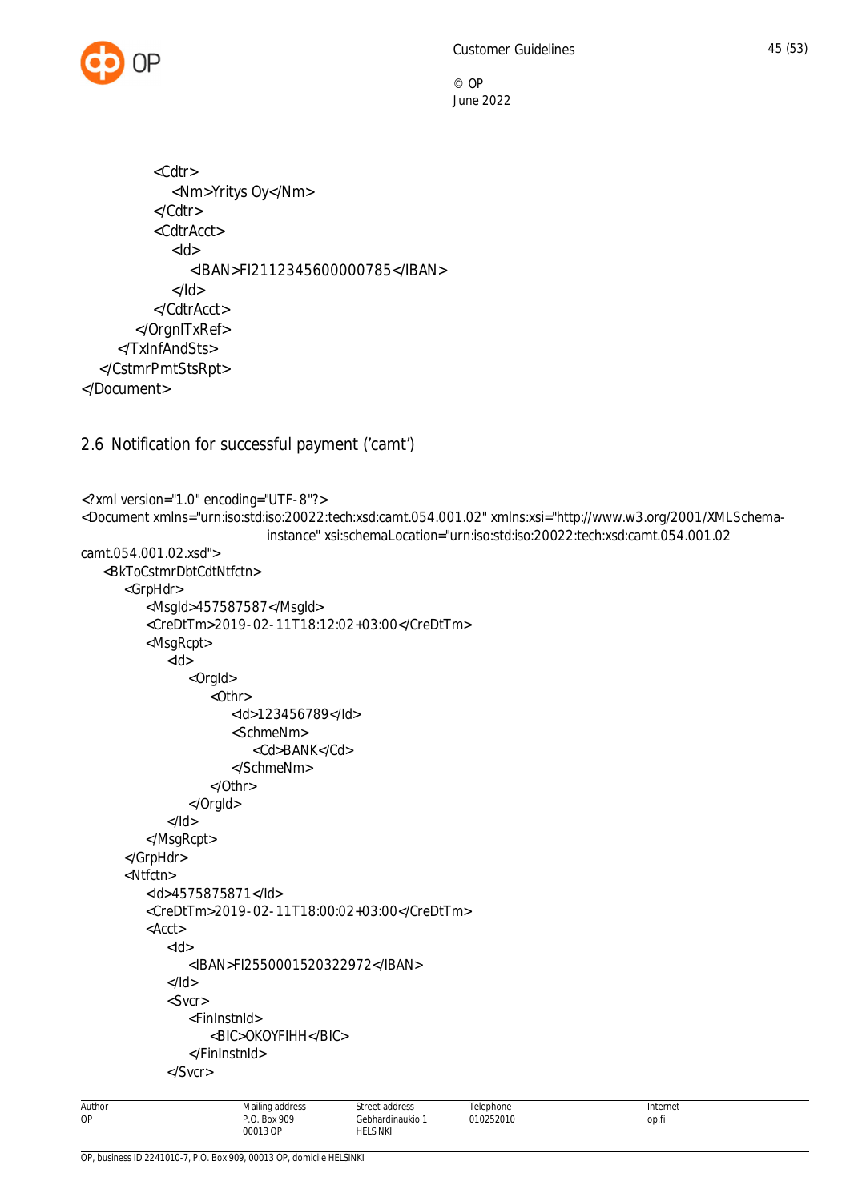```
            <Cdtr>
                <Nm>Yritys Oy</Nm>
            </Cdtr>
            <CdtrAcct>
                <Id>
                    <IBAN>FI2112345600000785</IBAN>
                </Id>
            </CdtrAcct>
        </OrgnlTxRef>
    </TxInfAndSts>
  </CstmrPmtStsRpt>
</Document>
```

## 2.6 Notification for successful payment ('camt')

```
<?xml version="1.0" encoding="UTF-8"?>
<Document xmlns="urn:iso:std:iso:20022:tech:xsd:camt.054.001.02" xmlns:xsi="http://www.w3.org/2001/XMLSchema-
                                   instance" xsi:schemaLocation="urn:iso:std:iso:20022:tech:xsd:camt.054.001.02
camt.054.001.02.xsd">
    <BkToCstmrDbtCdtNtfctn>
        <GrpHdr>
            <MsgId>457587587</MsgId>
            <CreDtTm>2019-02-11T18:12:02+03:00</CreDtTm>
            <MsgRcpt>
                <Id>
                    <OrgId>
                        <Othr>
                            <Id>123456789</Id>
                            <SchmeNm>
                                <Cd>BANK</Cd>
                            </SchmeNm>
                        </Othr>
                    </OrgId>
                </Id>
            </MsgRcpt>
        </GrpHdr>
        <Ntfctn>
            <Id>4575875871</Id>
            <CreDtTm>2019-02-11T18:00:02+03:00</CreDtTm>
            <Acct>
                <Id>
                    <IBAN>FI2550001520322972</IBAN>
                </Id>
                <Svcr>
                    <FinInstnId>
                        <BIC>OKOYFIHH</BIC>
                    </FinInstnId>
                </Svcr>
```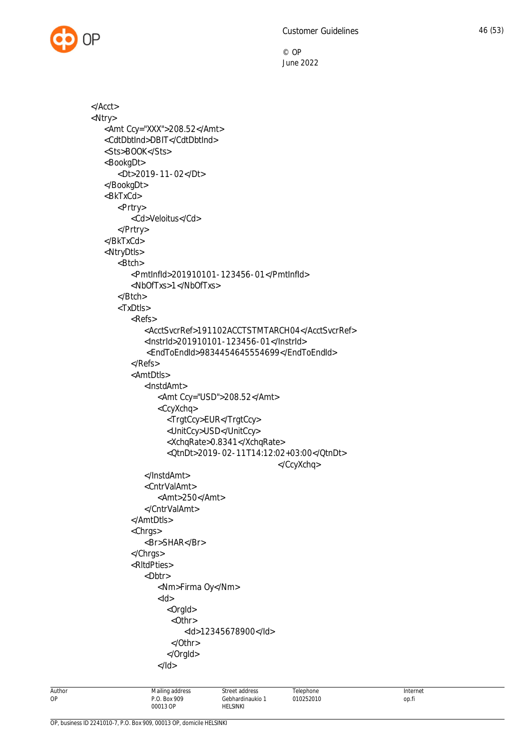```
</Acct>
<Ntry>
    <Amt Ccy="XXX">208.52</Amt>
    <CdtDbtInd>DBIT</CdtDbtInd>
    <Sts>BOOK</Sts>
    <BookgDt>
        <Dt>2019-11-02</Dt>
    </BookgDt>
    <BkTxCd>
        <Prtry>
            <Cd>Veloitus</Cd>
        </Prtry>
    </BkTxCd>
    <NtryDtls>
        <Btch>
            <PmtInfId>201910101-123456-01</PmtInfId>
            <NbOfTxs>1</NbOfTxs>
        </Btch>
        <TxDtls>
            <Refs>
                <AcctSvcrRef>191102ACCTSTMTARCH04</AcctSvcrRef>
                <InstrId>201910101-123456-01</InstrId>
                 <EndToEndId>9834454645554699</EndToEndId>
            </Refs>
            <AmtDtls>
                <InstdAmt>
                    <Amt Ccy="USD">208.52</Amt>
                    <CcyXchq>
                       <TrgtCcy>EUR</TrgtCcy>
                       <UnitCcy>USD</UnitCcy>
                       <XchqRate>0.8341</XchqRate>
                       <QtnDt>2019-02-11T14:12:02+03:00</QtnDt>
                                                          </CcyXchq>
                </InstdAmt>
                <CntrValAmt>
                    <Amt>250</Amt>
                </CntrValAmt>
            </AmtDtls>
            <Chrgs>
                <Br>SHAR</Br>
            </Chrgs>
            <RltdPties>
                <Dbtr>
                    <Nm>Firma Oy</Nm>
                    <Id>
                       <OrgId>
                        <Othr>
                            <Id>12345678900</Id>
                        </Othr>
                       </OrgId>
                    </Id>
```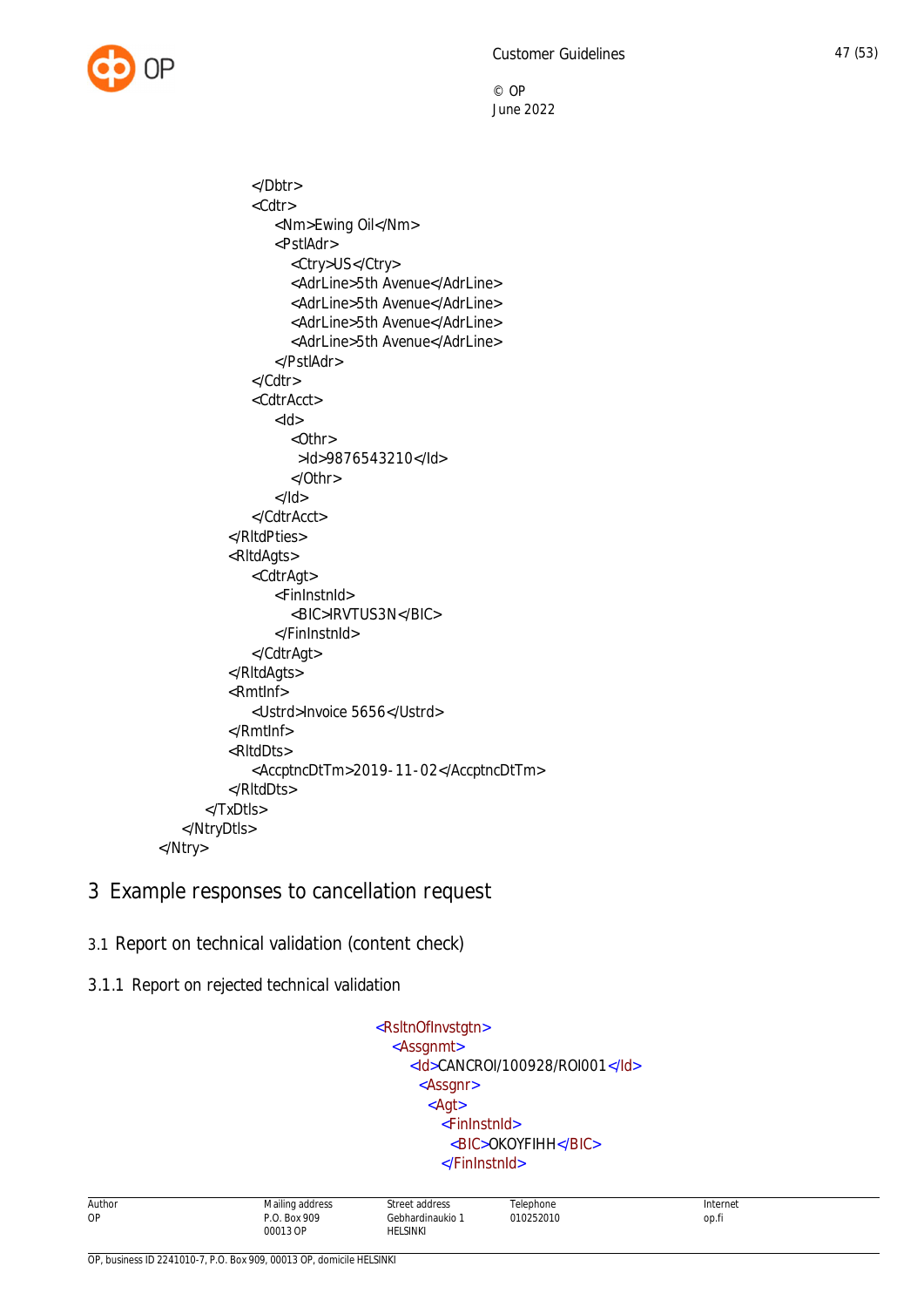```
        </Dbtr>
        <Cdtr>
            <Nm>Ewing Oil</Nm>
            <PstlAdr>
                <Ctry>US</Ctry>
                <AdrLine>5th Avenue</AdrLine>
                <AdrLine>5th Avenue</AdrLine>
                <AdrLine>5th Avenue</AdrLine>
                <AdrLine>5th Avenue</AdrLine>
            </PstlAdr>
        </Cdtr>
        <CdtrAcct>
            <Id>
                <Othr>
                  >Id>9876543210</Id>
                </Othr>
            </Id>
        </CdtrAcct>
    </RltdPties>
    <RltdAgts>
        <CdtrAgt>
            <FinInstnId>
                <BIC>IRVTUS3N</BIC>
            </FinInstnId>
        </CdtrAgt>
    </RltdAgts>
    <RmtInf>
        <Ustrd>Invoice 5656</Ustrd>
    </RmtInf>
    <RltdDts>
        <AccptncDtTm>2019-11-02</AccptncDtTm>
    </RltdDts>
  </TxDtls>
 </NtryDtls>
</Ntry>
```

# 3 Example responses to cancellation request

## 3.1 Report on technical validation (content check)

### 3.1.1 Report on rejected technical validation

```
<RsltnOfInvstgtn>
  <Assgnmt>
    <Id>CANCROI/100928/ROI001</Id>
     <Assgnr>
       <Agt>
         <FinInstnId>
           <BIC>OKOYFIHH</BIC>
         </FinInstnId>
```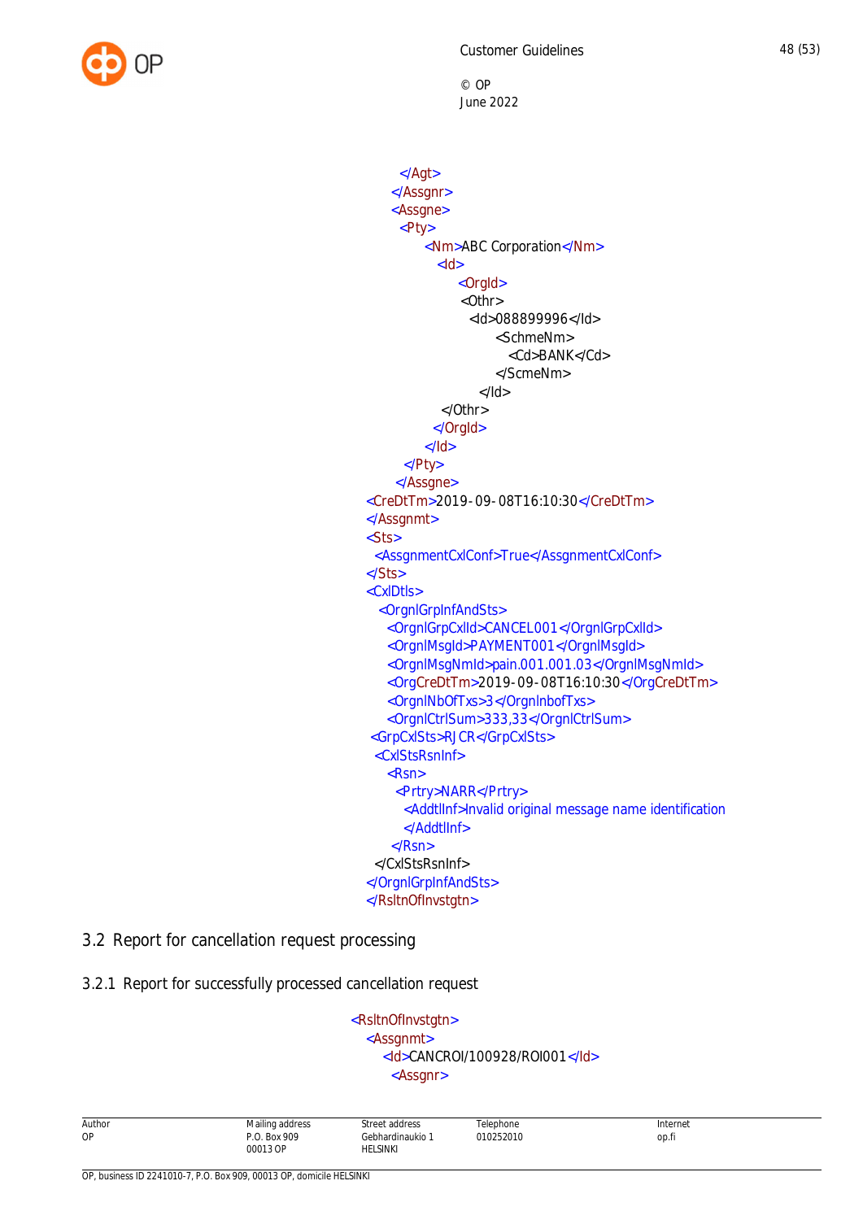```
        </Agt>
      </Assgnr>
      <Assgne>
        <Pty>
            <Nm>ABC Corporation</Nm>
              <Id>
                 <OrgId>
                   <Othr>
                     <Id>088899996</Id>
                         <SchmeNm>
                           <Cd>BANK</Cd>
                         </ScmeNm>
                       </Id>
                   </Othr>
                 </OrgId>
              </Id>
        </Pty>
      </Assgne>
    <CreDtTm>2019-09-08T16:10:30</CreDtTm>
    </Assgnmt>
    <Sts>
      <AssgnmentCxlConf>True</AssgnmentCxlConf>
    </Sts>
    <CxlDtls>
      <OrgnlGrpInfAndSts>
        <OrgnlGrpCxlId>CANCEL001</OrgnlGrpCxlId>
        <OrgnlMsgId>PAYMENT001</OrgnlMsgId>
        <OrgnlMsgNmId>pain.001.001.03</OrgnlMsgNmId>
        <OrgCreDtTm>2019-09-08T16:10:30</OrgCreDtTm>
        <OrgnlNbOfTxs>3</OrgnlnbofTxs>
        <OrgnlCtrlSum>333,33</OrgnlCtrlSum>
     <GrpCxlSts>RJCR</GrpCxlSts>
      <CxlStsRsnInf>
        <Rsn>
          <Prtry>NARR</Prtry>
            <AddtlInf>Invalid original message name identification
            </AddtlInf>
        </Rsn>
      </CxlStsRsnInf>
    </OrgnlGrpInfAndSts>
    </RsltnOfInvstgtn>
```

## 3.2 Report for cancellation request processing

### 3.2.1 Report for successfully processed cancellation request

```
<RsltnOfInvstgtn>
  <Assgnmt>
    <Id>CANCROI/100928/ROI001</Id>
      <Assgnr>
```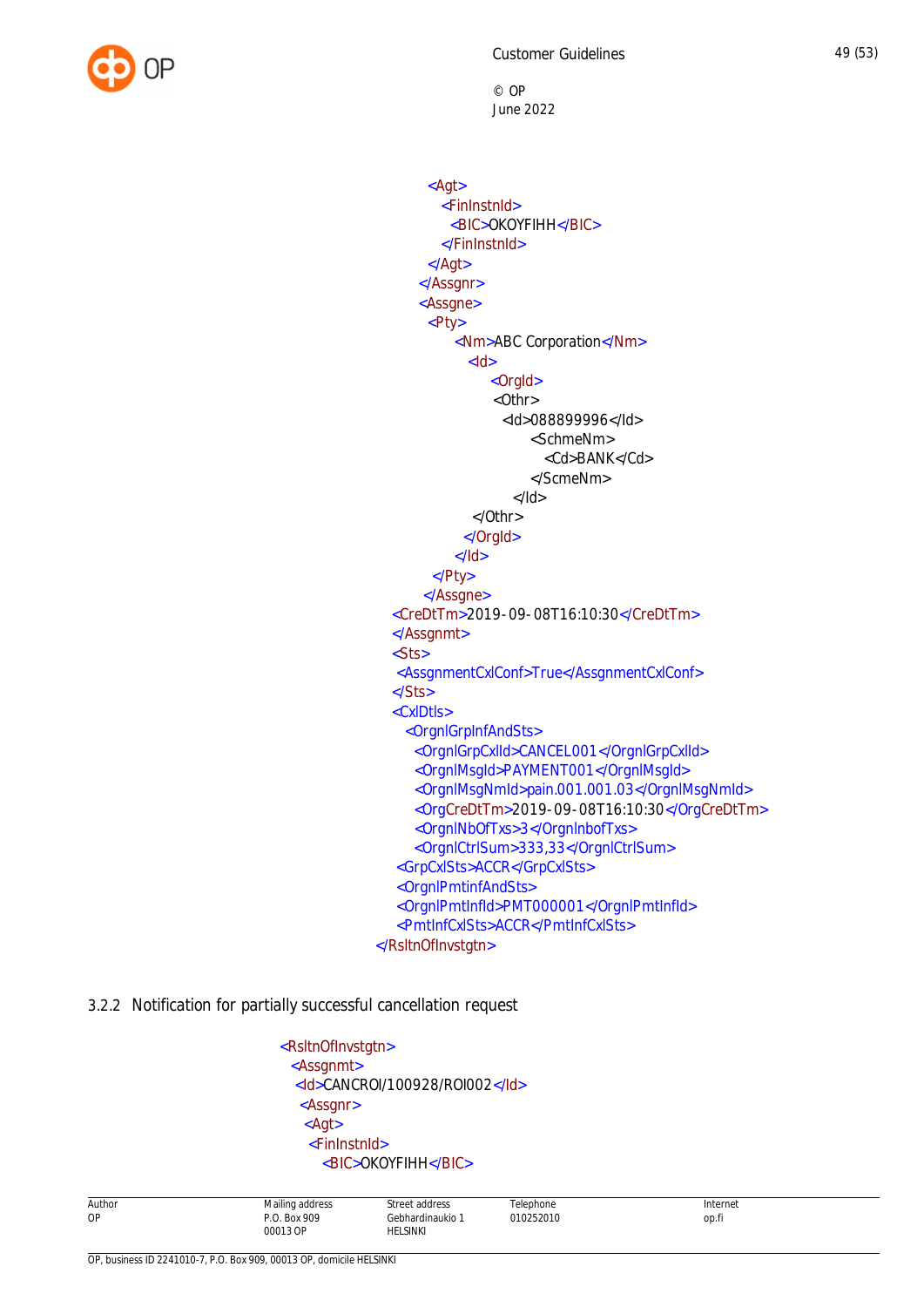```
<Agt>
  <FinInstnId>
    <BIC>OKOYFIHH</BIC>
  </FinInstnId>
</Agt>
</Assgnr>
<Assgne>
  <Pty>
    <Nm>ABC Corporation</Nm>
      <Id>
        <OrgId>
          <Othr>
            <Id>088899996</Id>
              <SchmeNm>
                <Cd>BANK</Cd>
              </ScmeNm>
            </Id>
          </Othr>
        </OrgId>
      </Id>
    </Pty>
  </Assgne>
<CreDtTm>2019-09-08T16:10:30</CreDtTm>
</Assgnmt>
<Sts>
 <AssgnmentCxlConf>True</AssgnmentCxlConf>
</Sts>
<CxlDtls>
  <OrgnlGrpInfAndSts>
    <OrgnlGrpCxlId>CANCEL001</OrgnlGrpCxlId>
    <OrgnlMsgId>PAYMENT001</OrgnlMsgId>
    <OrgnlMsgNmId>pain.001.001.03</OrgnlMsgNmId>
    <OrgCreDtTm>2019-09-08T16:10:30</OrgCreDtTm>
    <OrgnlNbOfTxs>3</OrgnlnbofTxs>
    <OrgnlCtrlSum>333,33</OrgnlCtrlSum>
 <GrpCxlSts>ACCR</GrpCxlSts>
 <OrgnlPmtinfAndSts>
 <OrgnlPmtInfId>PMT000001</OrgnlPmtInfId>
 <PmtInfCxlSts>ACCR</PmtInfCxlSts>
</RsltnOfInvstgtn>
```

### 3.2.2 Notification for partially successful cancellation request

```
<RsltnOfInvstgtn>
  <Assgnmt>
   <Id>CANCROI/100928/ROI002</Id>
    <Assgnr>
     <Agt>
      <FinInstnId>
        <BIC>OKOYFIHH</BIC>
```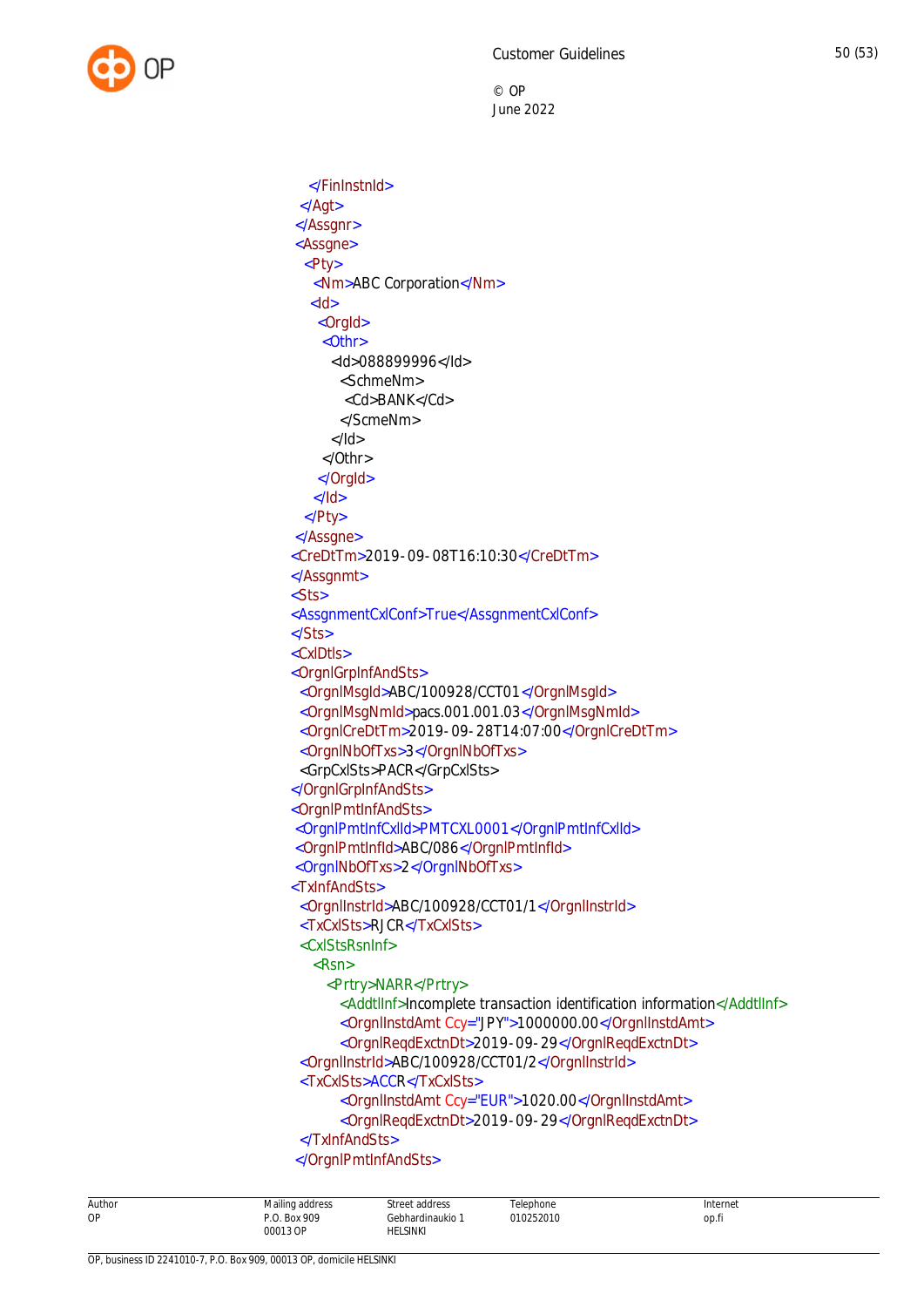```
    </FinInstnId>
   </Agt>
  </Assgnr>
  <Assgne>
   <Pty>
     <Nm>ABC Corporation</Nm>
    <Id>
     <OrgId>
      <Othr>
        <Id>088899996</Id>
          <SchmeNm>
           <Cd>BANK</Cd>
          </ScmeNm>
        </Id>
      </Othr>
     </OrgId>
    </Id>
   </Pty>
  </Assgne>
 <CreDtTm>2019-09-08T16:10:30</CreDtTm>
 </Assgnmt>
 <Sts>
 <AssgnmentCxlConf>True</AssgnmentCxlConf>
 </Sts>
 <CxlDtls>
 <OrgnlGrpInfAndSts>
   <OrgnlMsgId>ABC/100928/CCT01</OrgnlMsgId>
   <OrgnlMsgNmId>pacs.001.001.03</OrgnlMsgNmId>
   <OrgnlCreDtTm>2019-09-28T14:07:00</OrgnlCreDtTm>
   <OrgnlNbOfTxs>3</OrgnlNbOfTxs>
   <GrpCxlSts>PACR</GrpCxlSts>
 </OrgnlGrpInfAndSts>
 <OrgnlPmtInfAndSts>
  <OrgnlPmtInfCxlId>PMTCXL0001</OrgnlPmtInfCxlId>
  <OrgnlPmtInfId>ABC/086</OrgnlPmtInfId>
  <OrgnlNbOfTxs>2</OrgnlNbOfTxs>
 <TxInfAndSts>
   <OrgnlInstrId>ABC/100928/CCT01/1</OrgnlInstrId>
   <TxCxlSts>RJCR</TxCxlSts>
   <CxlStsRsnInf>
     <Rsn>
        <Prtry>NARR</Prtry>
           <AddtlInf>Incomplete transaction identification information</AddtlInf>
           <OrgnlInstdAmt Ccy="JPY">1000000.00</OrgnlInstdAmt>
           <OrgnlReqdExctnDt>2019-09-29</OrgnlReqdExctnDt>
   <OrgnlInstrId>ABC/100928/CCT01/2</OrgnlInstrId>
   <TxCxlSts>ACCR</TxCxlSts>
           <OrgnlInstdAmt Ccy="EUR">1020.00</OrgnlInstdAmt>
           <OrgnlReqdExctnDt>2019-09-29</OrgnlReqdExctnDt>
   </TxInfAndSts>
  </OrgnlPmtInfAndSts>
```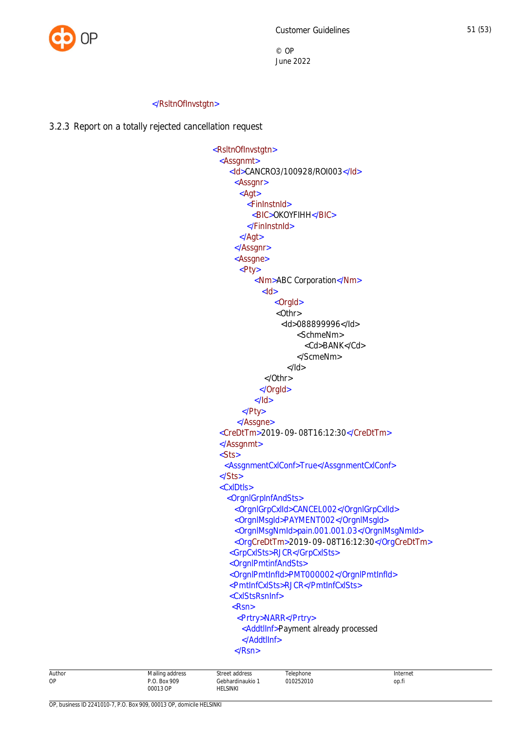```
</RsltnOfInvstgtn>
```

### 3.2.3 Report on a totally rejected cancellation request

```
<RsltnOfInvstgtn>
  <Assgnmt>
    <Id>CANCRO3/100928/ROI003</Id>
      <Assgnr>
        <Agt>
          <FinInstnId>
            <BIC>OKOYFIHH</BIC>
          </FinInstnId>
        </Agt>
      </Assgnr>
      <Assgne>
        <Pty>
            <Nm>ABC Corporation</Nm>
              <Id>
                <OrgId>
                  <Othr>
                    <Id>088899996</Id>
                        <SchmeNm>
                          <Cd>BANK</Cd>
                        </ScmeNm>
                      </Id>
                </Othr>
              </OrgId>
            </Id>
        </Pty>
      </Assgne>
  <CreDtTm>2019-09-08T16:12:30</CreDtTm>
  </Assgnmt>
  <Sts>
    <AssgnmentCxlConf>True</AssgnmentCxlConf>
  </Sts>
  <CxlDtls>
    <OrgnlGrpInfAndSts>
      <OrgnlGrpCxlId>CANCEL002</OrgnlGrpCxlId>
      <OrgnlMsgId>PAYMENT002</OrgnlMsgId>
      <OrgnlMsgNmId>pain.001.001.03</OrgnlMsgNmId>
      <OrgCreDtTm>2019-09-08T16:12:30</OrgCreDtTm>
     <GrpCxlSts>RJCR</GrpCxlSts>
     <OrgnlPmtinfAndSts>
     <OrgnlPmtInfId>PMT000002</OrgnlPmtInfId>
     <PmtInfCxlSts>RJCR</PmtInfCxlSts>
     <CxlStsRsnInf>
      <Rsn>
        <Prtry>NARR</Prtry>
          <AddtlInf>Payment already processed
          </AddtlInf>
      </Rsn>
```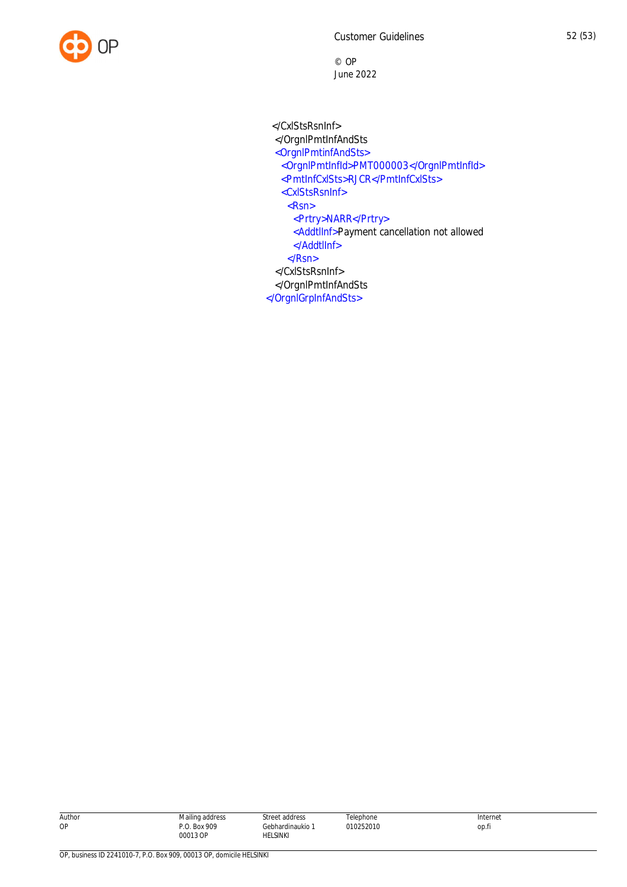```
</CxlStsRsnInf>
</OrgnlPmtInfAndSts
<OrgnlPmtinfAndSts>
  <OrgnlPmtInfId>PMT000003</OrgnlPmtInfId>
  <PmtInfCxlSts>RJCR</PmtInfCxlSts>
  <CxlStsRsnInf>
    <Rsn>
      <Prtry>NARR</Prtry>
      <AddtlInf>Payment cancellation not allowed
      </AddtlInf>
    </Rsn>
</CxlStsRsnInf>
</OrgnlPmtInfAndSts
</OrgnlGrpInfAndSts>
```